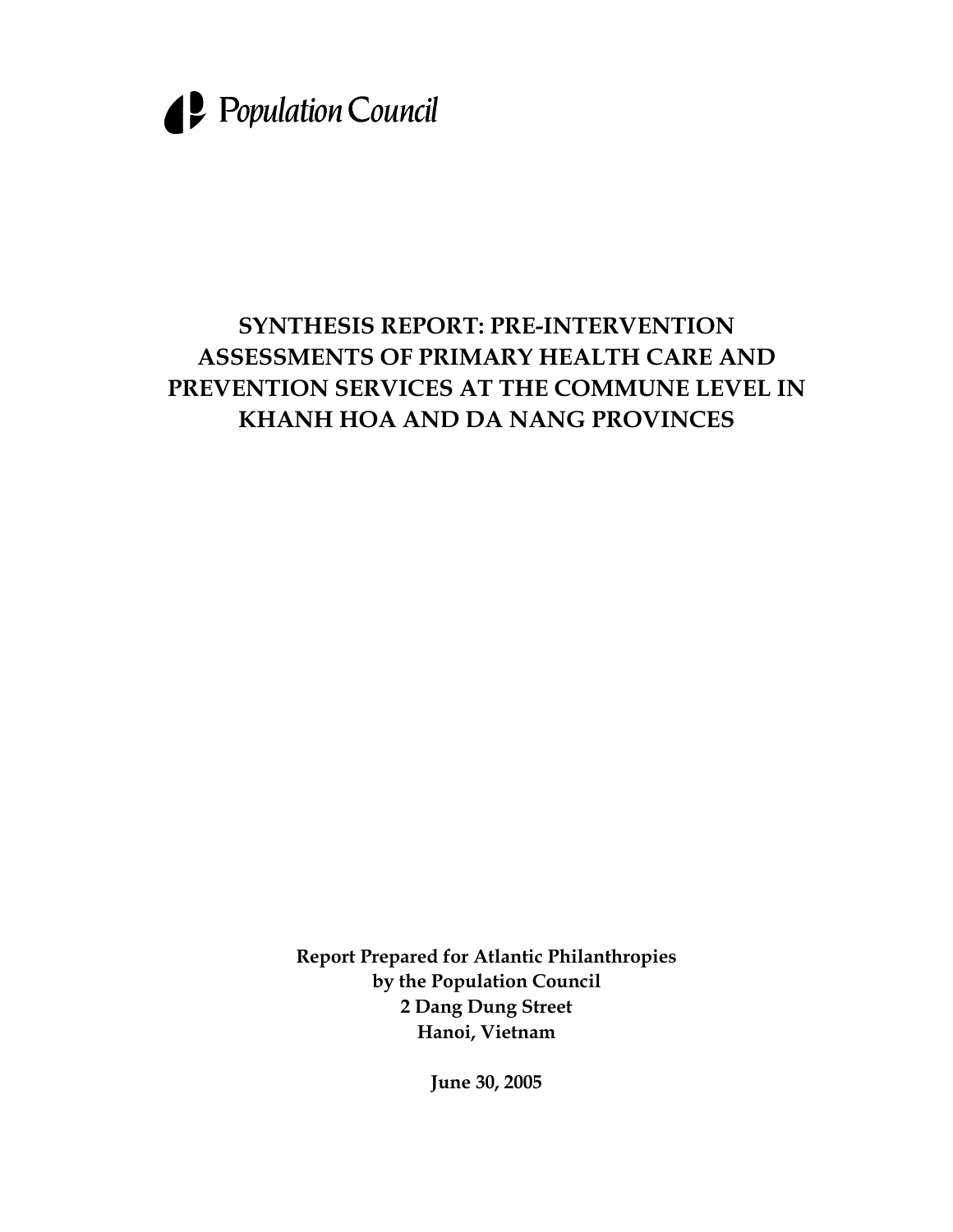Population Council

# SYNTHESIS REPORT: PRE-INTERVENTION ASSESSMENTS OF PRIMARY HEALTH CARE AND PREVENTION SERVICES AT THE COMMUNE LEVEL IN KHANH HOA AND DA NANG PROVINCES

**Report Prepared for Atlantic Philanthropies**
**by the Population Council**
**2 Dang Dung Street**
**Hanoi, Vietnam**

**June 30, 2005**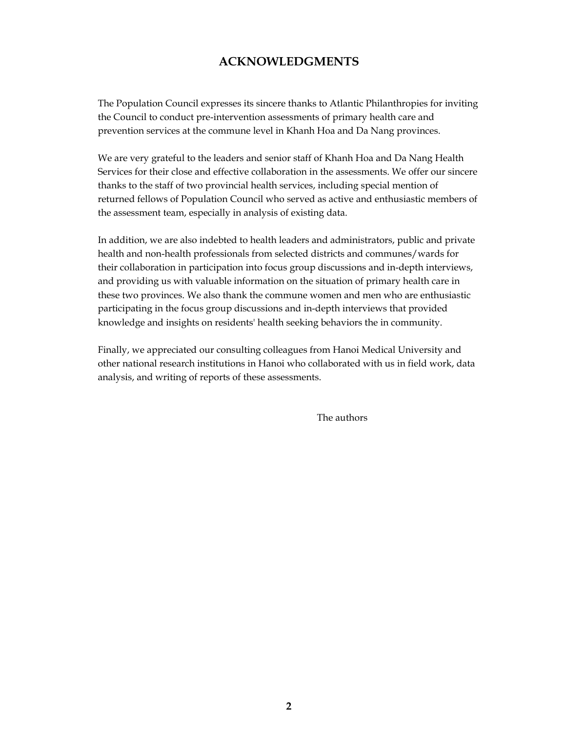# ACKNOWLEDGMENTS

The Population Council expresses its sincere thanks to Atlantic Philanthropies for inviting the Council to conduct pre-intervention assessments of primary health care and prevention services at the commune level in Khanh Hoa and Da Nang provinces.

We are very grateful to the leaders and senior staff of Khanh Hoa and Da Nang Health Services for their close and effective collaboration in the assessments. We offer our sincere thanks to the staff of two provincial health services, including special mention of returned fellows of Population Council who served as active and enthusiastic members of the assessment team, especially in analysis of existing data.

In addition, we are also indebted to health leaders and administrators, public and private health and non-health professionals from selected districts and communes/wards for their collaboration in participation into focus group discussions and in-depth interviews, and providing us with valuable information on the situation of primary health care in these two provinces. We also thank the commune women and men who are enthusiastic participating in the focus group discussions and in-depth interviews that provided knowledge and insights on residents' health seeking behaviors the in community.

Finally, we appreciated our consulting colleagues from Hanoi Medical University and other national research institutions in Hanoi who collaborated with us in field work, data analysis, and writing of reports of these assessments.

The authors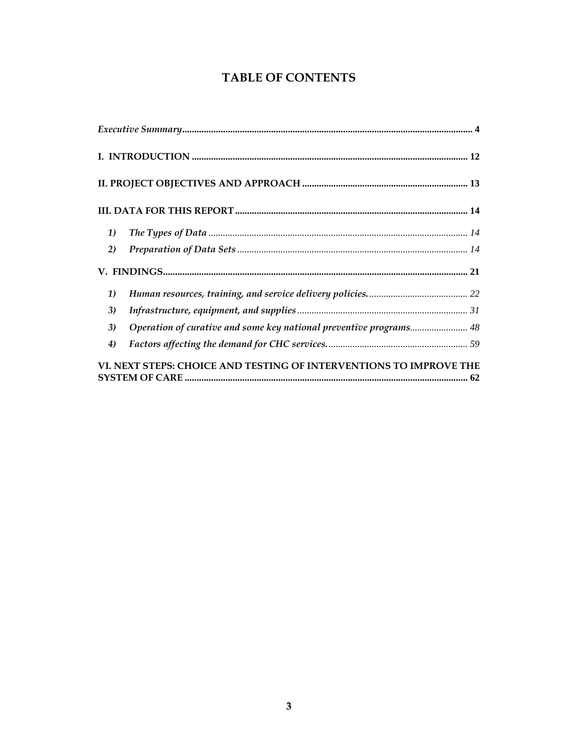# TABLE OF CONTENTS

*Executive Summary* ........................................................................................................................ 4

**I. INTRODUCTION** .................................................................................................................. 12

**II. PROJECT OBJECTIVES AND APPROACH** .................................................................... 13

**III. DATA FOR THIS REPORT** ................................................................................................ 14

*1) The Types of Data* ........................................................................................................... 14

*2) Preparation of Data Sets* ............................................................................................... 14

**V. FINDINGS** ............................................................................................................................. 21

*1) Human resources, training, and service delivery policies.* .......................................... 22

*3) Infrastructure, equipment, and supplies* ...................................................................... 31

*3) Operation of curative and some key national preventive programs* ........................ 48

*4) Factors affecting the demand for CHC services.* ......................................................... 59

**VI. NEXT STEPS: CHOICE AND TESTING OF INTERVENTIONS TO IMPROVE THE SYSTEM OF CARE** ..................................................................................................................... 62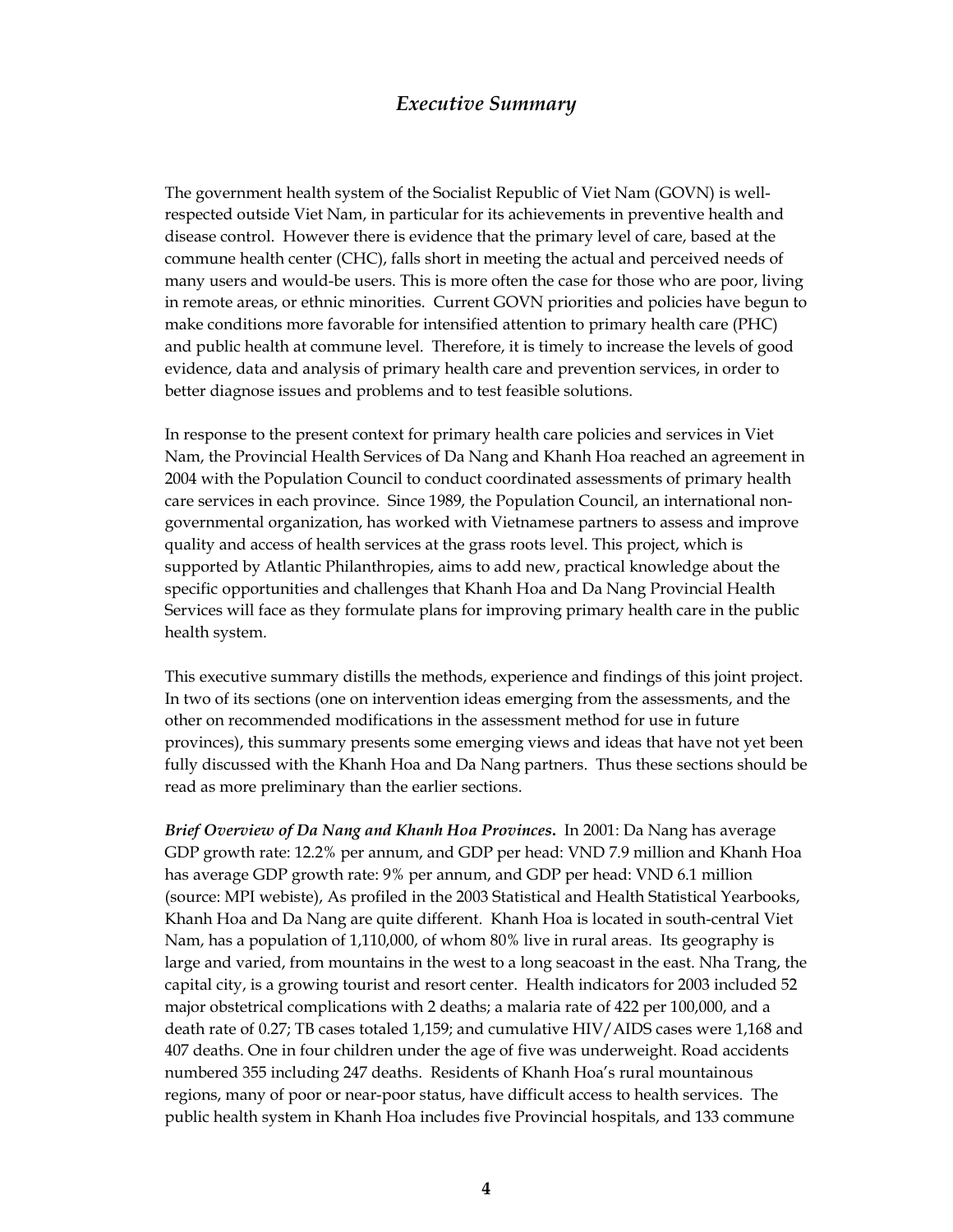# *Executive Summary*

The government health system of the Socialist Republic of Viet Nam (GOVN) is well-respected outside Viet Nam, in particular for its achievements in preventive health and disease control. However there is evidence that the primary level of care, based at the commune health center (CHC), falls short in meeting the actual and perceived needs of many users and would-be users. This is more often the case for those who are poor, living in remote areas, or ethnic minorities. Current GOVN priorities and policies have begun to make conditions more favorable for intensified attention to primary health care (PHC) and public health at commune level. Therefore, it is timely to increase the levels of good evidence, data and analysis of primary health care and prevention services, in order to better diagnose issues and problems and to test feasible solutions.

In response to the present context for primary health care policies and services in Viet Nam, the Provincial Health Services of Da Nang and Khanh Hoa reached an agreement in 2004 with the Population Council to conduct coordinated assessments of primary health care services in each province. Since 1989, the Population Council, an international non-governmental organization, has worked with Vietnamese partners to assess and improve quality and access of health services at the grass roots level. This project, which is supported by Atlantic Philanthropies, aims to add new, practical knowledge about the specific opportunities and challenges that Khanh Hoa and Da Nang Provincial Health Services will face as they formulate plans for improving primary health care in the public health system.

This executive summary distills the methods, experience and findings of this joint project. In two of its sections (one on intervention ideas emerging from the assessments, and the other on recommended modifications in the assessment method for use in future provinces), this summary presents some emerging views and ideas that have not yet been fully discussed with the Khanh Hoa and Da Nang partners. Thus these sections should be read as more preliminary than the earlier sections.

***Brief Overview of Da Nang and Khanh Hoa Provinces.*** In 2001: Da Nang has average GDP growth rate: 12.2% per annum, and GDP per head: VND 7.9 million and Khanh Hoa has average GDP growth rate: 9% per annum, and GDP per head: VND 6.1 million (source: MPI webiste), As profiled in the 2003 Statistical and Health Statistical Yearbooks, Khanh Hoa and Da Nang are quite different. Khanh Hoa is located in south-central Viet Nam, has a population of 1,110,000, of whom 80% live in rural areas. Its geography is large and varied, from mountains in the west to a long seacoast in the east. Nha Trang, the capital city, is a growing tourist and resort center. Health indicators for 2003 included 52 major obstetrical complications with 2 deaths; a malaria rate of 422 per 100,000, and a death rate of 0.27; TB cases totaled 1,159; and cumulative HIV/AIDS cases were 1,168 and 407 deaths. One in four children under the age of five was underweight. Road accidents numbered 355 including 247 deaths. Residents of Khanh Hoa's rural mountainous regions, many of poor or near-poor status, have difficult access to health services. The public health system in Khanh Hoa includes five Provincial hospitals, and 133 commune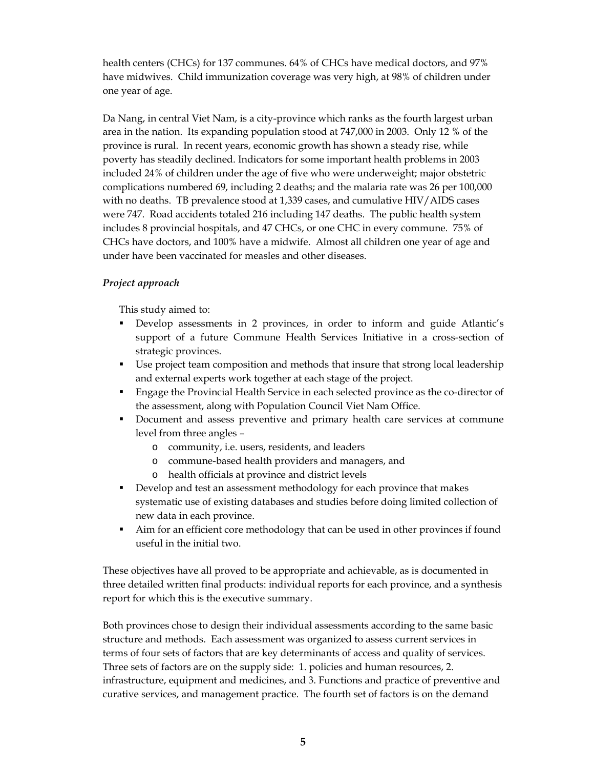health centers (CHCs) for 137 communes. 64% of CHCs have medical doctors, and 97% have midwives. Child immunization coverage was very high, at 98% of children under one year of age.

Da Nang, in central Viet Nam, is a city-province which ranks as the fourth largest urban area in the nation. Its expanding population stood at 747,000 in 2003. Only 12 % of the province is rural. In recent years, economic growth has shown a steady rise, while poverty has steadily declined. Indicators for some important health problems in 2003 included 24% of children under the age of five who were underweight; major obstetric complications numbered 69, including 2 deaths; and the malaria rate was 26 per 100,000 with no deaths. TB prevalence stood at 1,339 cases, and cumulative HIV/AIDS cases were 747. Road accidents totaled 216 including 147 deaths. The public health system includes 8 provincial hospitals, and 47 CHCs, or one CHC in every commune. 75% of CHCs have doctors, and 100% have a midwife. Almost all children one year of age and under have been vaccinated for measles and other diseases.

***Project approach***

This study aimed to:

- Develop assessments in 2 provinces, in order to inform and guide Atlantic's support of a future Commune Health Services Initiative in a cross-section of strategic provinces.
- Use project team composition and methods that insure that strong local leadership and external experts work together at each stage of the project.
- Engage the Provincial Health Service in each selected province as the co-director of the assessment, along with Population Council Viet Nam Office.
- Document and assess preventive and primary health care services at commune level from three angles –
    - community, i.e. users, residents, and leaders
    - commune-based health providers and managers, and
    - health officials at province and district levels
- Develop and test an assessment methodology for each province that makes systematic use of existing databases and studies before doing limited collection of new data in each province.
- Aim for an efficient core methodology that can be used in other provinces if found useful in the initial two.

These objectives have all proved to be appropriate and achievable, as is documented in three detailed written final products: individual reports for each province, and a synthesis report for which this is the executive summary.

Both provinces chose to design their individual assessments according to the same basic structure and methods. Each assessment was organized to assess current services in terms of four sets of factors that are key determinants of access and quality of services. Three sets of factors are on the supply side: 1. policies and human resources, 2. infrastructure, equipment and medicines, and 3. Functions and practice of preventive and curative services, and management practice. The fourth set of factors is on the demand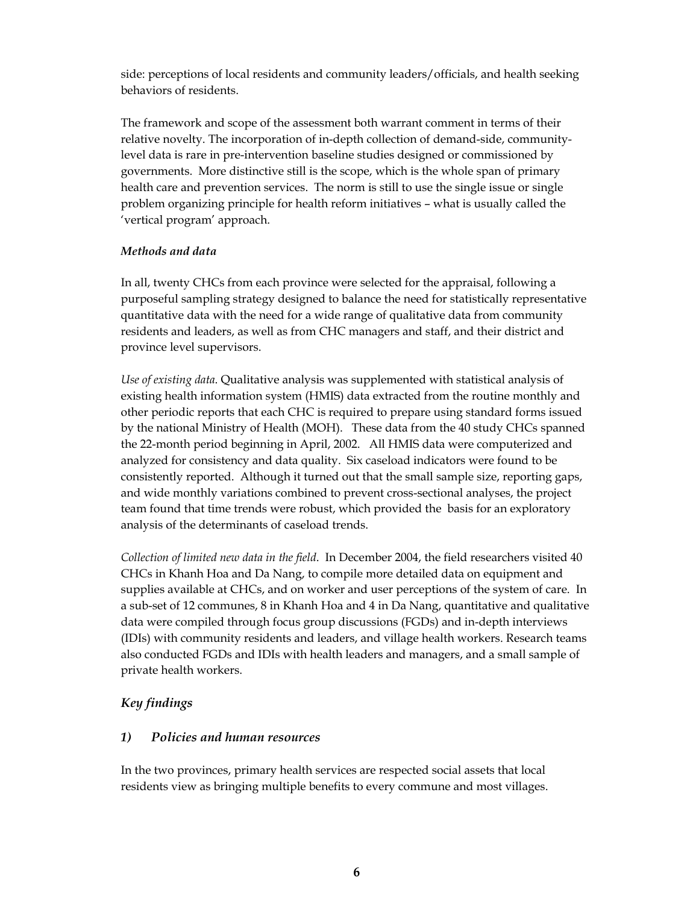side: perceptions of local residents and community leaders/officials, and health seeking behaviors of residents.

The framework and scope of the assessment both warrant comment in terms of their relative novelty. The incorporation of in-depth collection of demand-side, community-level data is rare in pre-intervention baseline studies designed or commissioned by governments. More distinctive still is the scope, which is the whole span of primary health care and prevention services. The norm is still to use the single issue or single problem organizing principle for health reform initiatives – what is usually called the 'vertical program' approach.

***Methods and data***

In all, twenty CHCs from each province were selected for the appraisal, following a purposeful sampling strategy designed to balance the need for statistically representative quantitative data with the need for a wide range of qualitative data from community residents and leaders, as well as from CHC managers and staff, and their district and province level supervisors.

*Use of existing data.* Qualitative analysis was supplemented with statistical analysis of existing health information system (HMIS) data extracted from the routine monthly and other periodic reports that each CHC is required to prepare using standard forms issued by the national Ministry of Health (MOH). These data from the 40 study CHCs spanned the 22-month period beginning in April, 2002. All HMIS data were computerized and analyzed for consistency and data quality. Six caseload indicators were found to be consistently reported. Although it turned out that the small sample size, reporting gaps, and wide monthly variations combined to prevent cross-sectional analyses, the project team found that time trends were robust, which provided the basis for an exploratory analysis of the determinants of caseload trends.

*Collection of limited new data in the field*. In December 2004, the field researchers visited 40 CHCs in Khanh Hoa and Da Nang, to compile more detailed data on equipment and supplies available at CHCs, and on worker and user perceptions of the system of care. In a sub-set of 12 communes, 8 in Khanh Hoa and 4 in Da Nang, quantitative and qualitative data were compiled through focus group discussions (FGDs) and in-depth interviews (IDIs) with community residents and leaders, and village health workers. Research teams also conducted FGDs and IDIs with health leaders and managers, and a small sample of private health workers.

## *Key findings*

### *1) Policies and human resources*

In the two provinces, primary health services are respected social assets that local residents view as bringing multiple benefits to every commune and most villages.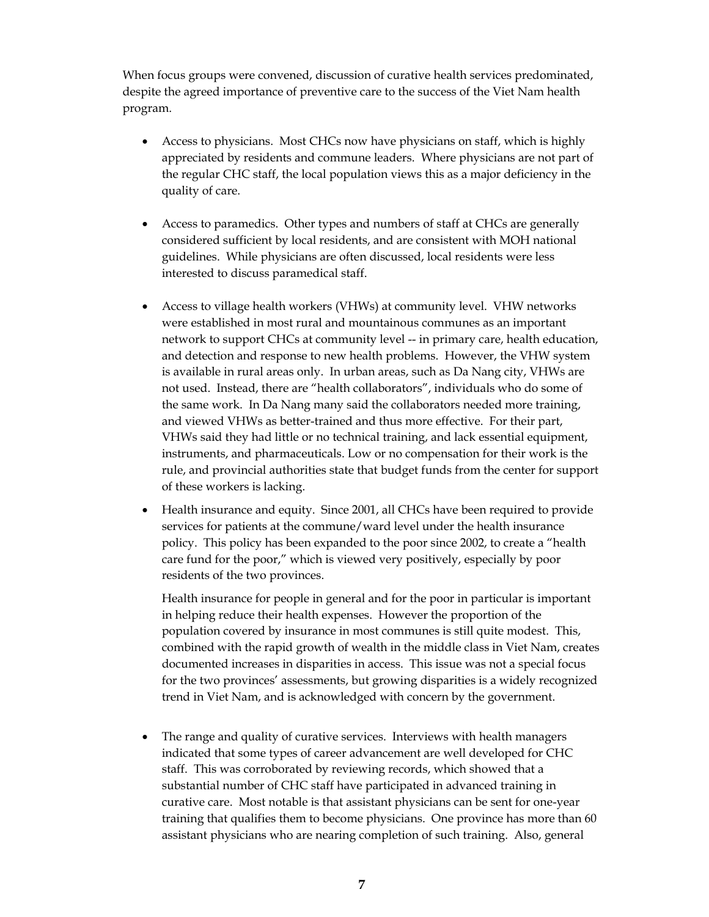When focus groups were convened, discussion of curative health services predominated, despite the agreed importance of preventive care to the success of the Viet Nam health program.

- Access to physicians. Most CHCs now have physicians on staff, which is highly appreciated by residents and commune leaders. Where physicians are not part of the regular CHC staff, the local population views this as a major deficiency in the quality of care.

- Access to paramedics. Other types and numbers of staff at CHCs are generally considered sufficient by local residents, and are consistent with MOH national guidelines. While physicians are often discussed, local residents were less interested to discuss paramedical staff.

- Access to village health workers (VHWs) at community level. VHW networks were established in most rural and mountainous communes as an important network to support CHCs at community level -- in primary care, health education, and detection and response to new health problems. However, the VHW system is available in rural areas only. In urban areas, such as Da Nang city, VHWs are not used. Instead, there are "health collaborators", individuals who do some of the same work. In Da Nang many said the collaborators needed more training, and viewed VHWs as better-trained and thus more effective. For their part, VHWs said they had little or no technical training, and lack essential equipment, instruments, and pharmaceuticals. Low or no compensation for their work is the rule, and provincial authorities state that budget funds from the center for support of these workers is lacking.

- Health insurance and equity. Since 2001, all CHCs have been required to provide services for patients at the commune/ward level under the health insurance policy. This policy has been expanded to the poor since 2002, to create a "health care fund for the poor," which is viewed very positively, especially by poor residents of the two provinces.

  Health insurance for people in general and for the poor in particular is important in helping reduce their health expenses. However the proportion of the population covered by insurance in most communes is still quite modest. This, combined with the rapid growth of wealth in the middle class in Viet Nam, creates documented increases in disparities in access. This issue was not a special focus for the two provinces' assessments, but growing disparities is a widely recognized trend in Viet Nam, and is acknowledged with concern by the government.

- The range and quality of curative services. Interviews with health managers indicated that some types of career advancement are well developed for CHC staff. This was corroborated by reviewing records, which showed that a substantial number of CHC staff have participated in advanced training in curative care. Most notable is that assistant physicians can be sent for one-year training that qualifies them to become physicians. One province has more than 60 assistant physicians who are nearing completion of such training. Also, general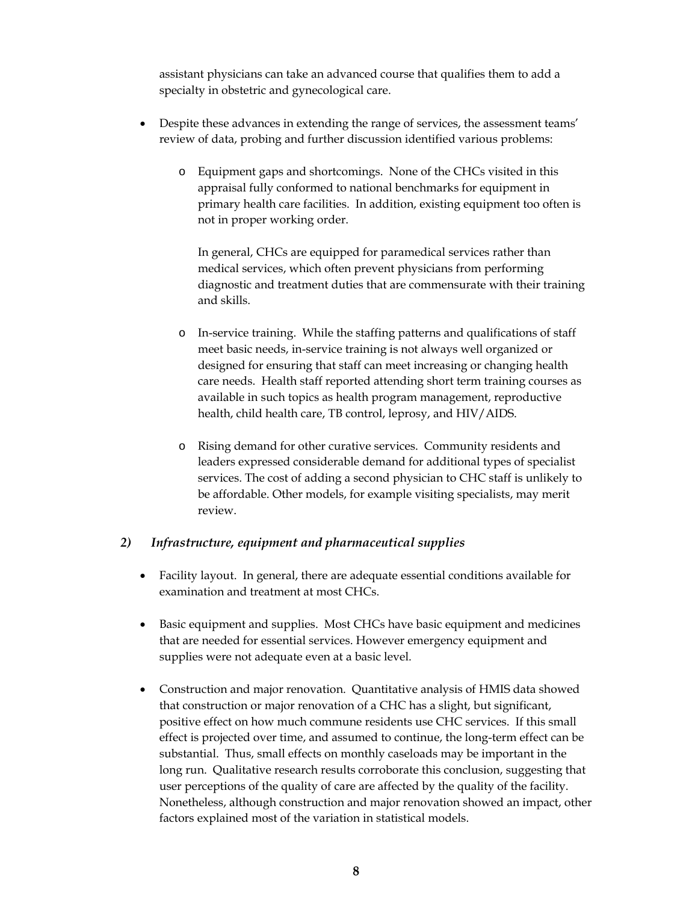assistant physicians can take an advanced course that qualifies them to add a specialty in obstetric and gynecological care.

- Despite these advances in extending the range of services, the assessment teams' review of data, probing and further discussion identified various problems:

    - Equipment gaps and shortcomings. None of the CHCs visited in this appraisal fully conformed to national benchmarks for equipment in primary health care facilities. In addition, existing equipment too often is not in proper working order.

      In general, CHCs are equipped for paramedical services rather than medical services, which often prevent physicians from performing diagnostic and treatment duties that are commensurate with their training and skills.

    - In-service training. While the staffing patterns and qualifications of staff meet basic needs, in-service training is not always well organized or designed for ensuring that staff can meet increasing or changing health care needs. Health staff reported attending short term training courses as available in such topics as health program management, reproductive health, child health care, TB control, leprosy, and HIV/AIDS.

    - Rising demand for other curative services. Community residents and leaders expressed considerable demand for additional types of specialist services. The cost of adding a second physician to CHC staff is unlikely to be affordable. Other models, for example visiting specialists, may merit review.

### *2) Infrastructure, equipment and pharmaceutical supplies*

- Facility layout. In general, there are adequate essential conditions available for examination and treatment at most CHCs.

- Basic equipment and supplies. Most CHCs have basic equipment and medicines that are needed for essential services. However emergency equipment and supplies were not adequate even at a basic level.

- Construction and major renovation. Quantitative analysis of HMIS data showed that construction or major renovation of a CHC has a slight, but significant, positive effect on how much commune residents use CHC services. If this small effect is projected over time, and assumed to continue, the long-term effect can be substantial. Thus, small effects on monthly caseloads may be important in the long run. Qualitative research results corroborate this conclusion, suggesting that user perceptions of the quality of care are affected by the quality of the facility. Nonetheless, although construction and major renovation showed an impact, other factors explained most of the variation in statistical models.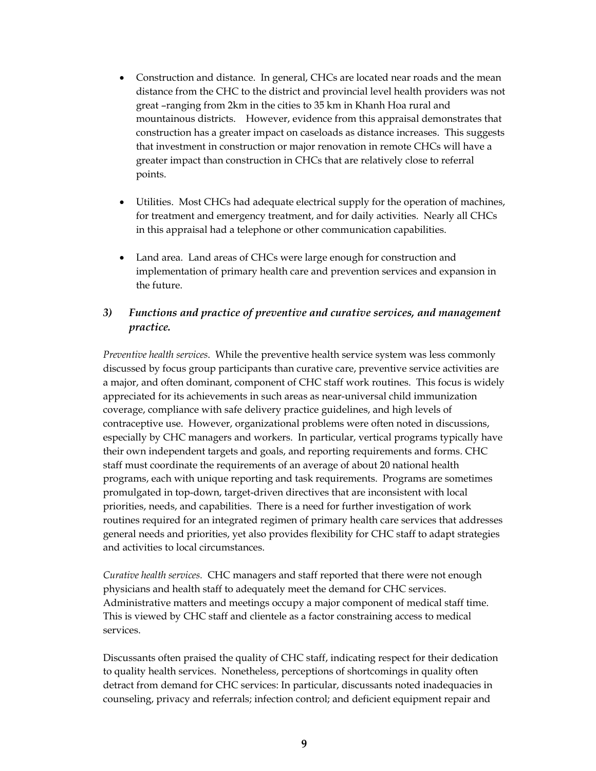- Construction and distance. In general, CHCs are located near roads and the mean distance from the CHC to the district and provincial level health providers was not great –ranging from 2km in the cities to 35 km in Khanh Hoa rural and mountainous districts. However, evidence from this appraisal demonstrates that construction has a greater impact on caseloads as distance increases. This suggests that investment in construction or major renovation in remote CHCs will have a greater impact than construction in CHCs that are relatively close to referral points.

- Utilities. Most CHCs had adequate electrical supply for the operation of machines, for treatment and emergency treatment, and for daily activities. Nearly all CHCs in this appraisal had a telephone or other communication capabilities.

- Land area. Land areas of CHCs were large enough for construction and implementation of primary health care and prevention services and expansion in the future.

### *3) Functions and practice of preventive and curative services, and management practice.*

*Preventive health services*. While the preventive health service system was less commonly discussed by focus group participants than curative care, preventive service activities are a major, and often dominant, component of CHC staff work routines. This focus is widely appreciated for its achievements in such areas as near-universal child immunization coverage, compliance with safe delivery practice guidelines, and high levels of contraceptive use. However, organizational problems were often noted in discussions, especially by CHC managers and workers. In particular, vertical programs typically have their own independent targets and goals, and reporting requirements and forms. CHC staff must coordinate the requirements of an average of about 20 national health programs, each with unique reporting and task requirements. Programs are sometimes promulgated in top-down, target-driven directives that are inconsistent with local priorities, needs, and capabilities. There is a need for further investigation of work routines required for an integrated regimen of primary health care services that addresses general needs and priorities, yet also provides flexibility for CHC staff to adapt strategies and activities to local circumstances.

*Curative health services.* CHC managers and staff reported that there were not enough physicians and health staff to adequately meet the demand for CHC services. Administrative matters and meetings occupy a major component of medical staff time. This is viewed by CHC staff and clientele as a factor constraining access to medical services.

Discussants often praised the quality of CHC staff, indicating respect for their dedication to quality health services. Nonetheless, perceptions of shortcomings in quality often detract from demand for CHC services: In particular, discussants noted inadequacies in counseling, privacy and referrals; infection control; and deficient equipment repair and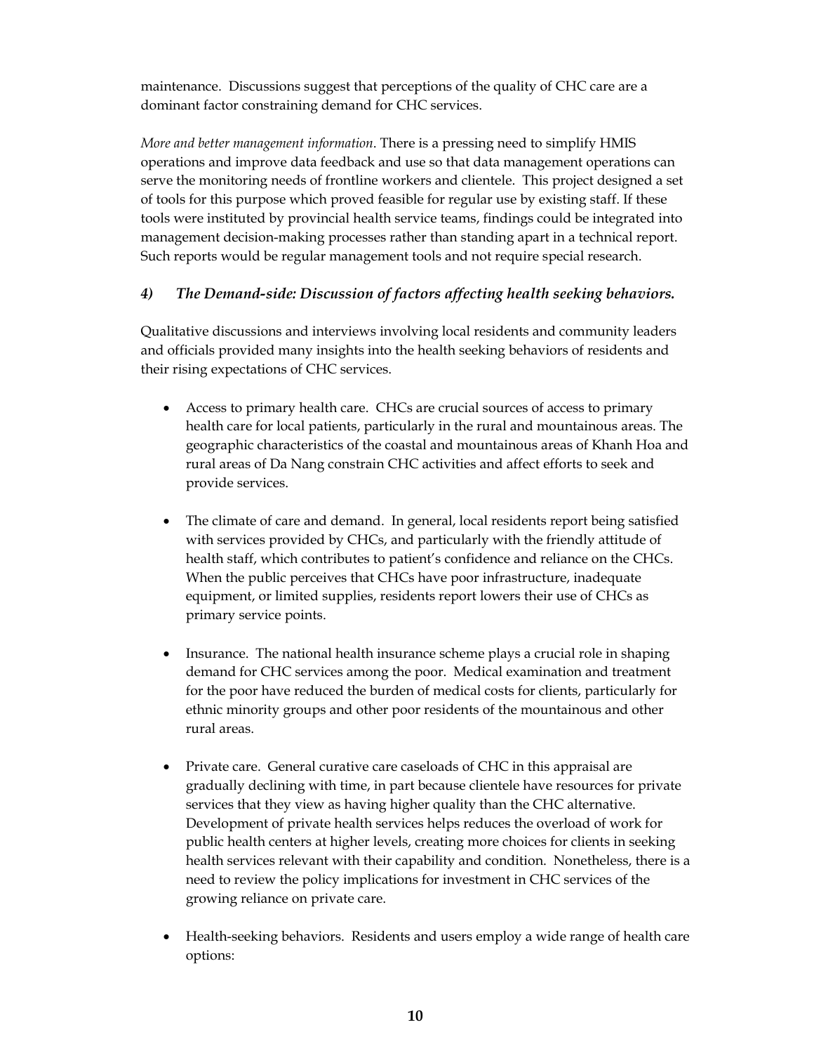maintenance. Discussions suggest that perceptions of the quality of CHC care are a dominant factor constraining demand for CHC services.

*More and better management information*. There is a pressing need to simplify HMIS operations and improve data feedback and use so that data management operations can serve the monitoring needs of frontline workers and clientele. This project designed a set of tools for this purpose which proved feasible for regular use by existing staff. If these tools were instituted by provincial health service teams, findings could be integrated into management decision-making processes rather than standing apart in a technical report. Such reports would be regular management tools and not require special research.

### *4) The Demand-side: Discussion of factors affecting health seeking behaviors.*

Qualitative discussions and interviews involving local residents and community leaders and officials provided many insights into the health seeking behaviors of residents and their rising expectations of CHC services.

- Access to primary health care. CHCs are crucial sources of access to primary health care for local patients, particularly in the rural and mountainous areas. The geographic characteristics of the coastal and mountainous areas of Khanh Hoa and rural areas of Da Nang constrain CHC activities and affect efforts to seek and provide services.

- The climate of care and demand. In general, local residents report being satisfied with services provided by CHCs, and particularly with the friendly attitude of health staff, which contributes to patient's confidence and reliance on the CHCs. When the public perceives that CHCs have poor infrastructure, inadequate equipment, or limited supplies, residents report lowers their use of CHCs as primary service points.

- Insurance. The national health insurance scheme plays a crucial role in shaping demand for CHC services among the poor. Medical examination and treatment for the poor have reduced the burden of medical costs for clients, particularly for ethnic minority groups and other poor residents of the mountainous and other rural areas.

- Private care. General curative care caseloads of CHC in this appraisal are gradually declining with time, in part because clientele have resources for private services that they view as having higher quality than the CHC alternative. Development of private health services helps reduces the overload of work for public health centers at higher levels, creating more choices for clients in seeking health services relevant with their capability and condition. Nonetheless, there is a need to review the policy implications for investment in CHC services of the growing reliance on private care.

- Health-seeking behaviors. Residents and users employ a wide range of health care options: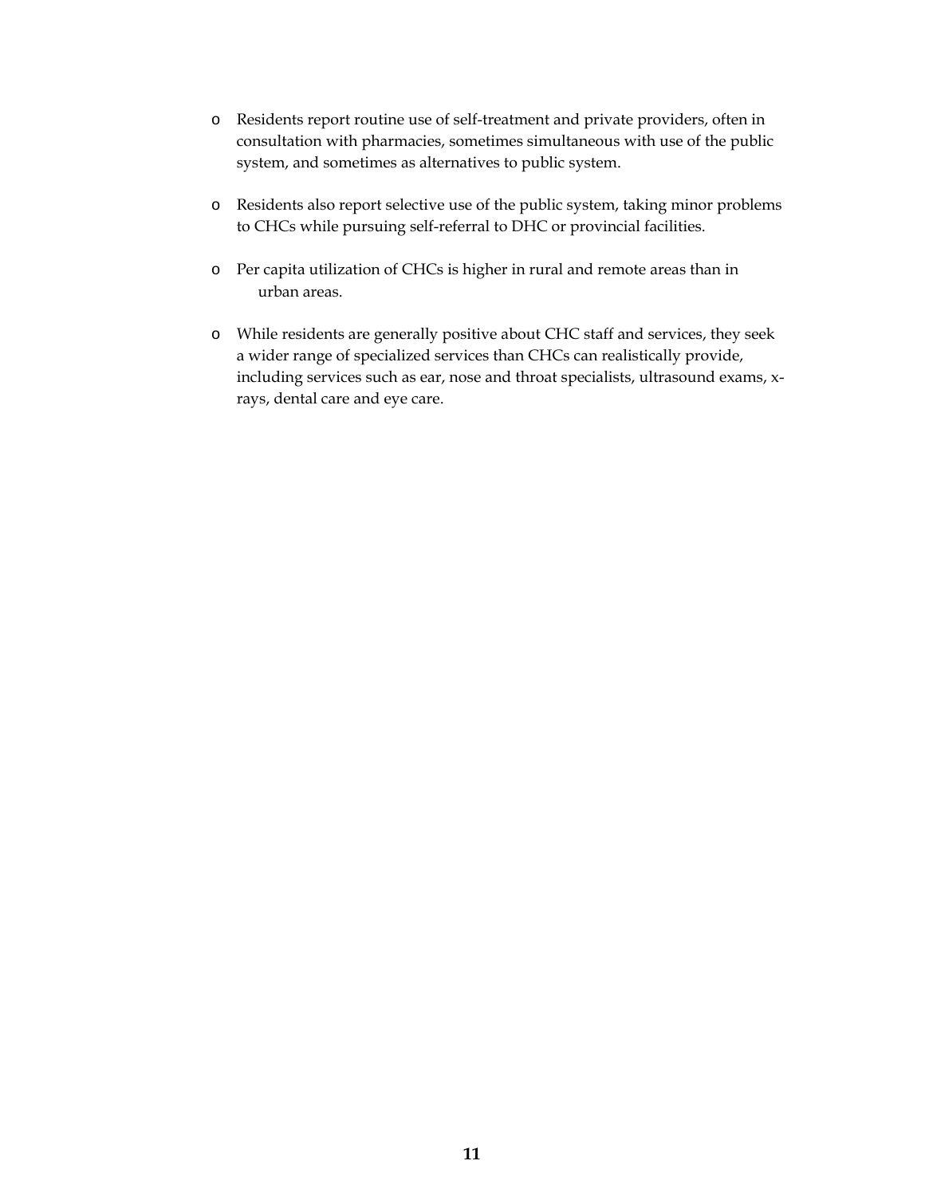- Residents report routine use of self-treatment and private providers, often in consultation with pharmacies, sometimes simultaneous with use of the public system, and sometimes as alternatives to public system.

- Residents also report selective use of the public system, taking minor problems to CHCs while pursuing self-referral to DHC or provincial facilities.

- Per capita utilization of CHCs is higher in rural and remote areas than in urban areas.

- While residents are generally positive about CHC staff and services, they seek a wider range of specialized services than CHCs can realistically provide, including services such as ear, nose and throat specialists, ultrasound exams, x-rays, dental care and eye care.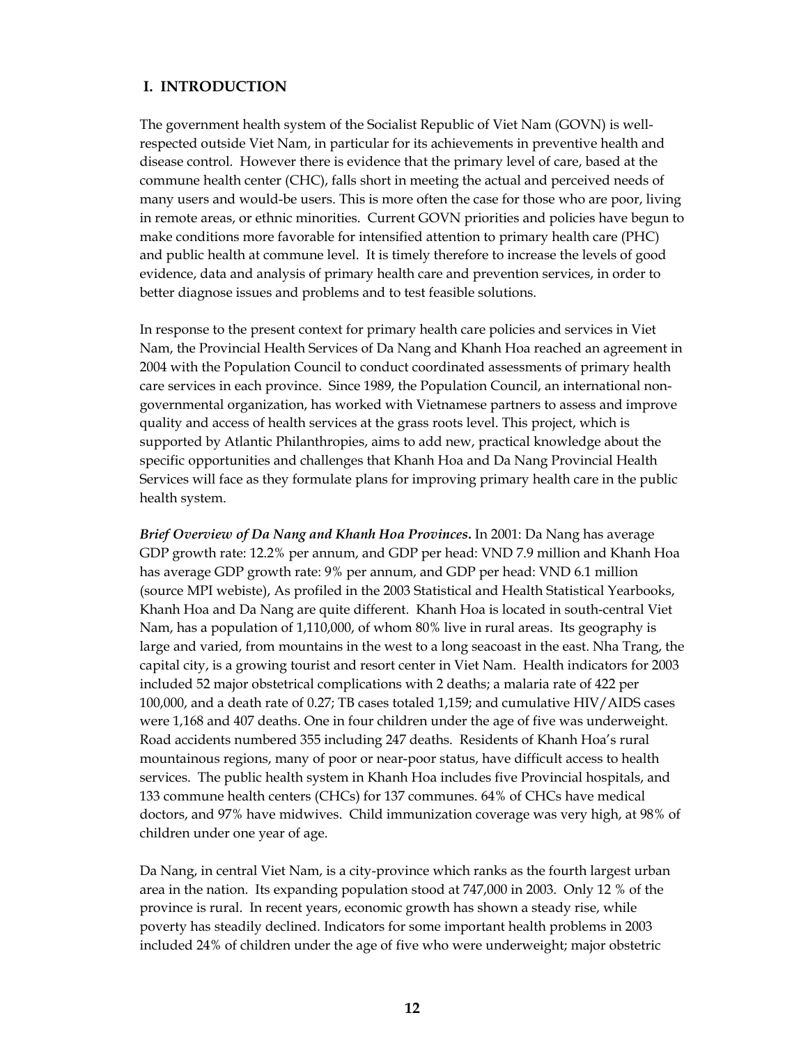## I. INTRODUCTION

The government health system of the Socialist Republic of Viet Nam (GOVN) is well-respected outside Viet Nam, in particular for its achievements in preventive health and disease control. However there is evidence that the primary level of care, based at the commune health center (CHC), falls short in meeting the actual and perceived needs of many users and would-be users. This is more often the case for those who are poor, living in remote areas, or ethnic minorities. Current GOVN priorities and policies have begun to make conditions more favorable for intensified attention to primary health care (PHC) and public health at commune level. It is timely therefore to increase the levels of good evidence, data and analysis of primary health care and prevention services, in order to better diagnose issues and problems and to test feasible solutions.

In response to the present context for primary health care policies and services in Viet Nam, the Provincial Health Services of Da Nang and Khanh Hoa reached an agreement in 2004 with the Population Council to conduct coordinated assessments of primary health care services in each province. Since 1989, the Population Council, an international non-governmental organization, has worked with Vietnamese partners to assess and improve quality and access of health services at the grass roots level. This project, which is supported by Atlantic Philanthropies, aims to add new, practical knowledge about the specific opportunities and challenges that Khanh Hoa and Da Nang Provincial Health Services will face as they formulate plans for improving primary health care in the public health system.

***Brief Overview of Da Nang and Khanh Hoa Provinces*.** In 2001: Da Nang has average GDP growth rate: 12.2% per annum, and GDP per head: VND 7.9 million and Khanh Hoa has average GDP growth rate: 9% per annum, and GDP per head: VND 6.1 million (source MPI webiste), As profiled in the 2003 Statistical and Health Statistical Yearbooks, Khanh Hoa and Da Nang are quite different. Khanh Hoa is located in south-central Viet Nam, has a population of 1,110,000, of whom 80% live in rural areas. Its geography is large and varied, from mountains in the west to a long seacoast in the east. Nha Trang, the capital city, is a growing tourist and resort center in Viet Nam. Health indicators for 2003 included 52 major obstetrical complications with 2 deaths; a malaria rate of 422 per 100,000, and a death rate of 0.27; TB cases totaled 1,159; and cumulative HIV/AIDS cases were 1,168 and 407 deaths. One in four children under the age of five was underweight. Road accidents numbered 355 including 247 deaths. Residents of Khanh Hoa's rural mountainous regions, many of poor or near-poor status, have difficult access to health services. The public health system in Khanh Hoa includes five Provincial hospitals, and 133 commune health centers (CHCs) for 137 communes. 64% of CHCs have medical doctors, and 97% have midwives. Child immunization coverage was very high, at 98% of children under one year of age.

Da Nang, in central Viet Nam, is a city-province which ranks as the fourth largest urban area in the nation. Its expanding population stood at 747,000 in 2003. Only 12 % of the province is rural. In recent years, economic growth has shown a steady rise, while poverty has steadily declined. Indicators for some important health problems in 2003 included 24% of children under the age of five who were underweight; major obstetric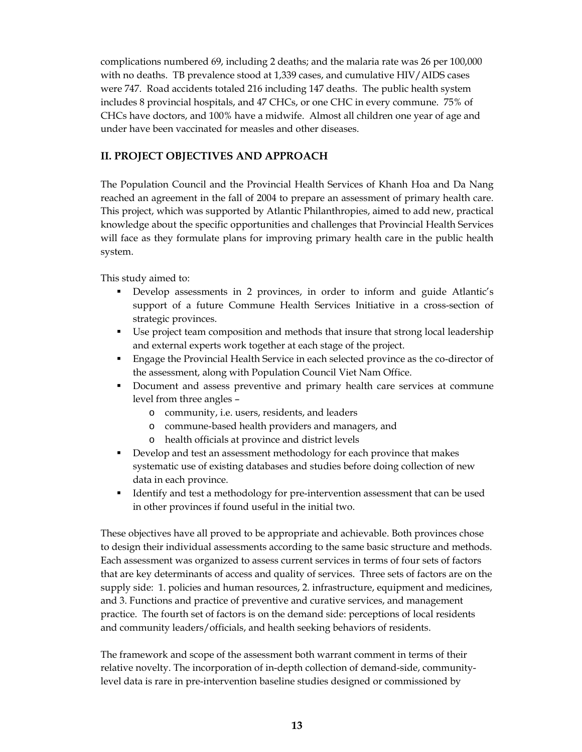complications numbered 69, including 2 deaths; and the malaria rate was 26 per 100,000 with no deaths. TB prevalence stood at 1,339 cases, and cumulative HIV/AIDS cases were 747. Road accidents totaled 216 including 147 deaths. The public health system includes 8 provincial hospitals, and 47 CHCs, or one CHC in every commune. 75% of CHCs have doctors, and 100% have a midwife. Almost all children one year of age and under have been vaccinated for measles and other diseases.

## II. PROJECT OBJECTIVES AND APPROACH

The Population Council and the Provincial Health Services of Khanh Hoa and Da Nang reached an agreement in the fall of 2004 to prepare an assessment of primary health care. This project, which was supported by Atlantic Philanthropies, aimed to add new, practical knowledge about the specific opportunities and challenges that Provincial Health Services will face as they formulate plans for improving primary health care in the public health system.

This study aimed to:

- Develop assessments in 2 provinces, in order to inform and guide Atlantic's support of a future Commune Health Services Initiative in a cross-section of strategic provinces.
- Use project team composition and methods that insure that strong local leadership and external experts work together at each stage of the project.
- Engage the Provincial Health Service in each selected province as the co-director of the assessment, along with Population Council Viet Nam Office.
- Document and assess preventive and primary health care services at commune level from three angles –
  - community, i.e. users, residents, and leaders
  - commune-based health providers and managers, and
  - health officials at province and district levels
- Develop and test an assessment methodology for each province that makes systematic use of existing databases and studies before doing collection of new data in each province.
- Identify and test a methodology for pre-intervention assessment that can be used in other provinces if found useful in the initial two.

These objectives have all proved to be appropriate and achievable. Both provinces chose to design their individual assessments according to the same basic structure and methods. Each assessment was organized to assess current services in terms of four sets of factors that are key determinants of access and quality of services. Three sets of factors are on the supply side: 1. policies and human resources, 2. infrastructure, equipment and medicines, and 3. Functions and practice of preventive and curative services, and management practice. The fourth set of factors is on the demand side: perceptions of local residents and community leaders/officials, and health seeking behaviors of residents.

The framework and scope of the assessment both warrant comment in terms of their relative novelty. The incorporation of in-depth collection of demand-side, community-level data is rare in pre-intervention baseline studies designed or commissioned by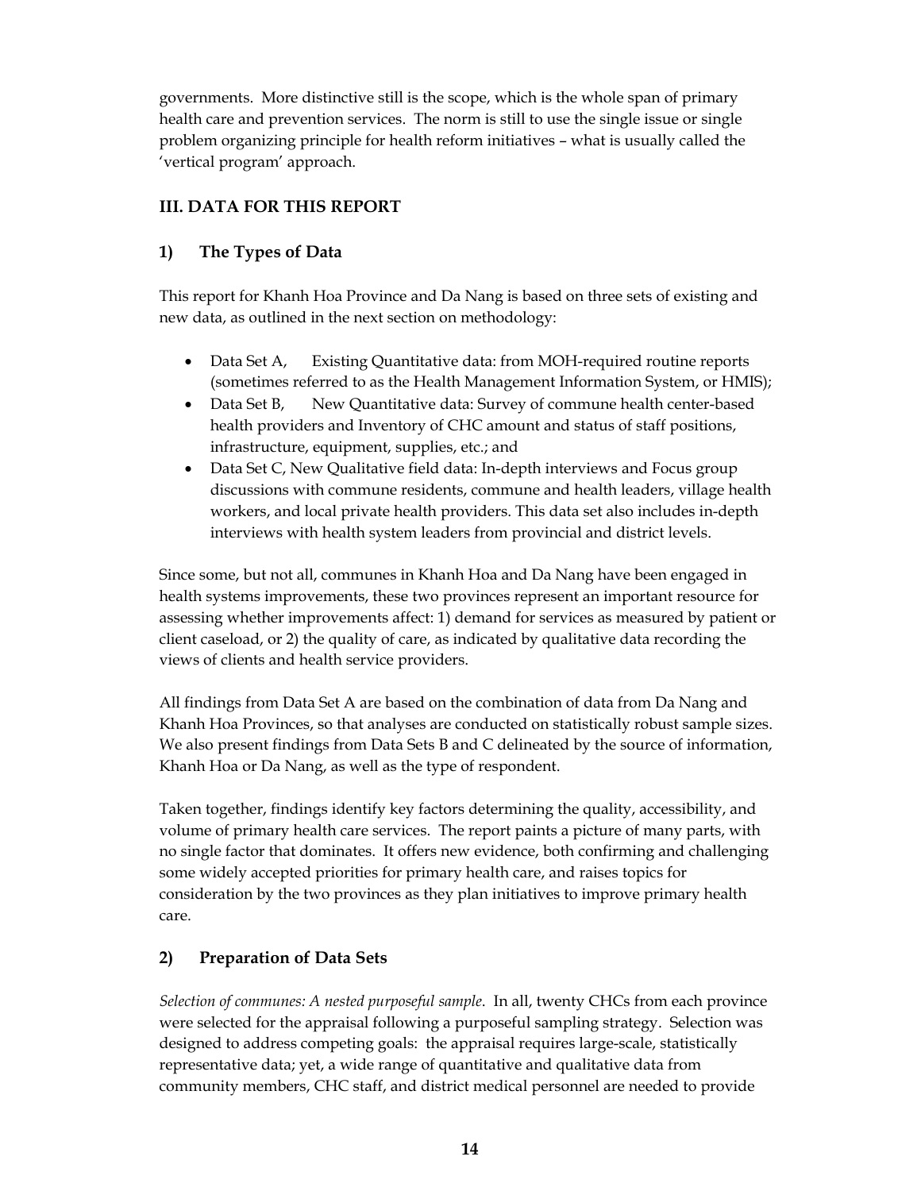governments. More distinctive still is the scope, which is the whole span of primary health care and prevention services. The norm is still to use the single issue or single problem organizing principle for health reform initiatives – what is usually called the 'vertical program' approach.

## III. DATA FOR THIS REPORT

### 1) The Types of Data

This report for Khanh Hoa Province and Da Nang is based on three sets of existing and new data, as outlined in the next section on methodology:

- Data Set A, Existing Quantitative data: from MOH-required routine reports (sometimes referred to as the Health Management Information System, or HMIS);
- Data Set B, New Quantitative data: Survey of commune health center-based health providers and Inventory of CHC amount and status of staff positions, infrastructure, equipment, supplies, etc.; and
- Data Set C, New Qualitative field data: In-depth interviews and Focus group discussions with commune residents, commune and health leaders, village health workers, and local private health providers. This data set also includes in-depth interviews with health system leaders from provincial and district levels.

Since some, but not all, communes in Khanh Hoa and Da Nang have been engaged in health systems improvements, these two provinces represent an important resource for assessing whether improvements affect: 1) demand for services as measured by patient or client caseload, or 2) the quality of care, as indicated by qualitative data recording the views of clients and health service providers.

All findings from Data Set A are based on the combination of data from Da Nang and Khanh Hoa Provinces, so that analyses are conducted on statistically robust sample sizes. We also present findings from Data Sets B and C delineated by the source of information, Khanh Hoa or Da Nang, as well as the type of respondent.

Taken together, findings identify key factors determining the quality, accessibility, and volume of primary health care services. The report paints a picture of many parts, with no single factor that dominates. It offers new evidence, both confirming and challenging some widely accepted priorities for primary health care, and raises topics for consideration by the two provinces as they plan initiatives to improve primary health care.

### 2) Preparation of Data Sets

*Selection of communes: A nested purposeful sample*. In all, twenty CHCs from each province were selected for the appraisal following a purposeful sampling strategy. Selection was designed to address competing goals: the appraisal requires large-scale, statistically representative data; yet, a wide range of quantitative and qualitative data from community members, CHC staff, and district medical personnel are needed to provide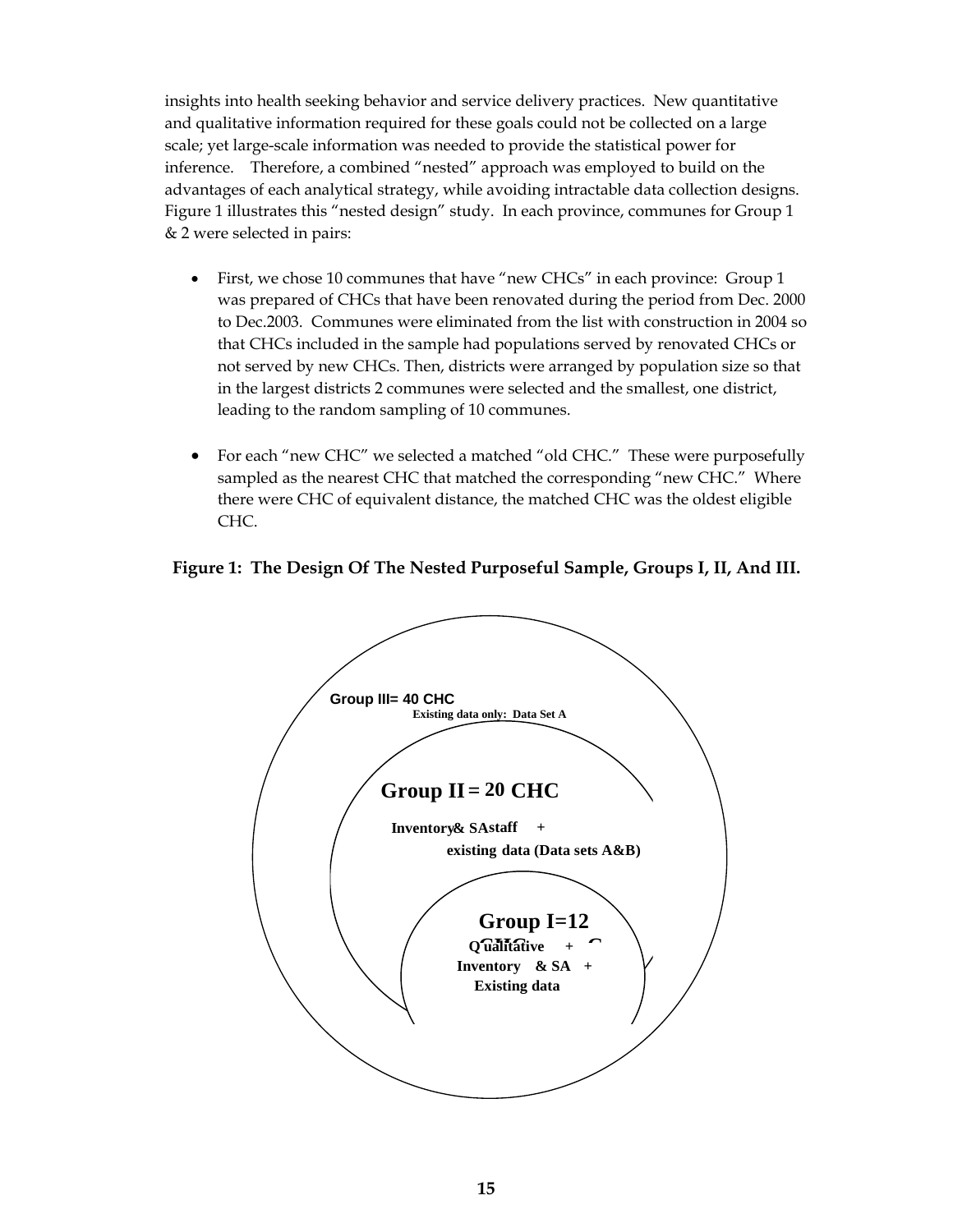insights into health seeking behavior and service delivery practices. New quantitative and qualitative information required for these goals could not be collected on a large scale; yet large-scale information was needed to provide the statistical power for inference. Therefore, a combined "nested" approach was employed to build on the advantages of each analytical strategy, while avoiding intractable data collection designs. Figure 1 illustrates this "nested design" study. In each province, communes for Group 1 & 2 were selected in pairs:

- First, we chose 10 communes that have "new CHCs" in each province: Group 1 was prepared of CHCs that have been renovated during the period from Dec. 2000 to Dec.2003. Communes were eliminated from the list with construction in 2004 so that CHCs included in the sample had populations served by renovated CHCs or not served by new CHCs. Then, districts were arranged by population size so that in the largest districts 2 communes were selected and the smallest, one district, leading to the random sampling of 10 communes.

- For each "new CHC" we selected a matched "old CHC." These were purposefully sampled as the nearest CHC that matched the corresponding "new CHC." Where there were CHC of equivalent distance, the matched CHC was the oldest eligible CHC.

**Figure 1: The Design Of The Nested Purposeful Sample, Groups I, II, And III.**

Group III= 40 CHC
Existing data only: Data Set A

Group II = 20 CHC
Inventory& SAstaff +
existing data (Data sets A&B)

Group I=12
Qualitative +
Inventory & SA +
Existing data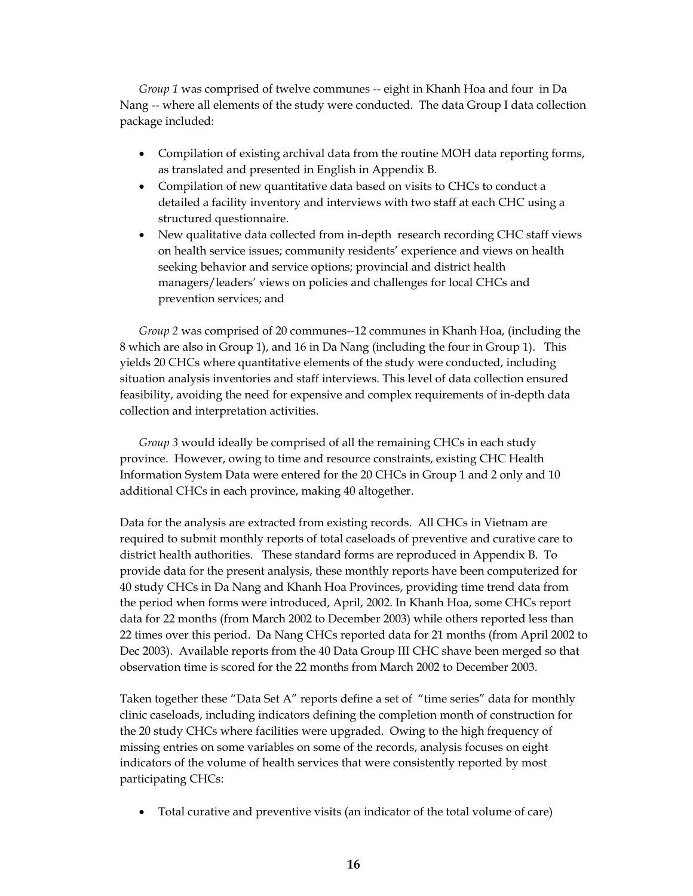*Group 1* was comprised of twelve communes -- eight in Khanh Hoa and four in Da Nang -- where all elements of the study were conducted. The data Group I data collection package included:

- Compilation of existing archival data from the routine MOH data reporting forms, as translated and presented in English in Appendix B.
- Compilation of new quantitative data based on visits to CHCs to conduct a detailed a facility inventory and interviews with two staff at each CHC using a structured questionnaire.
- New qualitative data collected from in-depth research recording CHC staff views on health service issues; community residents' experience and views on health seeking behavior and service options; provincial and district health managers/leaders' views on policies and challenges for local CHCs and prevention services; and

*Group 2* was comprised of 20 communes--12 communes in Khanh Hoa, (including the 8 which are also in Group 1), and 16 in Da Nang (including the four in Group 1). This yields 20 CHCs where quantitative elements of the study were conducted, including situation analysis inventories and staff interviews. This level of data collection ensured feasibility, avoiding the need for expensive and complex requirements of in-depth data collection and interpretation activities.

*Group 3* would ideally be comprised of all the remaining CHCs in each study province. However, owing to time and resource constraints, existing CHC Health Information System Data were entered for the 20 CHCs in Group 1 and 2 only and 10 additional CHCs in each province, making 40 altogether.

Data for the analysis are extracted from existing records. All CHCs in Vietnam are required to submit monthly reports of total caseloads of preventive and curative care to district health authorities. These standard forms are reproduced in Appendix B. To provide data for the present analysis, these monthly reports have been computerized for 40 study CHCs in Da Nang and Khanh Hoa Provinces, providing time trend data from the period when forms were introduced, April, 2002. In Khanh Hoa, some CHCs report data for 22 months (from March 2002 to December 2003) while others reported less than 22 times over this period. Da Nang CHCs reported data for 21 months (from April 2002 to Dec 2003). Available reports from the 40 Data Group III CHC shave been merged so that observation time is scored for the 22 months from March 2002 to December 2003.

Taken together these "Data Set A" reports define a set of "time series" data for monthly clinic caseloads, including indicators defining the completion month of construction for the 20 study CHCs where facilities were upgraded. Owing to the high frequency of missing entries on some variables on some of the records, analysis focuses on eight indicators of the volume of health services that were consistently reported by most participating CHCs:

- Total curative and preventive visits (an indicator of the total volume of care)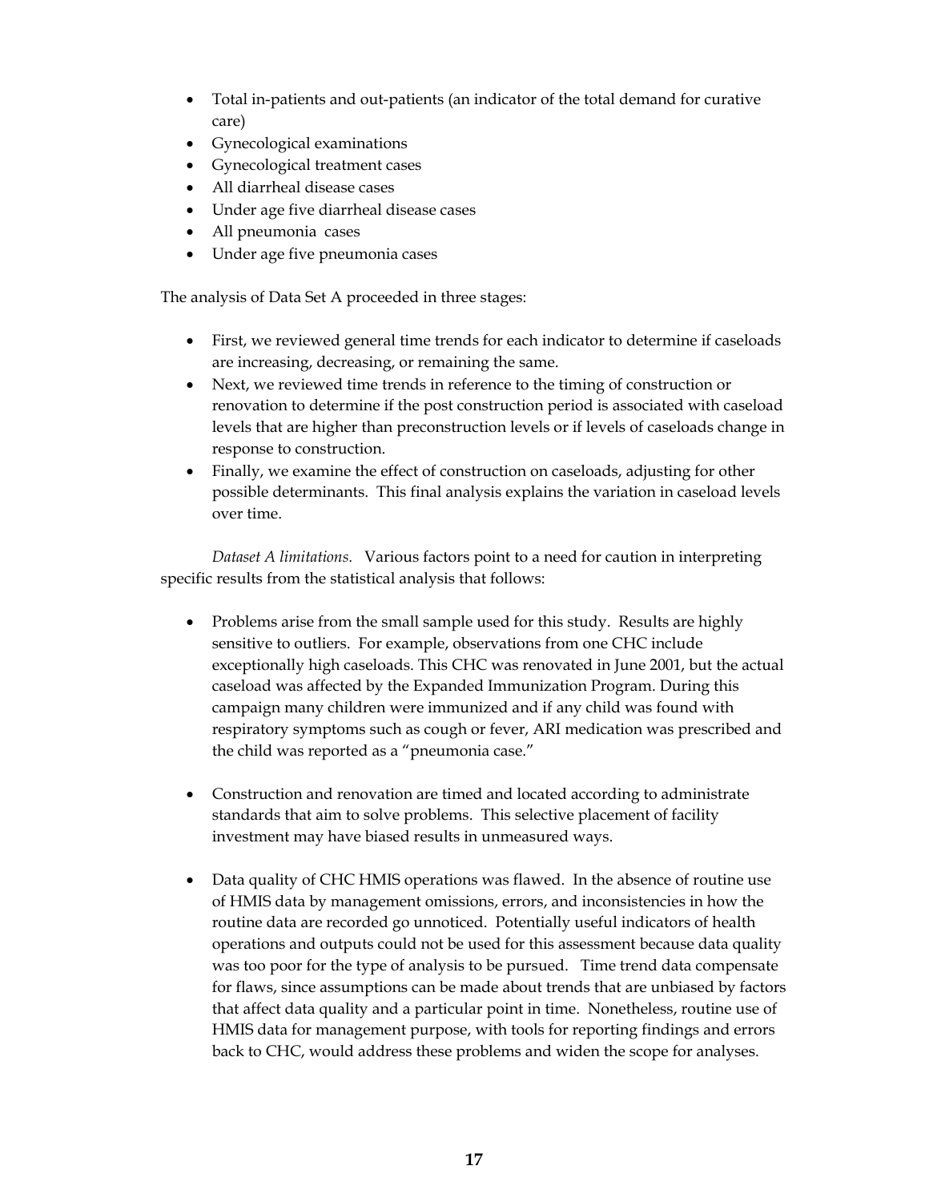- Total in-patients and out-patients (an indicator of the total demand for curative care)
- Gynecological examinations
- Gynecological treatment cases
- All diarrheal disease cases
- Under age five diarrheal disease cases
- All pneumonia cases
- Under age five pneumonia cases

The analysis of Data Set A proceeded in three stages:

- First, we reviewed general time trends for each indicator to determine if caseloads are increasing, decreasing, or remaining the same.
- Next, we reviewed time trends in reference to the timing of construction or renovation to determine if the post construction period is associated with caseload levels that are higher than preconstruction levels or if levels of caseloads change in response to construction.
- Finally, we examine the effect of construction on caseloads, adjusting for other possible determinants. This final analysis explains the variation in caseload levels over time.

*Dataset A limitations.* Various factors point to a need for caution in interpreting specific results from the statistical analysis that follows:

- Problems arise from the small sample used for this study. Results are highly sensitive to outliers. For example, observations from one CHC include exceptionally high caseloads. This CHC was renovated in June 2001, but the actual caseload was affected by the Expanded Immunization Program. During this campaign many children were immunized and if any child was found with respiratory symptoms such as cough or fever, ARI medication was prescribed and the child was reported as a "pneumonia case."

- Construction and renovation are timed and located according to administrate standards that aim to solve problems. This selective placement of facility investment may have biased results in unmeasured ways.

- Data quality of CHC HMIS operations was flawed. In the absence of routine use of HMIS data by management omissions, errors, and inconsistencies in how the routine data are recorded go unnoticed. Potentially useful indicators of health operations and outputs could not be used for this assessment because data quality was too poor for the type of analysis to be pursued. Time trend data compensate for flaws, since assumptions can be made about trends that are unbiased by factors that affect data quality and a particular point in time. Nonetheless, routine use of HMIS data for management purpose, with tools for reporting findings and errors back to CHC, would address these problems and widen the scope for analyses.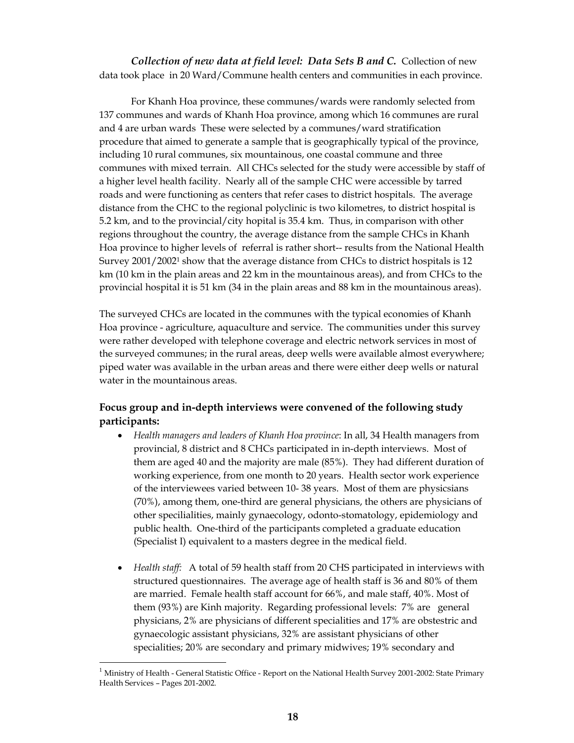***Collection of new data at field level: Data Sets B and C.*** Collection of new data took place in 20 Ward/Commune health centers and communities in each province.

For Khanh Hoa province, these communes/wards were randomly selected from 137 communes and wards of Khanh Hoa province, among which 16 communes are rural and 4 are urban wards These were selected by a communes/ward stratification procedure that aimed to generate a sample that is geographically typical of the province, including 10 rural communes, six mountainous, one coastal commune and three communes with mixed terrain. All CHCs selected for the study were accessible by staff of a higher level health facility. Nearly all of the sample CHC were accessible by tarred roads and were functioning as centers that refer cases to district hospitals. The average distance from the CHC to the regional polyclinic is two kilometres, to district hospital is 5.2 km, and to the provincial/city hopital is 35.4 km. Thus, in comparison with other regions throughout the country, the average distance from the sample CHCs in Khanh Hoa province to higher levels of referral is rather short-- results from the National Health Survey 2001/2002[1] show that the average distance from CHCs to district hospitals is 12 km (10 km in the plain areas and 22 km in the mountainous areas), and from CHCs to the provincial hospital it is 51 km (34 in the plain areas and 88 km in the mountainous areas).

The surveyed CHCs are located in the communes with the typical economies of Khanh Hoa province - agriculture, aquaculture and service. The communities under this survey were rather developed with telephone coverage and electric network services in most of the surveyed communes; in the rural areas, deep wells were available almost everywhere; piped water was available in the urban areas and there were either deep wells or natural water in the mountainous areas.

### Focus group and in-depth interviews were convened of the following study participants:

- *Health managers and leaders of Khanh Hoa province*: In all, 34 Health managers from provincial, 8 district and 8 CHCs participated in in-depth interviews. Most of them are aged 40 and the majority are male (85%). They had different duration of working experience, from one month to 20 years. Health sector work experience of the interviewees varied between 10- 38 years. Most of them are physicsians (70%), among them, one-third are general physicians, the others are physicians of other specilialities, mainly gynaecology, odonto-stomatology, epidemiology and public health. One-third of the participants completed a graduate education (Specialist I) equivalent to a masters degree in the medical field.

- *Health staff:* A total of 59 health staff from 20 CHS participated in interviews with structured questionnaires. The average age of health staff is 36 and 80% of them are married. Female health staff account for 66%, and male staff, 40%. Most of them (93%) are Kinh majority. Regarding professional levels: 7% are general physicians, 2% are physicians of different specialities and 17% are obstestric and gynaecologic assistant physicians, 32% are assistant physicians of other specialities; 20% are secondary and primary midwives; 19% secondary and

---

[1] Ministry of Health - General Statistic Office - Report on the National Health Survey 2001-2002: State Primary Health Services – Pages 201-2002.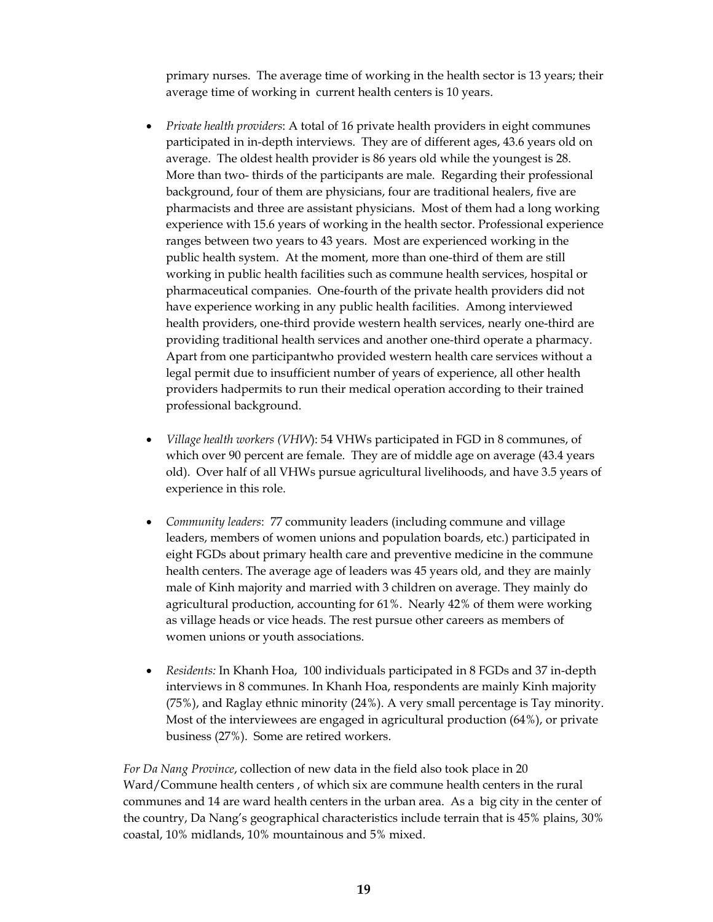primary nurses. The average time of working in the health sector is 13 years; their average time of working in current health centers is 10 years.

- *Private health providers*: A total of 16 private health providers in eight communes participated in in-depth interviews. They are of different ages, 43.6 years old on average. The oldest health provider is 86 years old while the youngest is 28. More than two- thirds of the participants are male. Regarding their professional background, four of them are physicians, four are traditional healers, five are pharmacists and three are assistant physicians. Most of them had a long working experience with 15.6 years of working in the health sector. Professional experience ranges between two years to 43 years. Most are experienced working in the public health system. At the moment, more than one-third of them are still working in public health facilities such as commune health services, hospital or pharmaceutical companies. One-fourth of the private health providers did not have experience working in any public health facilities. Among interviewed health providers, one-third provide western health services, nearly one-third are providing traditional health services and another one-third operate a pharmacy. Apart from one participantwho provided western health care services without a legal permit due to insufficient number of years of experience, all other health providers hadpermits to run their medical operation according to their trained professional background.

- *Village health workers (VHW)*: 54 VHWs participated in FGD in 8 communes, of which over 90 percent are female. They are of middle age on average (43.4 years old). Over half of all VHWs pursue agricultural livelihoods, and have 3.5 years of experience in this role.

- *Community leaders*: 77 community leaders (including commune and village leaders, members of women unions and population boards, etc.) participated in eight FGDs about primary health care and preventive medicine in the commune health centers. The average age of leaders was 45 years old, and they are mainly male of Kinh majority and married with 3 children on average. They mainly do agricultural production, accounting for 61%. Nearly 42% of them were working as village heads or vice heads. The rest pursue other careers as members of women unions or youth associations.

- *Residents:* In Khanh Hoa, 100 individuals participated in 8 FGDs and 37 in-depth interviews in 8 communes. In Khanh Hoa, respondents are mainly Kinh majority (75%), and Raglay ethnic minority (24%). A very small percentage is Tay minority. Most of the interviewees are engaged in agricultural production (64%), or private business (27%). Some are retired workers.

*For Da Nang Province*, collection of new data in the field also took place in 20 Ward/Commune health centers , of which six are commune health centers in the rural communes and 14 are ward health centers in the urban area. As a big city in the center of the country, Da Nang's geographical characteristics include terrain that is 45% plains, 30% coastal, 10% midlands, 10% mountainous and 5% mixed.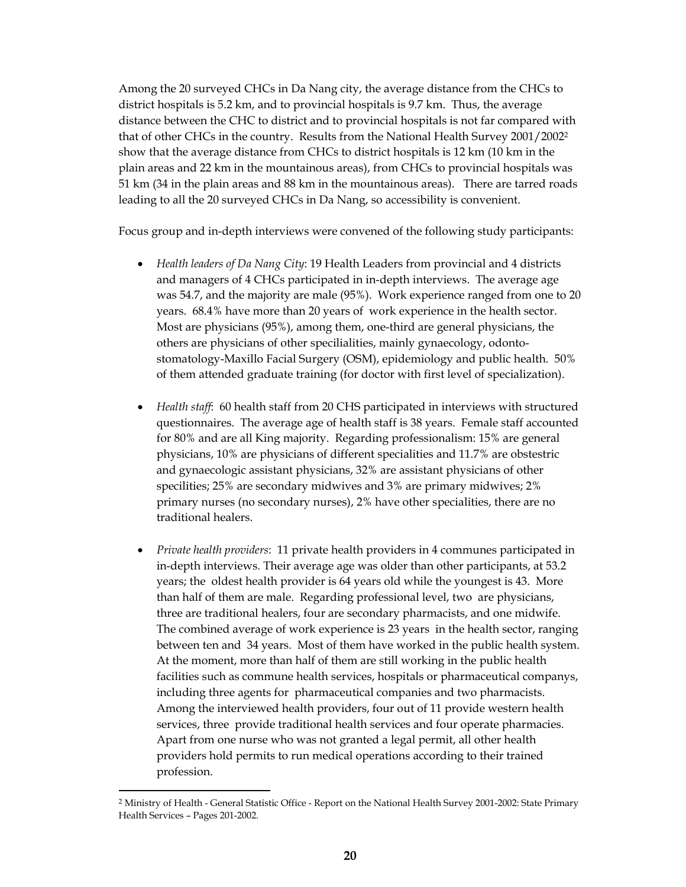Among the 20 surveyed CHCs in Da Nang city, the average distance from the CHCs to district hospitals is 5.2 km, and to provincial hospitals is 9.7 km. Thus, the average distance between the CHC to district and to provincial hospitals is not far compared with that of other CHCs in the country. Results from the National Health Survey 2001/2002[2] show that the average distance from CHCs to district hospitals is 12 km (10 km in the plain areas and 22 km in the mountainous areas), from CHCs to provincial hospitals was 51 km (34 in the plain areas and 88 km in the mountainous areas). There are tarred roads leading to all the 20 surveyed CHCs in Da Nang, so accessibility is convenient.

Focus group and in-depth interviews were convened of the following study participants:

- *Health leaders of Da Nang City*: 19 Health Leaders from provincial and 4 districts and managers of 4 CHCs participated in in-depth interviews. The average age was 54.7, and the majority are male (95%). Work experience ranged from one to 20 years. 68.4% have more than 20 years of work experience in the health sector. Most are physicians (95%), among them, one-third are general physicians, the others are physicians of other specilialities, mainly gynaecology, odonto-stomatology-Maxillo Facial Surgery (OSM), epidemiology and public health. 50% of them attended graduate training (for doctor with first level of specialization).

- *Health staff*: 60 health staff from 20 CHS participated in interviews with structured questionnaires. The average age of health staff is 38 years. Female staff accounted for 80% and are all King majority. Regarding professionalism: 15% are general physicians, 10% are physicians of different specialities and 11.7% are obstestric and gynaecologic assistant physicians, 32% are assistant physicians of other specilities; 25% are secondary midwives and 3% are primary midwives; 2% primary nurses (no secondary nurses), 2% have other specialities, there are no traditional healers.

- *Private health providers*: 11 private health providers in 4 communes participated in in-depth interviews. Their average age was older than other participants, at 53.2 years; the oldest health provider is 64 years old while the youngest is 43. More than half of them are male. Regarding professional level, two are physicians, three are traditional healers, four are secondary pharmacists, and one midwife. The combined average of work experience is 23 years in the health sector, ranging between ten and 34 years. Most of them have worked in the public health system. At the moment, more than half of them are still working in the public health facilities such as commune health services, hospitals or pharmaceutical companys, including three agents for pharmaceutical companies and two pharmacists. Among the interviewed health providers, four out of 11 provide western health services, three provide traditional health services and four operate pharmacies. Apart from one nurse who was not granted a legal permit, all other health providers hold permits to run medical operations according to their trained profession.

---

[2] Ministry of Health - General Statistic Office - Report on the National Health Survey 2001-2002: State Primary Health Services – Pages 201-2002.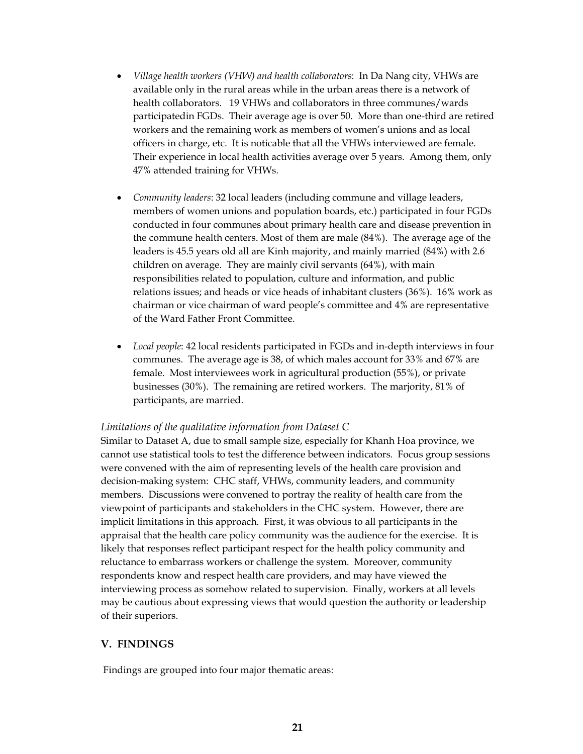- *Village health workers (VHW) and health collaborators*: In Da Nang city, VHWs are available only in the rural areas while in the urban areas there is a network of health collaborators. 19 VHWs and collaborators in three communes/wards participatedin FGDs. Their average age is over 50. More than one-third are retired workers and the remaining work as members of women's unions and as local officers in charge, etc. It is noticable that all the VHWs interviewed are female. Their experience in local health activities average over 5 years. Among them, only 47% attended training for VHWs.

- *Community leaders*: 32 local leaders (including commune and village leaders, members of women unions and population boards, etc.) participated in four FGDs conducted in four communes about primary health care and disease prevention in the commune health centers. Most of them are male (84%). The average age of the leaders is 45.5 years old all are Kinh majority, and mainly married (84%) with 2.6 children on average. They are mainly civil servants (64%), with main responsibilities related to population, culture and information, and public relations issues; and heads or vice heads of inhabitant clusters (36%). 16% work as chairman or vice chairman of ward people's committee and 4% are representative of the Ward Father Front Committee.

- *Local people*: 42 local residents participated in FGDs and in-depth interviews in four communes. The average age is 38, of which males account for 33% and 67% are female. Most interviewees work in agricultural production (55%), or private businesses (30%). The remaining are retired workers. The marjority, 81% of participants, are married.

*Limitations of the qualitative information from Dataset C*

Similar to Dataset A, due to small sample size, especially for Khanh Hoa province, we cannot use statistical tools to test the difference between indicators. Focus group sessions were convened with the aim of representing levels of the health care provision and decision-making system: CHC staff, VHWs, community leaders, and community members. Discussions were convened to portray the reality of health care from the viewpoint of participants and stakeholders in the CHC system. However, there are implicit limitations in this approach. First, it was obvious to all participants in the appraisal that the health care policy community was the audience for the exercise. It is likely that responses reflect participant respect for the health policy community and reluctance to embarrass workers or challenge the system. Moreover, community respondents know and respect health care providers, and may have viewed the interviewing process as somehow related to supervision. Finally, workers at all levels may be cautious about expressing views that would question the authority or leadership of their superiors.

## V. FINDINGS

Findings are grouped into four major thematic areas: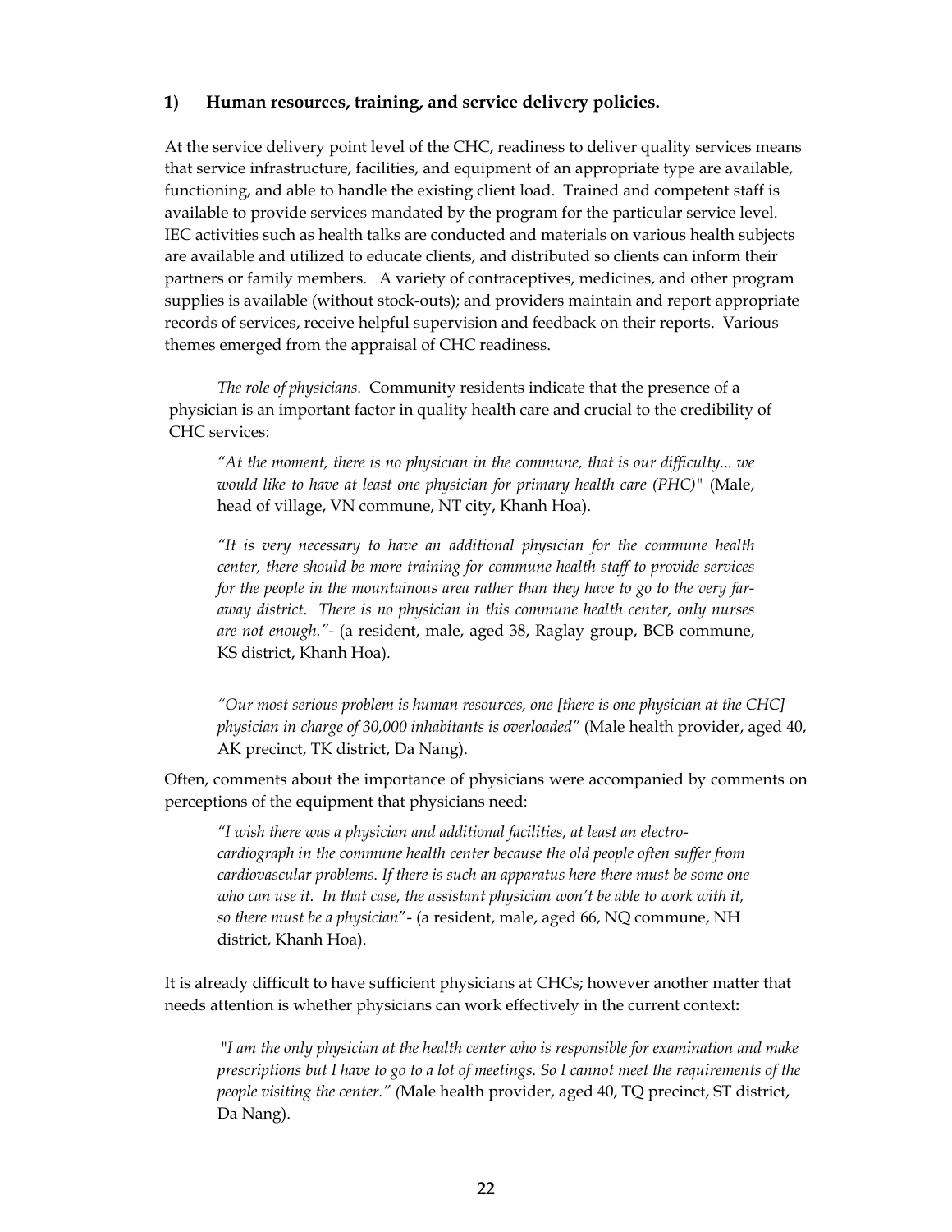### 1) Human resources, training, and service delivery policies.

At the service delivery point level of the CHC, readiness to deliver quality services means that service infrastructure, facilities, and equipment of an appropriate type are available, functioning, and able to handle the existing client load. Trained and competent staff is available to provide services mandated by the program for the particular service level. IEC activities such as health talks are conducted and materials on various health subjects are available and utilized to educate clients, and distributed so clients can inform their partners or family members. A variety of contraceptives, medicines, and other program supplies is available (without stock-outs); and providers maintain and report appropriate records of services, receive helpful supervision and feedback on their reports. Various themes emerged from the appraisal of CHC readiness.

*The role of physicians.* Community residents indicate that the presence of a physician is an important factor in quality health care and crucial to the credibility of CHC services:

> *"At the moment, there is no physician in the commune, that is our difficulty... we would like to have at least one physician for primary health care (PHC)"* (Male, head of village, VN commune, NT city, Khanh Hoa).

> *"It is very necessary to have an additional physician for the commune health center, there should be more training for commune health staff to provide services for the people in the mountainous area rather than they have to go to the very far-away district. There is no physician in this commune health center, only nurses are not enough."*- (a resident, male, aged 38, Raglay group, BCB commune, KS district, Khanh Hoa).

> *"Our most serious problem is human resources, one [there is one physician at the CHC] physician in charge of 30,000 inhabitants is overloaded"* (Male health provider, aged 40, AK precinct, TK district, Da Nang).

Often, comments about the importance of physicians were accompanied by comments on perceptions of the equipment that physicians need:

> *"I wish there was a physician and additional facilities, at least an electro-cardiograph in the commune health center because the old people often suffer from cardiovascular problems. If there is such an apparatus here there must be some one who can use it. In that case, the assistant physician won't be able to work with it, so there must be a physician"*- (a resident, male, aged 66, NQ commune, NH district, Khanh Hoa).

It is already difficult to have sufficient physicians at CHCs; however another matter that needs attention is whether physicians can work effectively in the current context**:**

> *"I am the only physician at the health center who is responsible for examination and make prescriptions but I have to go to a lot of meetings. So I cannot meet the requirements of the people visiting the center." (*Male health provider, aged 40, TQ precinct, ST district, Da Nang).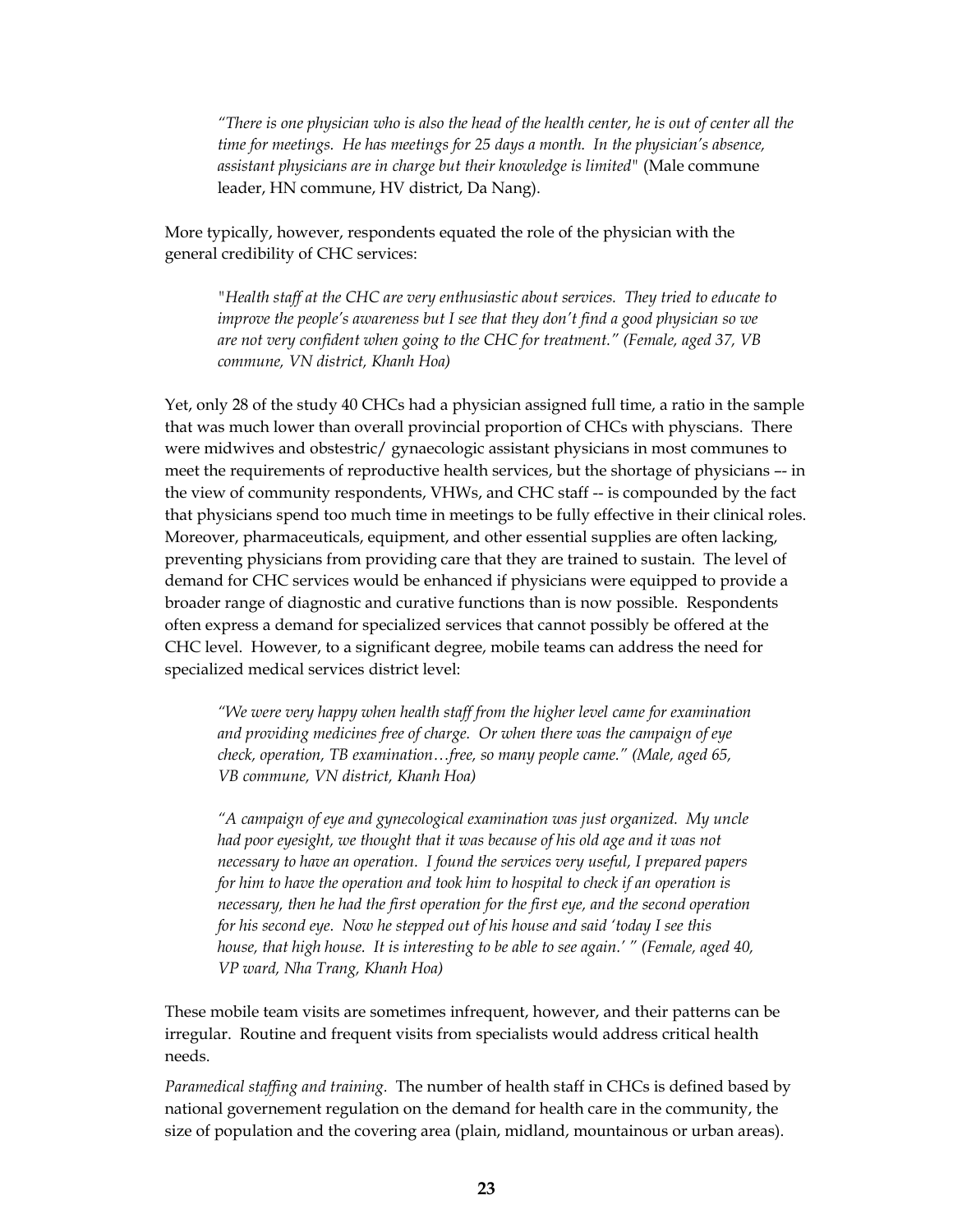> *"There is one physician who is also the head of the health center, he is out of center all the time for meetings. He has meetings for 25 days a month. In the physician's absence, assistant physicians are in charge but their knowledge is limited"* (Male commune leader, HN commune, HV district, Da Nang).

More typically, however, respondents equated the role of the physician with the general credibility of CHC services:

> *"Health staff at the CHC are very enthusiastic about services. They tried to educate to improve the people's awareness but I see that they don't find a good physician so we are not very confident when going to the CHC for treatment." (Female, aged 37, VB commune, VN district, Khanh Hoa)*

Yet, only 28 of the study 40 CHCs had a physician assigned full time, a ratio in the sample that was much lower than overall provincial proportion of CHCs with physcians. There were midwives and obstestric/ gynaecologic assistant physicians in most communes to meet the requirements of reproductive health services, but the shortage of physicians –- in the view of community respondents, VHWs, and CHC staff -- is compounded by the fact that physicians spend too much time in meetings to be fully effective in their clinical roles. Moreover, pharmaceuticals, equipment, and other essential supplies are often lacking, preventing physicians from providing care that they are trained to sustain. The level of demand for CHC services would be enhanced if physicians were equipped to provide a broader range of diagnostic and curative functions than is now possible. Respondents often express a demand for specialized services that cannot possibly be offered at the CHC level. However, to a significant degree, mobile teams can address the need for specialized medical services district level:

> *"We were very happy when health staff from the higher level came for examination and providing medicines free of charge. Or when there was the campaign of eye check, operation, TB examination…free, so many people came." (Male, aged 65, VB commune, VN district, Khanh Hoa)*

> *"A campaign of eye and gynecological examination was just organized. My uncle had poor eyesight, we thought that it was because of his old age and it was not necessary to have an operation. I found the services very useful, I prepared papers for him to have the operation and took him to hospital to check if an operation is necessary, then he had the first operation for the first eye, and the second operation for his second eye. Now he stepped out of his house and said 'today I see this house, that high house. It is interesting to be able to see again.' " (Female, aged 40, VP ward, Nha Trang, Khanh Hoa)*

These mobile team visits are sometimes infrequent, however, and their patterns can be irregular. Routine and frequent visits from specialists would address critical health needs.

*Paramedical staffing and training.* The number of health staff in CHCs is defined based by national governement regulation on the demand for health care in the community, the size of population and the covering area (plain, midland, mountainous or urban areas).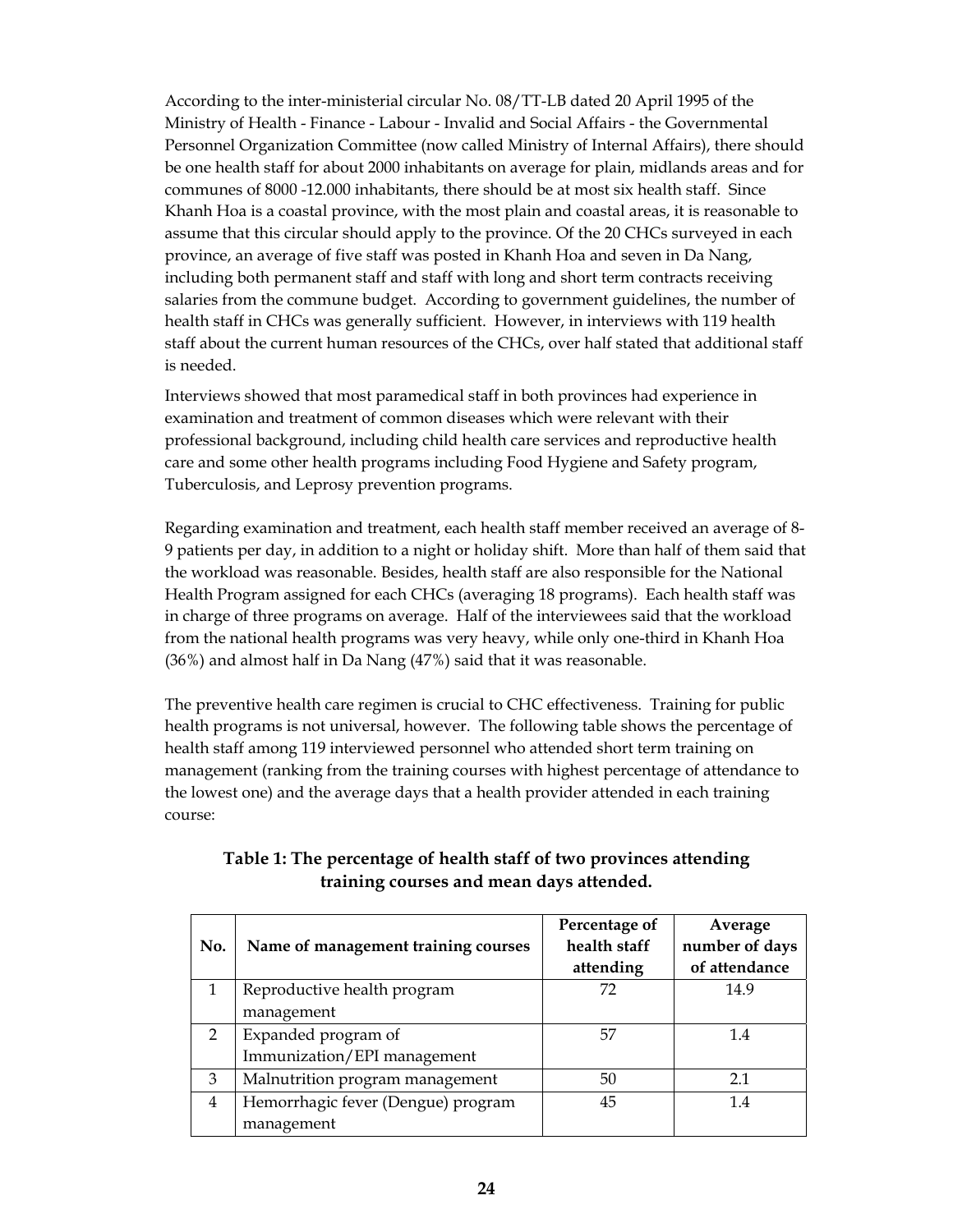According to the inter-ministerial circular No. 08/TT-LB dated 20 April 1995 of the Ministry of Health - Finance - Labour - Invalid and Social Affairs - the Governmental Personnel Organization Committee (now called Ministry of Internal Affairs), there should be one health staff for about 2000 inhabitants on average for plain, midlands areas and for communes of 8000 -12.000 inhabitants, there should be at most six health staff. Since Khanh Hoa is a coastal province, with the most plain and coastal areas, it is reasonable to assume that this circular should apply to the province. Of the 20 CHCs surveyed in each province, an average of five staff was posted in Khanh Hoa and seven in Da Nang, including both permanent staff and staff with long and short term contracts receiving salaries from the commune budget. According to government guidelines, the number of health staff in CHCs was generally sufficient. However, in interviews with 119 health staff about the current human resources of the CHCs, over half stated that additional staff is needed.

Interviews showed that most paramedical staff in both provinces had experience in examination and treatment of common diseases which were relevant with their professional background, including child health care services and reproductive health care and some other health programs including Food Hygiene and Safety program, Tuberculosis, and Leprosy prevention programs.

Regarding examination and treatment, each health staff member received an average of 8-9 patients per day, in addition to a night or holiday shift. More than half of them said that the workload was reasonable. Besides, health staff are also responsible for the National Health Program assigned for each CHCs (averaging 18 programs). Each health staff was in charge of three programs on average. Half of the interviewees said that the workload from the national health programs was very heavy, while only one-third in Khanh Hoa (36%) and almost half in Da Nang (47%) said that it was reasonable.

The preventive health care regimen is crucial to CHC effectiveness. Training for public health programs is not universal, however. The following table shows the percentage of health staff among 119 interviewed personnel who attended short term training on management (ranking from the training courses with highest percentage of attendance to the lowest one) and the average days that a health provider attended in each training course:

**Table 1: The percentage of health staff of two provinces attending training courses and mean days attended.**

| No. | Name of management training courses | Percentage of health staff attending | Average number of days of attendance |
|---|---|---|---|
| 1 | Reproductive health program management | 72 | 14.9 |
| 2 | Expanded program of Immunization/EPI management | 57 | 1.4 |
| 3 | Malnutrition program management | 50 | 2.1 |
| 4 | Hemorrhagic fever (Dengue) program management | 45 | 1.4 |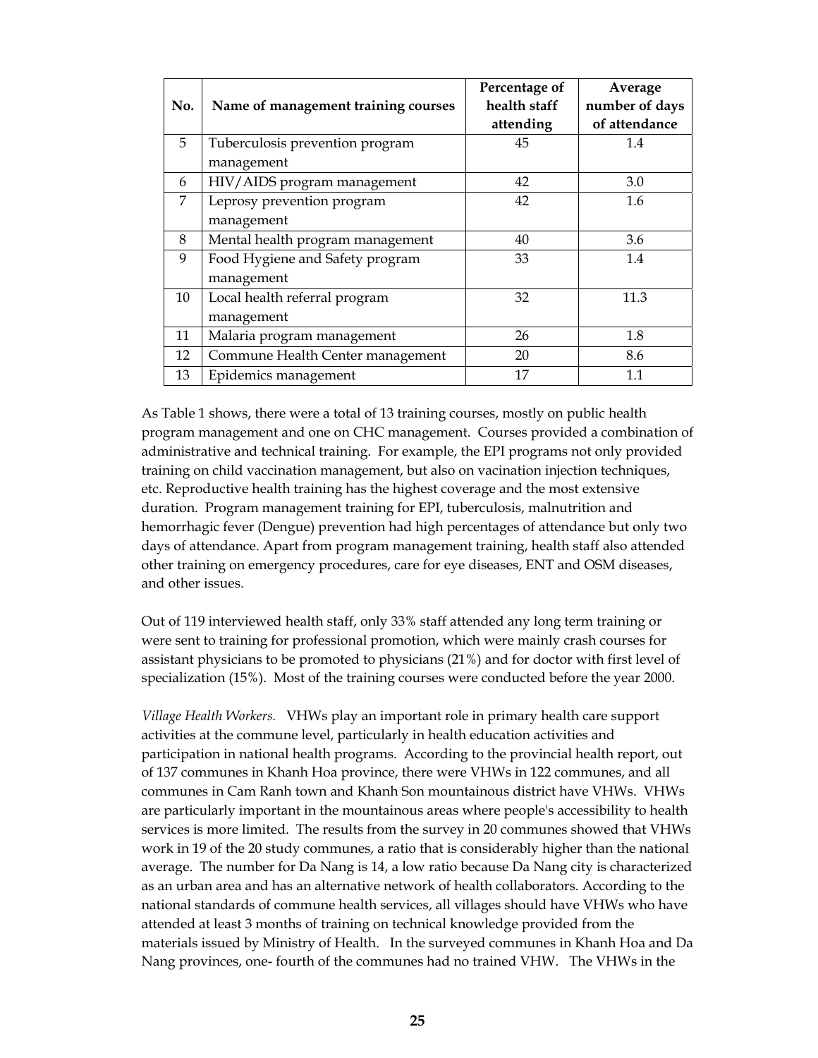| No. | Name of management training courses | Percentage of health staff attending | Average number of days of attendance |
|---|---|---|---|
| 5 | Tuberculosis prevention program management | 45 | 1.4 |
| 6 | HIV/AIDS program management | 42 | 3.0 |
| 7 | Leprosy prevention program management | 42 | 1.6 |
| 8 | Mental health program management | 40 | 3.6 |
| 9 | Food Hygiene and Safety program management | 33 | 1.4 |
| 10 | Local health referral program management | 32 | 11.3 |
| 11 | Malaria program management | 26 | 1.8 |
| 12 | Commune Health Center management | 20 | 8.6 |
| 13 | Epidemics management | 17 | 1.1 |

As Table 1 shows, there were a total of 13 training courses, mostly on public health program management and one on CHC management. Courses provided a combination of administrative and technical training. For example, the EPI programs not only provided training on child vaccination management, but also on vacination injection techniques, etc. Reproductive health training has the highest coverage and the most extensive duration. Program management training for EPI, tuberculosis, malnutrition and hemorrhagic fever (Dengue) prevention had high percentages of attendance but only two days of attendance. Apart from program management training, health staff also attended other training on emergency procedures, care for eye diseases, ENT and OSM diseases, and other issues.

Out of 119 interviewed health staff, only 33% staff attended any long term training or were sent to training for professional promotion, which were mainly crash courses for assistant physicians to be promoted to physicians (21%) and for doctor with first level of specialization (15%). Most of the training courses were conducted before the year 2000.

*Village Health Workers.* VHWs play an important role in primary health care support activities at the commune level, particularly in health education activities and participation in national health programs. According to the provincial health report, out of 137 communes in Khanh Hoa province, there were VHWs in 122 communes, and all communes in Cam Ranh town and Khanh Son mountainous district have VHWs. VHWs are particularly important in the mountainous areas where people's accessibility to health services is more limited. The results from the survey in 20 communes showed that VHWs work in 19 of the 20 study communes, a ratio that is considerably higher than the national average. The number for Da Nang is 14, a low ratio because Da Nang city is characterized as an urban area and has an alternative network of health collaborators. According to the national standards of commune health services, all villages should have VHWs who have attended at least 3 months of training on technical knowledge provided from the materials issued by Ministry of Health. In the surveyed communes in Khanh Hoa and Da Nang provinces, one- fourth of the communes had no trained VHW. The VHWs in the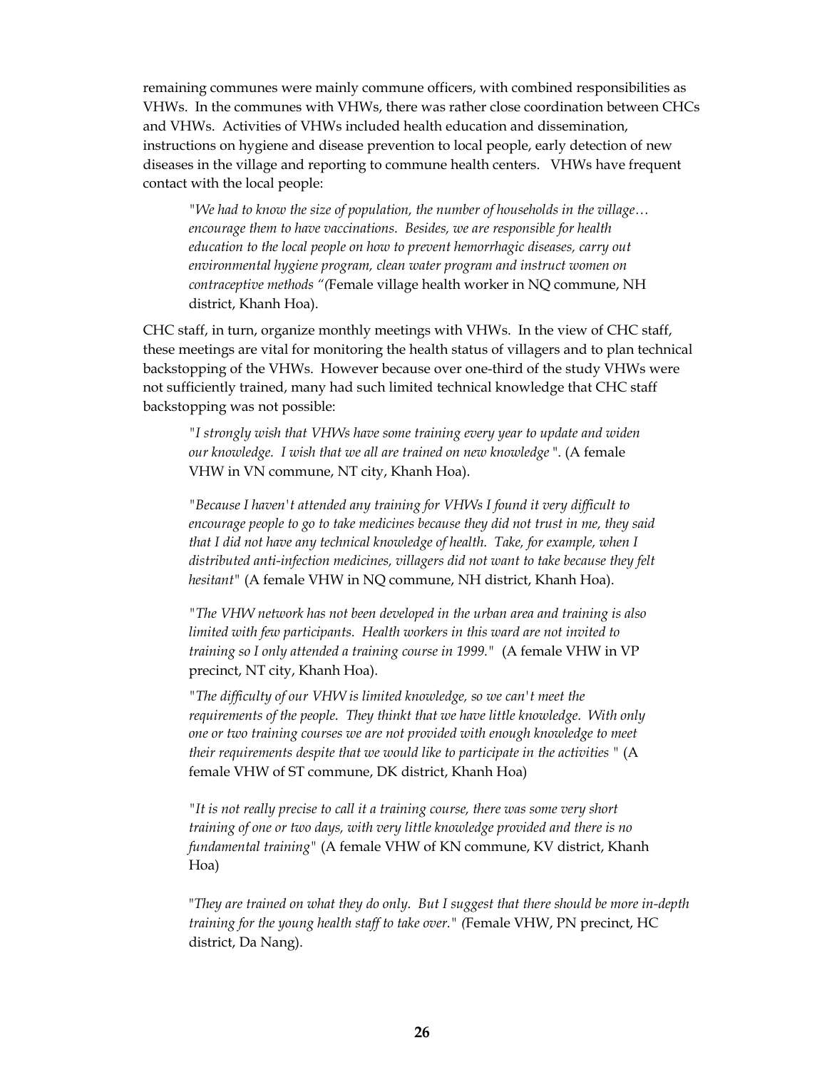remaining communes were mainly commune officers, with combined responsibilities as VHWs. In the communes with VHWs, there was rather close coordination between CHCs and VHWs. Activities of VHWs included health education and dissemination, instructions on hygiene and disease prevention to local people, early detection of new diseases in the village and reporting to commune health centers. VHWs have frequent contact with the local people:

> *"We had to know the size of population, the number of households in the village… encourage them to have vaccinations. Besides, we are responsible for health education to the local people on how to prevent hemorrhagic diseases, carry out environmental hygiene program, clean water program and instruct women on contraceptive methods "(*Female village health worker in NQ commune, NH district, Khanh Hoa).

CHC staff, in turn, organize monthly meetings with VHWs. In the view of CHC staff, these meetings are vital for monitoring the health status of villagers and to plan technical backstopping of the VHWs. However because over one-third of the study VHWs were not sufficiently trained, many had such limited technical knowledge that CHC staff backstopping was not possible:

> *"I strongly wish that VHWs have some training every year to update and widen our knowledge. I wish that we all are trained on new knowledge ".* (A female VHW in VN commune, NT city, Khanh Hoa).

> *"Because I haven't attended any training for VHWs I found it very difficult to encourage people to go to take medicines because they did not trust in me, they said that I did not have any technical knowledge of health. Take, for example, when I distributed anti-infection medicines, villagers did not want to take because they felt hesitant"* (A female VHW in NQ commune, NH district, Khanh Hoa).

> *"The VHW network has not been developed in the urban area and training is also limited with few participants. Health workers in this ward are not invited to training so I only attended a training course in 1999."* (A female VHW in VP precinct, NT city, Khanh Hoa).

> *"The difficulty of our VHW is limited knowledge, so we can't meet the requirements of the people. They thinkt that we have little knowledge. With only one or two training courses we are not provided with enough knowledge to meet their requirements despite that we would like to participate in the activities "* (A female VHW of ST commune, DK district, Khanh Hoa)

> *"It is not really precise to call it a training course, there was some very short training of one or two days, with very little knowledge provided and there is no fundamental training"* (A female VHW of KN commune, KV district, Khanh Hoa)

> *"They are trained on what they do only. But I suggest that there should be more in-depth training for the young health staff to take over." (*Female VHW, PN precinct, HC district, Da Nang).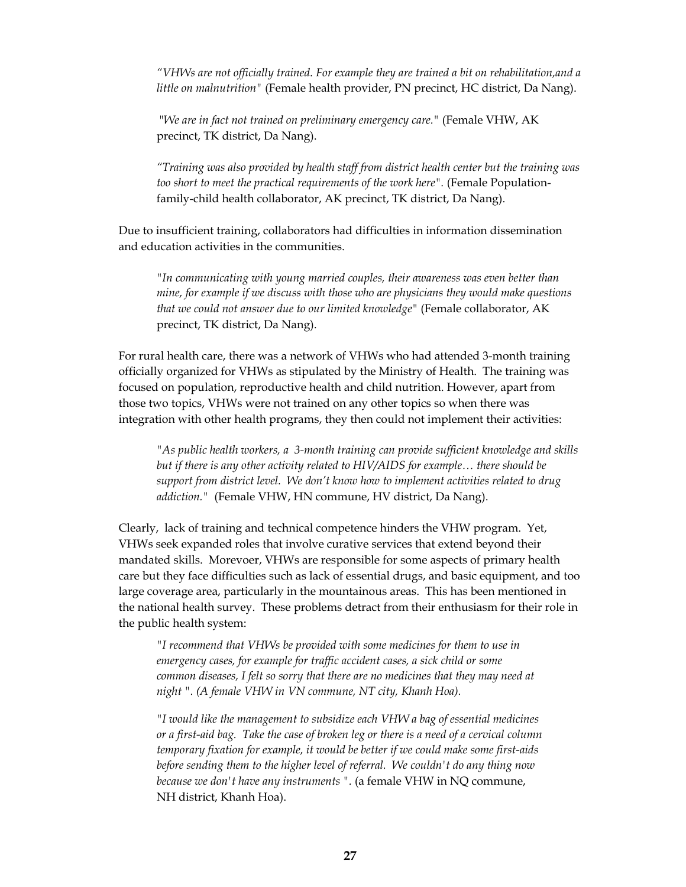> *"VHWs are not officially trained. For example they are trained a bit on rehabilitation,and a little on malnutrition"* (Female health provider, PN precinct, HC district, Da Nang).

> *"We are in fact not trained on preliminary emergency care."* (Female VHW, AK precinct, TK district, Da Nang).

> *"Training was also provided by health staff from district health center but the training was too short to meet the practical requirements of the work here".* (Female Population-family-child health collaborator, AK precinct, TK district, Da Nang).

Due to insufficient training, collaborators had difficulties in information dissemination and education activities in the communities.

> *"In communicating with young married couples, their awareness was even better than mine, for example if we discuss with those who are physicians they would make questions that we could not answer due to our limited knowledge"* (Female collaborator, AK precinct, TK district, Da Nang).

For rural health care, there was a network of VHWs who had attended 3-month training officially organized for VHWs as stipulated by the Ministry of Health. The training was focused on population, reproductive health and child nutrition. However, apart from those two topics, VHWs were not trained on any other topics so when there was integration with other health programs, they then could not implement their activities:

> *"As public health workers, a 3-month training can provide sufficient knowledge and skills but if there is any other activity related to HIV/AIDS for example… there should be support from district level. We don't know how to implement activities related to drug addiction."* (Female VHW, HN commune, HV district, Da Nang).

Clearly, lack of training and technical competence hinders the VHW program. Yet, VHWs seek expanded roles that involve curative services that extend beyond their mandated skills. Morevoer, VHWs are responsible for some aspects of primary health care but they face difficulties such as lack of essential drugs, and basic equipment, and too large coverage area, particularly in the mountainous areas. This has been mentioned in the national health survey. These problems detract from their enthusiasm for their role in the public health system:

> *"I recommend that VHWs be provided with some medicines for them to use in emergency cases, for example for traffic accident cases, a sick child or some common diseases, I felt so sorry that there are no medicines that they may need at night ". (A female VHW in VN commune, NT city, Khanh Hoa).*

> *"I would like the management to subsidize each VHW a bag of essential medicines or a first-aid bag. Take the case of broken leg or there is a need of a cervical column temporary fixation for example, it would be better if we could make some first-aids before sending them to the higher level of referral. We couldn't do any thing now because we don't have any instruments ".* (a female VHW in NQ commune, NH district, Khanh Hoa).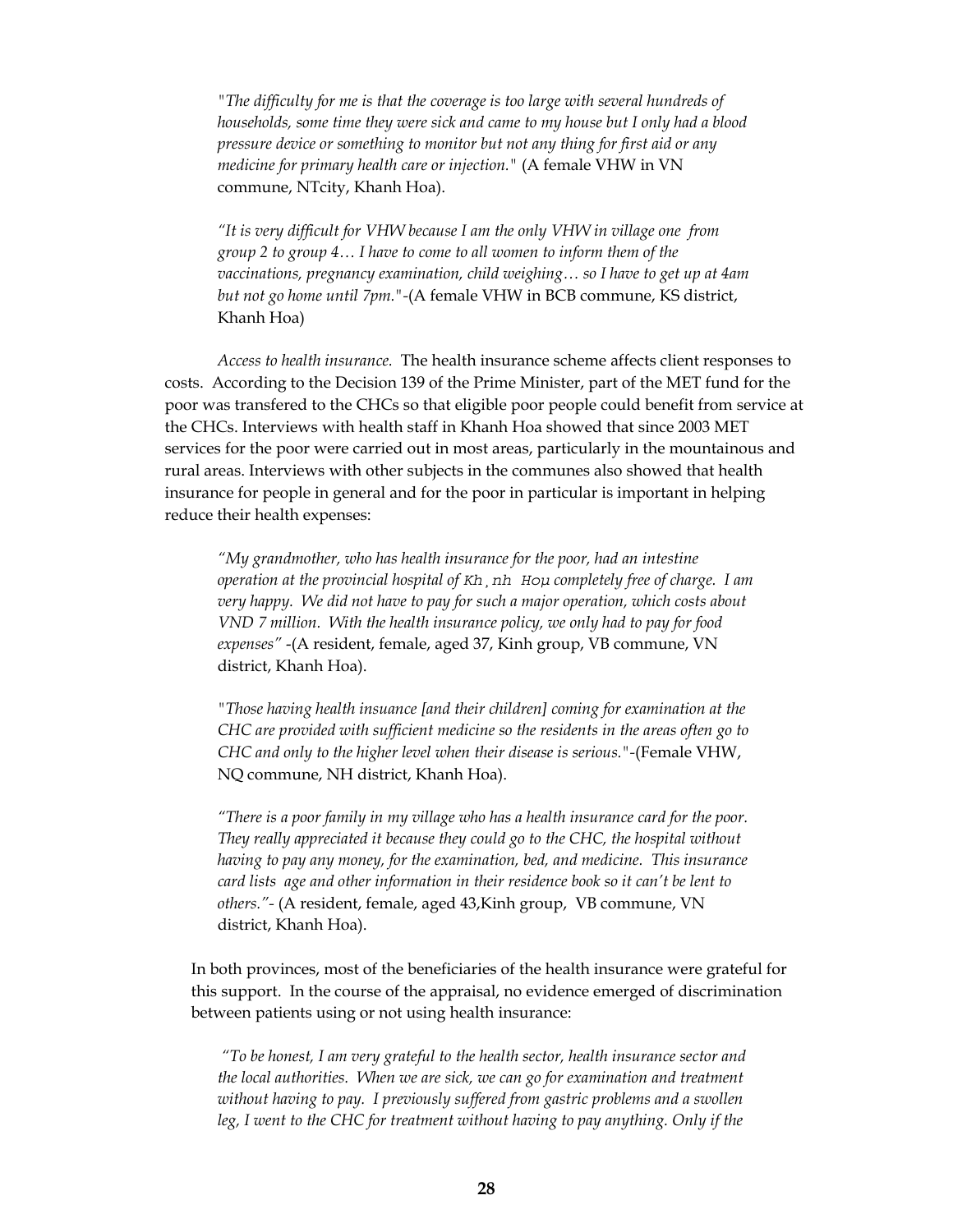*"The difficulty for me is that the coverage is too large with several hundreds of households, some time they were sick and came to my house but I only had a blood pressure device or something to monitor but not any thing for first aid or any medicine for primary health care or injection."* (A female VHW in VN commune, NTcity, Khanh Hoa).

*"It is very difficult for VHW because I am the only VHW in village one from group 2 to group 4… I have to come to all women to inform them of the vaccinations, pregnancy examination, child weighing… so I have to get up at 4am but not go home until 7pm."*-(A female VHW in BCB commune, KS district, Khanh Hoa)

*Access to health insurance.* The health insurance scheme affects client responses to costs. According to the Decision 139 of the Prime Minister, part of the MET fund for the poor was transfered to the CHCs so that eligible poor people could benefit from service at the CHCs. Interviews with health staff in Khanh Hoa showed that since 2003 MET services for the poor were carried out in most areas, particularly in the mountainous and rural areas. Interviews with other subjects in the communes also showed that health insurance for people in general and for the poor in particular is important in helping reduce their health expenses:

*"My grandmother, who has health insurance for the poor, had an intestine operation at the provincial hospital of Kh¸nh Hoµ completely free of charge. I am very happy. We did not have to pay for such a major operation, which costs about VND 7 million. With the health insurance policy, we only had to pay for food expenses"* -(A resident, female, aged 37, Kinh group, VB commune, VN district, Khanh Hoa).

*"Those having health insuance [and their children] coming for examination at the CHC are provided with sufficient medicine so the residents in the areas often go to CHC and only to the higher level when their disease is serious."*-(Female VHW, NQ commune, NH district, Khanh Hoa).

*"There is a poor family in my village who has a health insurance card for the poor. They really appreciated it because they could go to the CHC, the hospital without having to pay any money, for the examination, bed, and medicine. This insurance card lists age and other information in their residence book so it can't be lent to others."*- (A resident, female, aged 43,Kinh group, VB commune, VN district, Khanh Hoa).

In both provinces, most of the beneficiaries of the health insurance were grateful for this support. In the course of the appraisal, no evidence emerged of discrimination between patients using or not using health insurance:

*"To be honest, I am very grateful to the health sector, health insurance sector and the local authorities. When we are sick, we can go for examination and treatment without having to pay. I previously suffered from gastric problems and a swollen leg, I went to the CHC for treatment without having to pay anything. Only if the*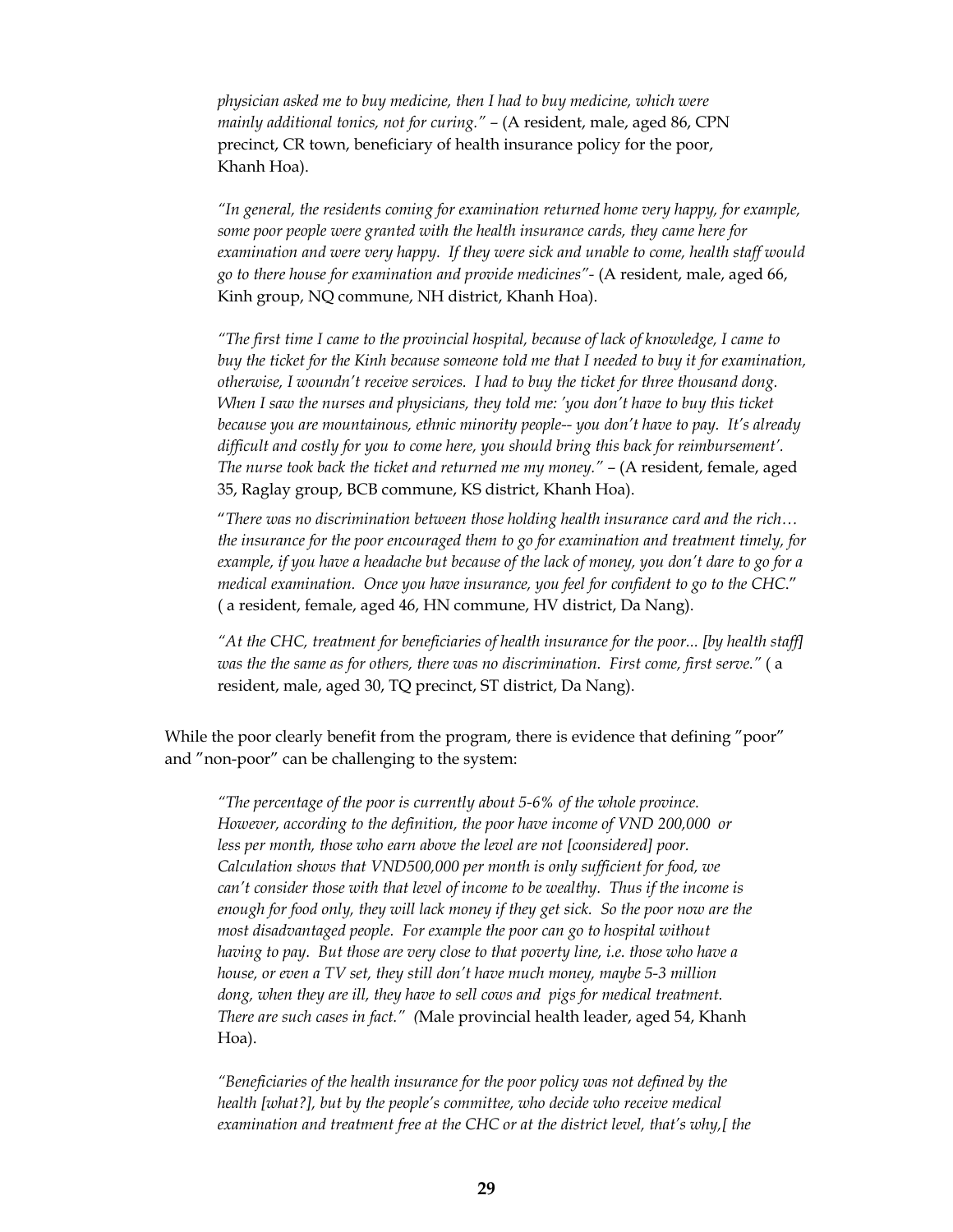*physician asked me to buy medicine, then I had to buy medicine, which were mainly additional tonics, not for curing."* – (A resident, male, aged 86, CPN precinct, CR town, beneficiary of health insurance policy for the poor, Khanh Hoa).

*"In general, the residents coming for examination returned home very happy, for example, some poor people were granted with the health insurance cards, they came here for examination and were very happy. If they were sick and unable to come, health staff would go to there house for examination and provide medicines"*- (A resident, male, aged 66, Kinh group, NQ commune, NH district, Khanh Hoa).

*"The first time I came to the provincial hospital, because of lack of knowledge, I came to buy the ticket for the Kinh because someone told me that I needed to buy it for examination, otherwise, I woundn't receive services. I had to buy the ticket for three thousand dong. When I saw the nurses and physicians, they told me: 'you don't have to buy this ticket because you are mountainous, ethnic minority people-- you don't have to pay. It's already difficult and costly for you to come here, you should bring this back for reimbursement'. The nurse took back the ticket and returned me my money."* – (A resident, female, aged 35, Raglay group, BCB commune, KS district, Khanh Hoa).

"*There was no discrimination between those holding health insurance card and the rich… the insurance for the poor encouraged them to go for examination and treatment timely, for example, if you have a headache but because of the lack of money, you don't dare to go for a medical examination. Once you have insurance, you feel for confident to go to the CHC.*" ( a resident, female, aged 46, HN commune, HV district, Da Nang).

*"At the CHC, treatment for beneficiaries of health insurance for the poor... [by health staff] was the the same as for others, there was no discrimination. First come, first serve."* ( a resident, male, aged 30, TQ precinct, ST district, Da Nang).

While the poor clearly benefit from the program, there is evidence that defining "poor" and "non-poor" can be challenging to the system:

*"The percentage of the poor is currently about 5-6% of the whole province. However, according to the definition, the poor have income of VND 200,000 or less per month, those who earn above the level are not [coonsidered] poor. Calculation shows that VND500,000 per month is only sufficient for food, we can't consider those with that level of income to be wealthy. Thus if the income is enough for food only, they will lack money if they get sick. So the poor now are the most disadvantaged people. For example the poor can go to hospital without having to pay. But those are very close to that poverty line, i.e. those who have a house, or even a TV set, they still don't have much money, maybe 5-3 million dong, when they are ill, they have to sell cows and pigs for medical treatment. There are such cases in fact." (*Male provincial health leader, aged 54, Khanh Hoa).

*"Beneficiaries of the health insurance for the poor policy was not defined by the health [what?], but by the people's committee, who decide who receive medical examination and treatment free at the CHC or at the district level, that's why,[ the*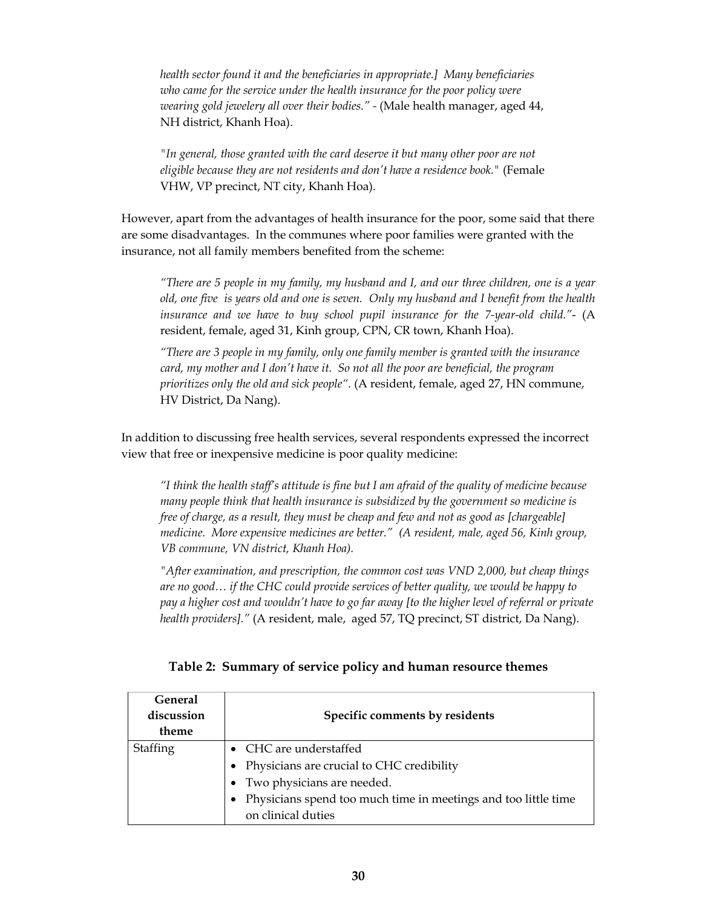*health sector found it and the beneficiaries in appropriate.] Many beneficiaries who came for the service under the health insurance for the poor policy were wearing gold jewelery all over their bodies."* - (Male health manager, aged 44, NH district, Khanh Hoa).

*"In general, those granted with the card deserve it but many other poor are not eligible because they are not residents and don't have a residence book."* (Female VHW, VP precinct, NT city, Khanh Hoa).

However, apart from the advantages of health insurance for the poor, some said that there are some disadvantages. In the communes where poor families were granted with the insurance, not all family members benefited from the scheme:

*"There are 5 people in my family, my husband and I, and our three children, one is a year old, one five is years old and one is seven. Only my husband and I benefit from the health insurance and we have to buy school pupil insurance for the 7-year-old child."*- (A resident, female, aged 31, Kinh group, CPN, CR town, Khanh Hoa).

*"There are 3 people in my family, only one family member is granted with the insurance card, my mother and I don't have it. So not all the poor are beneficial, the program prioritizes only the old and sick people".* (A resident, female, aged 27, HN commune, HV District, Da Nang).

In addition to discussing free health services, several respondents expressed the incorrect view that free or inexpensive medicine is poor quality medicine:

*"I think the health staff's attitude is fine but I am afraid of the quality of medicine because many people think that health insurance is subsidized by the government so medicine is free of charge, as a result, they must be cheap and few and not as good as [chargeable] medicine. More expensive medicines are better." (A resident, male, aged 56, Kinh group, VB commune, VN district, Khanh Hoa).*

*"After examination, and prescription, the common cost was VND 2,000, but cheap things are no good… if the CHC could provide services of better quality, we would be happy to pay a higher cost and wouldn't have to go far away [to the higher level of referral or private health providers]."* (A resident, male, aged 57, TQ precinct, ST district, Da Nang).

**Table 2: Summary of service policy and human resource themes**

| General discussion theme | Specific comments by residents |
|---|---|
| Staffing | • CHC are understaffed<br>• Physicians are crucial to CHC credibility<br>• Two physicians are needed.<br>• Physicians spend too much time in meetings and too little time on clinical duties |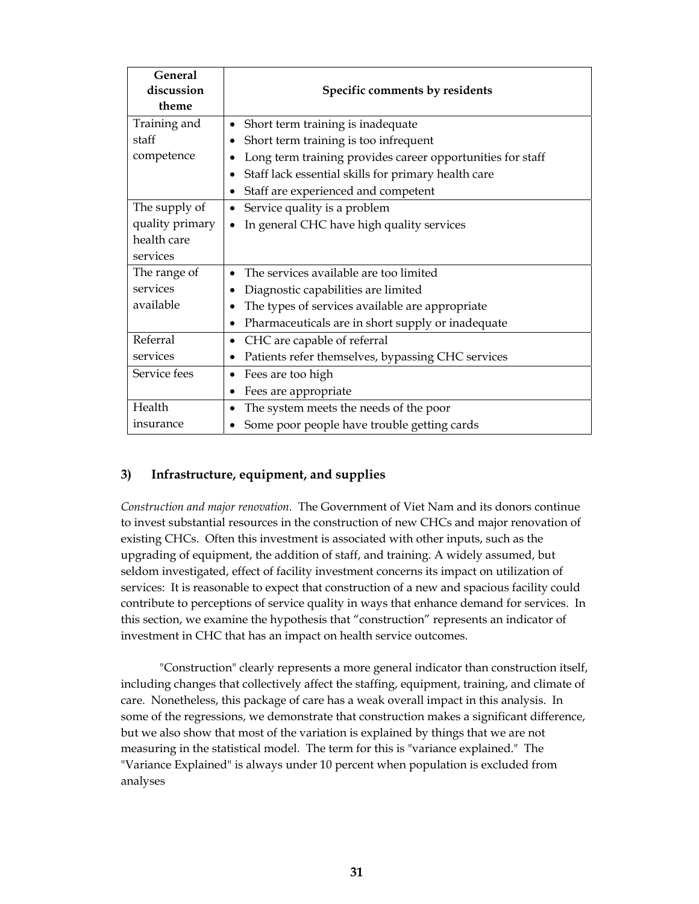| General discussion theme | Specific comments by residents |
|---|---|
| Training and staff competence | • Short term training is inadequate<br>• Short term training is too infrequent<br>• Long term training provides career opportunities for staff<br>• Staff lack essential skills for primary health care<br>• Staff are experienced and competent |
| The supply of quality primary health care services | • Service quality is a problem<br>• In general CHC have high quality services |
| The range of services available | • The services available are too limited<br>• Diagnostic capabilities are limited<br>• The types of services available are appropriate<br>• Pharmaceuticals are in short supply or inadequate |
| Referral services | • CHC are capable of referral<br>• Patients refer themselves, bypassing CHC services |
| Service fees | • Fees are too high<br>• Fees are appropriate |
| Health insurance | • The system meets the needs of the poor<br>• Some poor people have trouble getting cards |

### 3) Infrastructure, equipment, and supplies

*Construction and major renovation.* The Government of Viet Nam and its donors continue to invest substantial resources in the construction of new CHCs and major renovation of existing CHCs. Often this investment is associated with other inputs, such as the upgrading of equipment, the addition of staff, and training. A widely assumed, but seldom investigated, effect of facility investment concerns its impact on utilization of services: It is reasonable to expect that construction of a new and spacious facility could contribute to perceptions of service quality in ways that enhance demand for services. In this section, we examine the hypothesis that "construction" represents an indicator of investment in CHC that has an impact on health service outcomes.

"Construction" clearly represents a more general indicator than construction itself, including changes that collectively affect the staffing, equipment, training, and climate of care. Nonetheless, this package of care has a weak overall impact in this analysis. In some of the regressions, we demonstrate that construction makes a significant difference, but we also show that most of the variation is explained by things that we are not measuring in the statistical model. The term for this is "variance explained." The "Variance Explained" is always under 10 percent when population is excluded from analyses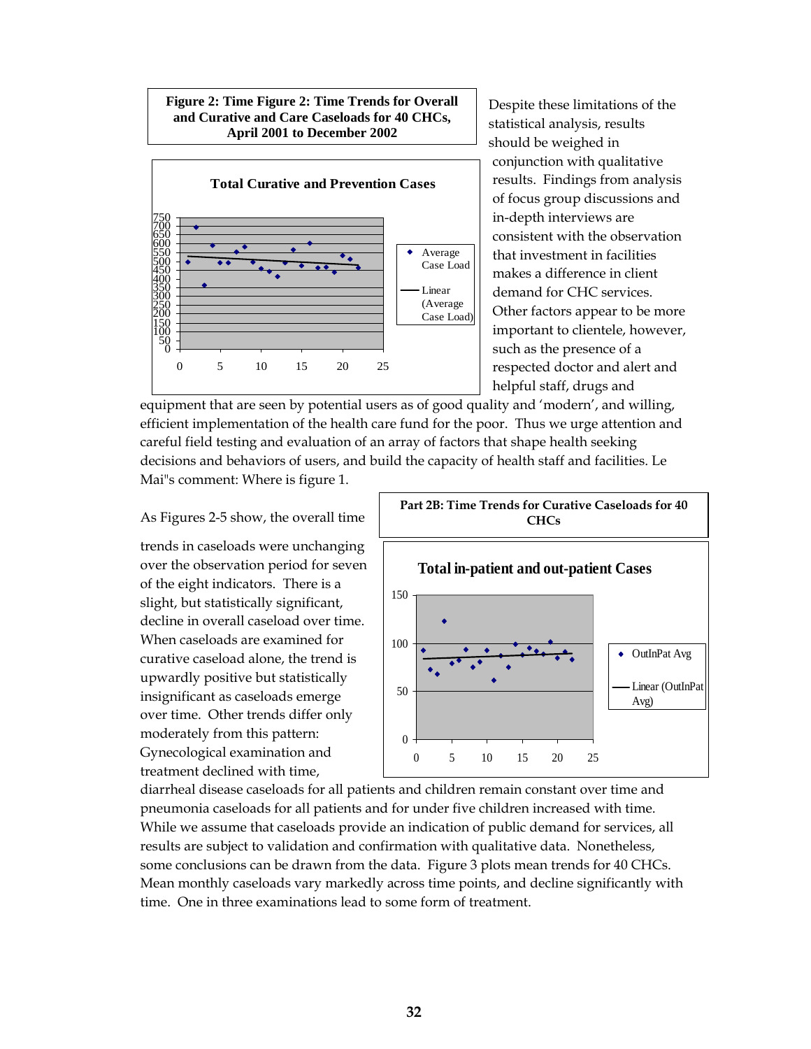**Figure 2: Time Figure 2: Time Trends for Overall and Curative and Care Caseloads for 40 CHCs, April 2001 to December 2002**

Total Curative and Prevention Cases

Despite these limitations of the statistical analysis, results should be weighed in conjunction with qualitative results. Findings from analysis of focus group discussions and in-depth interviews are consistent with the observation that investment in facilities makes a difference in client demand for CHC services. Other factors appear to be more important to clientele, however, such as the presence of a respected doctor and alert and helpful staff, drugs and equipment that are seen by potential users as of good quality and 'modern', and willing, efficient implementation of the health care fund for the poor. Thus we urge attention and careful field testing and evaluation of an array of factors that shape health seeking decisions and behaviors of users, and build the capacity of health staff and facilities. Le Mai"s comment: Where is figure 1.

**Part 2B: Time Trends for Curative Caseloads for 40 CHCs**

Total in-patient and out-patient Cases

As Figures 2-5 show, the overall time trends in caseloads were unchanging over the observation period for seven of the eight indicators. There is a slight, but statistically significant, decline in overall caseload over time. When caseloads are examined for curative caseload alone, the trend is upwardly positive but statistically insignificant as caseloads emerge over time. Other trends differ only moderately from this pattern: Gynecological examination and treatment declined with time, diarrheal disease caseloads for all patients and children remain constant over time and pneumonia caseloads for all patients and for under five children increased with time. While we assume that caseloads provide an indication of public demand for services, all results are subject to validation and confirmation with qualitative data. Nonetheless, some conclusions can be drawn from the data. Figure 3 plots mean trends for 40 CHCs. Mean monthly caseloads vary markedly across time points, and decline significantly with time. One in three examinations lead to some form of treatment.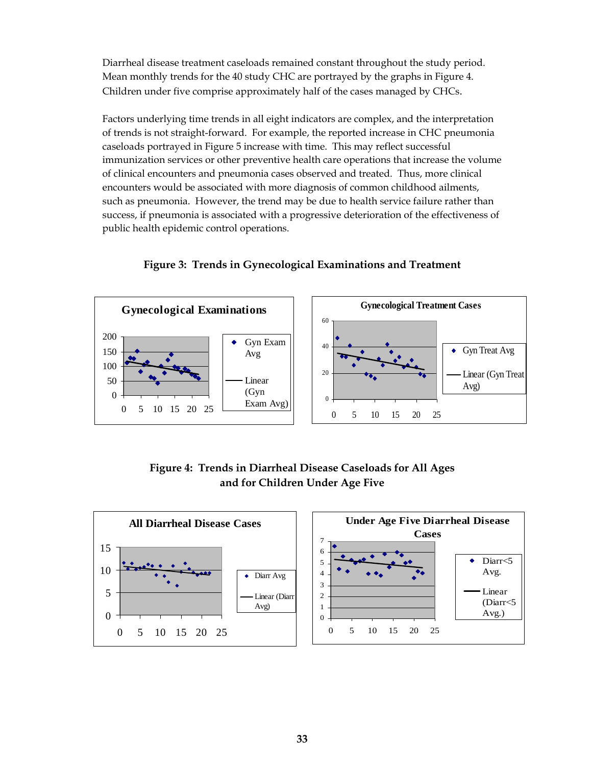Diarrheal disease treatment caseloads remained constant throughout the study period. Mean monthly trends for the 40 study CHC are portrayed by the graphs in Figure 4. Children under five comprise approximately half of the cases managed by CHCs.

Factors underlying time trends in all eight indicators are complex, and the interpretation of trends is not straight-forward. For example, the reported increase in CHC pneumonia caseloads portrayed in Figure 5 increase with time. This may reflect successful immunization services or other preventive health care operations that increase the volume of clinical encounters and pneumonia cases observed and treated. Thus, more clinical encounters would be associated with more diagnosis of common childhood ailments, such as pneumonia. However, the trend may be due to health service failure rather than success, if pneumonia is associated with a progressive deterioration of the effectiveness of public health epidemic control operations.

**Figure 3: Trends in Gynecological Examinations and Treatment**

**Figure 4: Trends in Diarrheal Disease Caseloads for All Ages and for Children Under Age Five**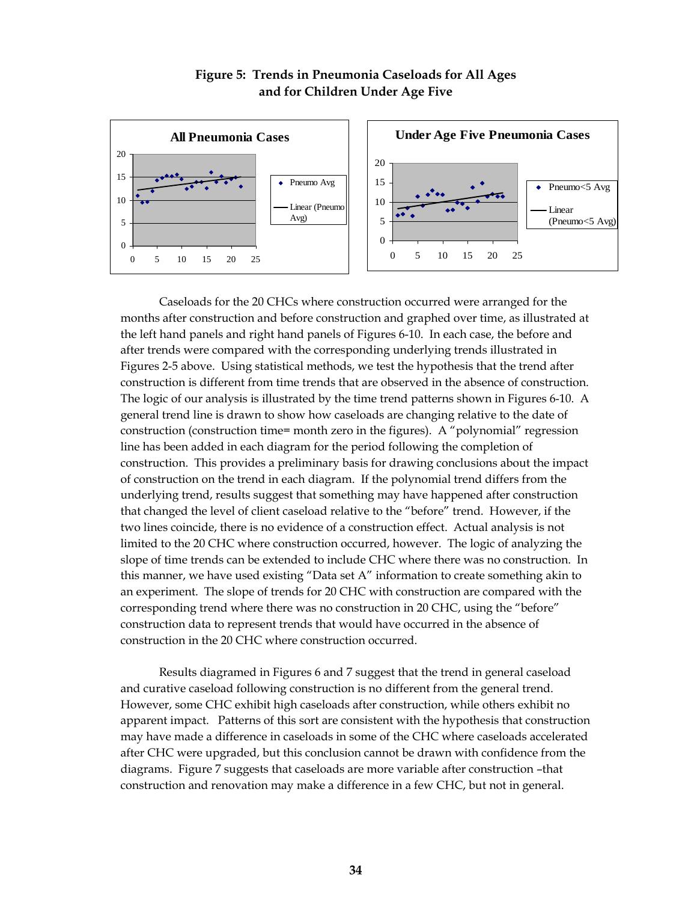**Figure 5: Trends in Pneumonia Caseloads for All Ages and for Children Under Age Five**

Caseloads for the 20 CHCs where construction occurred were arranged for the months after construction and before construction and graphed over time, as illustrated at the left hand panels and right hand panels of Figures 6-10. In each case, the before and after trends were compared with the corresponding underlying trends illustrated in Figures 2-5 above. Using statistical methods, we test the hypothesis that the trend after construction is different from time trends that are observed in the absence of construction. The logic of our analysis is illustrated by the time trend patterns shown in Figures 6-10. A general trend line is drawn to show how caseloads are changing relative to the date of construction (construction time= month zero in the figures). A "polynomial" regression line has been added in each diagram for the period following the completion of construction. This provides a preliminary basis for drawing conclusions about the impact of construction on the trend in each diagram. If the polynomial trend differs from the underlying trend, results suggest that something may have happened after construction that changed the level of client caseload relative to the "before" trend. However, if the two lines coincide, there is no evidence of a construction effect. Actual analysis is not limited to the 20 CHC where construction occurred, however. The logic of analyzing the slope of time trends can be extended to include CHC where there was no construction. In this manner, we have used existing "Data set A" information to create something akin to an experiment. The slope of trends for 20 CHC with construction are compared with the corresponding trend where there was no construction in 20 CHC, using the "before" construction data to represent trends that would have occurred in the absence of construction in the 20 CHC where construction occurred.

Results diagramed in Figures 6 and 7 suggest that the trend in general caseload and curative caseload following construction is no different from the general trend. However, some CHC exhibit high caseloads after construction, while others exhibit no apparent impact. Patterns of this sort are consistent with the hypothesis that construction may have made a difference in caseloads in some of the CHC where caseloads accelerated after CHC were upgraded, but this conclusion cannot be drawn with confidence from the diagrams. Figure 7 suggests that caseloads are more variable after construction –that construction and renovation may make a difference in a few CHC, but not in general.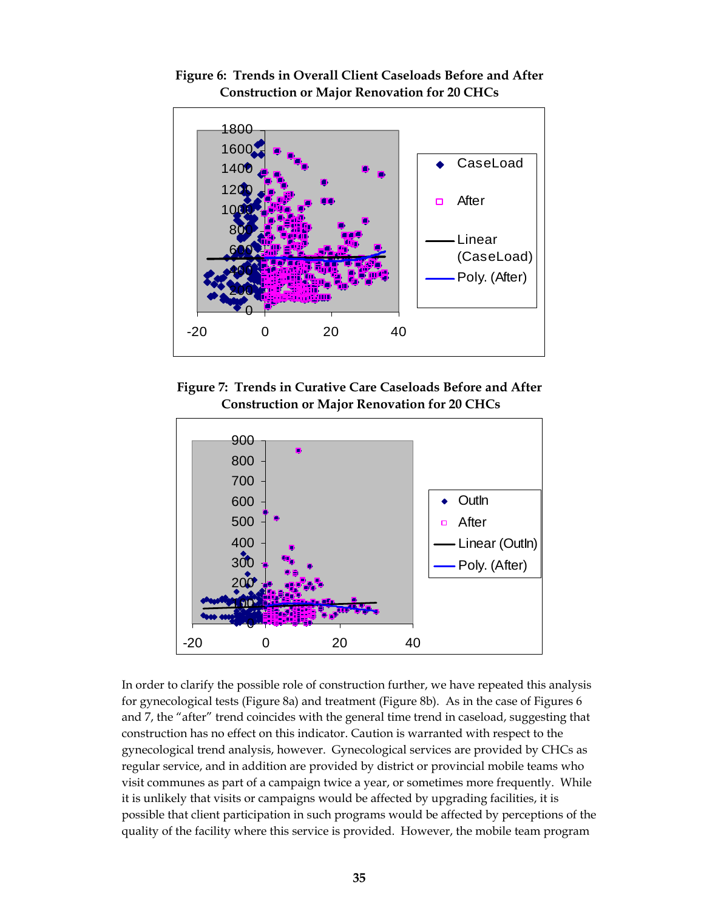**Figure 6: Trends in Overall Client Caseloads Before and After Construction or Major Renovation for 20 CHCs**

**Figure 7: Trends in Curative Care Caseloads Before and After Construction or Major Renovation for 20 CHCs**

In order to clarify the possible role of construction further, we have repeated this analysis for gynecological tests (Figure 8a) and treatment (Figure 8b). As in the case of Figures 6 and 7, the "after" trend coincides with the general time trend in caseload, suggesting that construction has no effect on this indicator. Caution is warranted with respect to the gynecological trend analysis, however. Gynecological services are provided by CHCs as regular service, and in addition are provided by district or provincial mobile teams who visit communes as part of a campaign twice a year, or sometimes more frequently. While it is unlikely that visits or campaigns would be affected by upgrading facilities, it is possible that client participation in such programs would be affected by perceptions of the quality of the facility where this service is provided. However, the mobile team program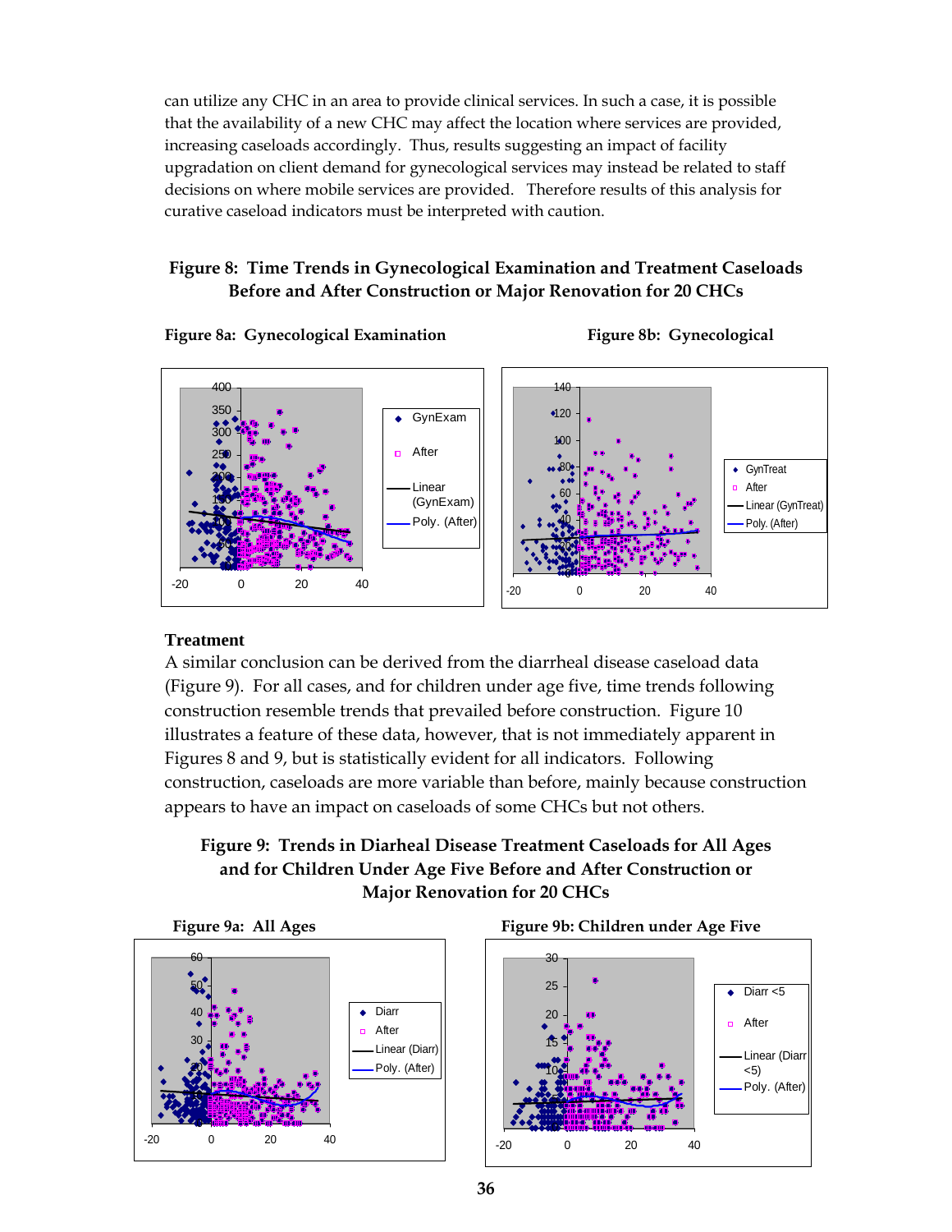can utilize any CHC in an area to provide clinical services. In such a case, it is possible that the availability of a new CHC may affect the location where services are provided, increasing caseloads accordingly. Thus, results suggesting an impact of facility upgradation on client demand for gynecological services may instead be related to staff decisions on where mobile services are provided. Therefore results of this analysis for curative caseload indicators must be interpreted with caution.

**Figure 8: Time Trends in Gynecological Examination and Treatment Caseloads Before and After Construction or Major Renovation for 20 CHCs**

**Figure 8a: Gynecological Examination**

**Figure 8b: Gynecological Treatment**

**Treatment**

A similar conclusion can be derived from the diarrheal disease caseload data (Figure 9). For all cases, and for children under age five, time trends following construction resemble trends that prevailed before construction. Figure 10 illustrates a feature of these data, however, that is not immediately apparent in Figures 8 and 9, but is statistically evident for all indicators. Following construction, caseloads are more variable than before, mainly because construction appears to have an impact on caseloads of some CHCs but not others.

**Figure 9: Trends in Diarheal Disease Treatment Caseloads for All Ages and for Children Under Age Five Before and After Construction or Major Renovation for 20 CHCs**

**Figure 9a: All Ages**

**Figure 9b: Children under Age Five**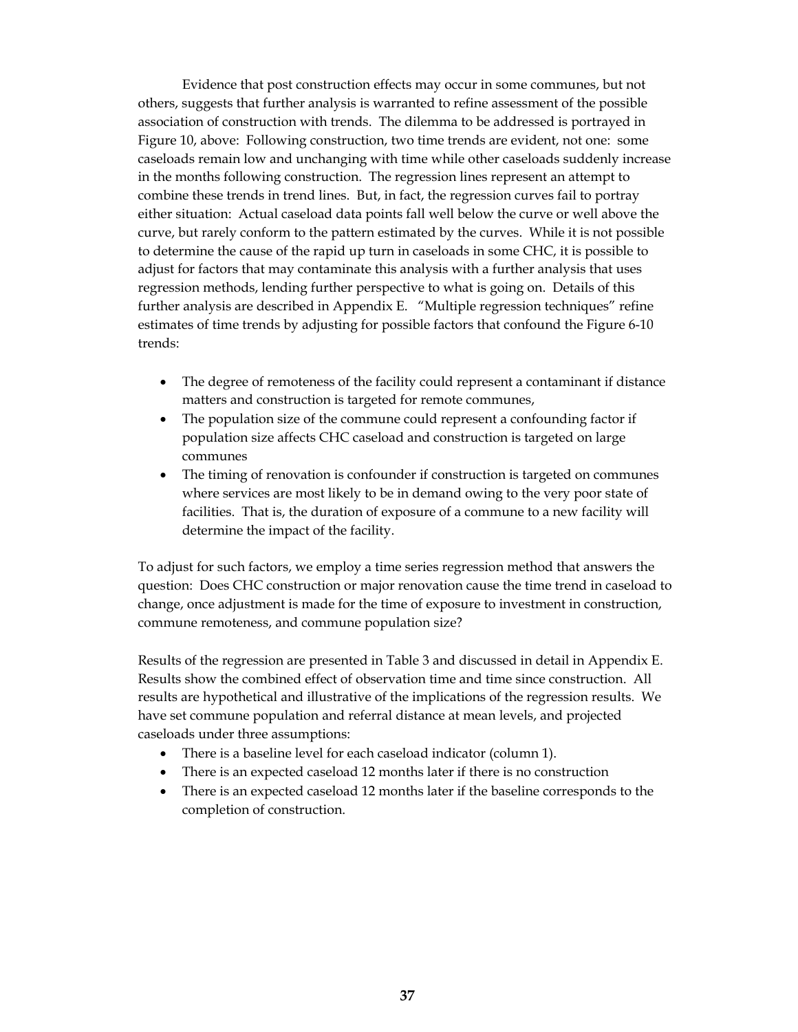Evidence that post construction effects may occur in some communes, but not others, suggests that further analysis is warranted to refine assessment of the possible association of construction with trends. The dilemma to be addressed is portrayed in Figure 10, above: Following construction, two time trends are evident, not one: some caseloads remain low and unchanging with time while other caseloads suddenly increase in the months following construction. The regression lines represent an attempt to combine these trends in trend lines. But, in fact, the regression curves fail to portray either situation: Actual caseload data points fall well below the curve or well above the curve, but rarely conform to the pattern estimated by the curves. While it is not possible to determine the cause of the rapid up turn in caseloads in some CHC, it is possible to adjust for factors that may contaminate this analysis with a further analysis that uses regression methods, lending further perspective to what is going on. Details of this further analysis are described in Appendix E. "Multiple regression techniques" refine estimates of time trends by adjusting for possible factors that confound the Figure 6-10 trends:

- The degree of remoteness of the facility could represent a contaminant if distance matters and construction is targeted for remote communes,
- The population size of the commune could represent a confounding factor if population size affects CHC caseload and construction is targeted on large communes
- The timing of renovation is confounder if construction is targeted on communes where services are most likely to be in demand owing to the very poor state of facilities. That is, the duration of exposure of a commune to a new facility will determine the impact of the facility.

To adjust for such factors, we employ a time series regression method that answers the question: Does CHC construction or major renovation cause the time trend in caseload to change, once adjustment is made for the time of exposure to investment in construction, commune remoteness, and commune population size?

Results of the regression are presented in Table 3 and discussed in detail in Appendix E. Results show the combined effect of observation time and time since construction. All results are hypothetical and illustrative of the implications of the regression results. We have set commune population and referral distance at mean levels, and projected caseloads under three assumptions:

- There is a baseline level for each caseload indicator (column 1).
- There is an expected caseload 12 months later if there is no construction
- There is an expected caseload 12 months later if the baseline corresponds to the completion of construction.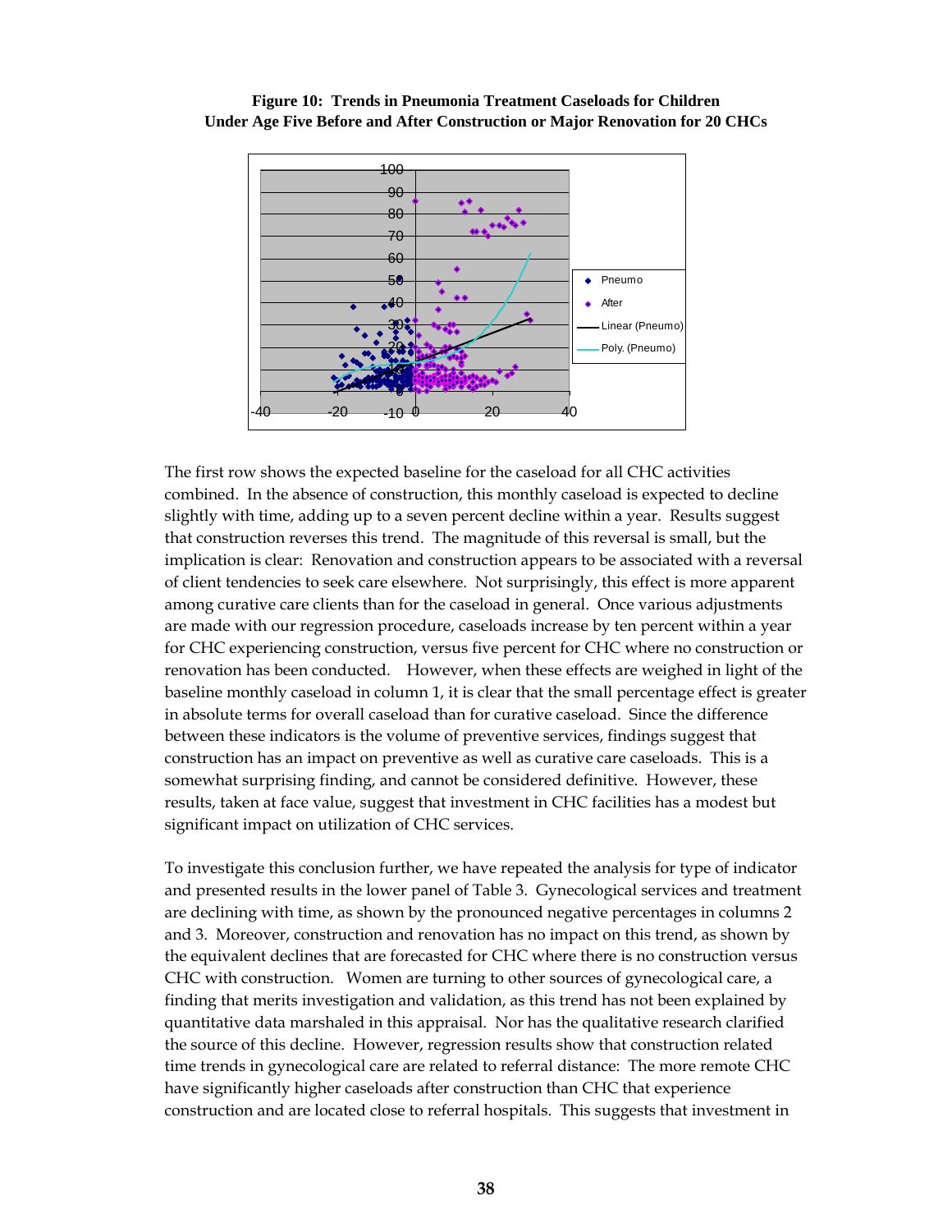**Figure 10: Trends in Pneumonia Treatment Caseloads for Children Under Age Five Before and After Construction or Major Renovation for 20 CHCs**

The first row shows the expected baseline for the caseload for all CHC activities combined. In the absence of construction, this monthly caseload is expected to decline slightly with time, adding up to a seven percent decline within a year. Results suggest that construction reverses this trend. The magnitude of this reversal is small, but the implication is clear: Renovation and construction appears to be associated with a reversal of client tendencies to seek care elsewhere. Not surprisingly, this effect is more apparent among curative care clients than for the caseload in general. Once various adjustments are made with our regression procedure, caseloads increase by ten percent within a year for CHC experiencing construction, versus five percent for CHC where no construction or renovation has been conducted. However, when these effects are weighed in light of the baseline monthly caseload in column 1, it is clear that the small percentage effect is greater in absolute terms for overall caseload than for curative caseload. Since the difference between these indicators is the volume of preventive services, findings suggest that construction has an impact on preventive as well as curative care caseloads. This is a somewhat surprising finding, and cannot be considered definitive. However, these results, taken at face value, suggest that investment in CHC facilities has a modest but significant impact on utilization of CHC services.

To investigate this conclusion further, we have repeated the analysis for type of indicator and presented results in the lower panel of Table 3. Gynecological services and treatment are declining with time, as shown by the pronounced negative percentages in columns 2 and 3. Moreover, construction and renovation has no impact on this trend, as shown by the equivalent declines that are forecasted for CHC where there is no construction versus CHC with construction. Women are turning to other sources of gynecological care, a finding that merits investigation and validation, as this trend has not been explained by quantitative data marshaled in this appraisal. Nor has the qualitative research clarified the source of this decline. However, regression results show that construction related time trends in gynecological care are related to referral distance: The more remote CHC have significantly higher caseloads after construction than CHC that experience construction and are located close to referral hospitals. This suggests that investment in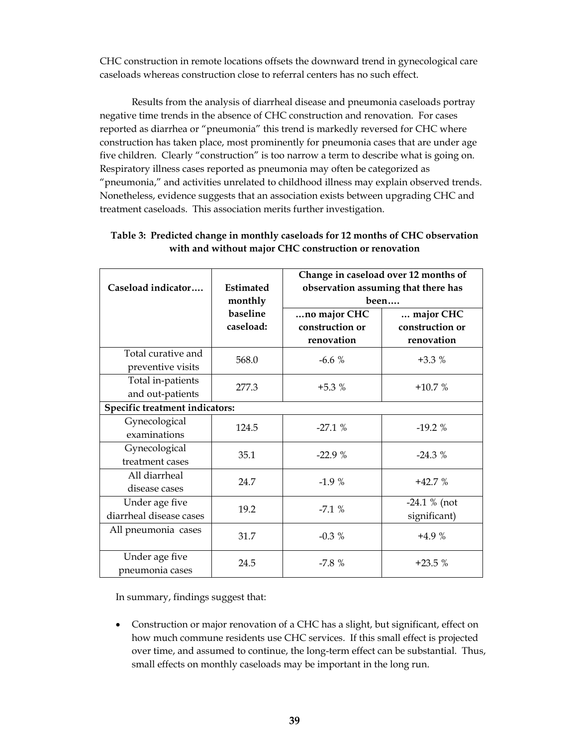CHC construction in remote locations offsets the downward trend in gynecological care caseloads whereas construction close to referral centers has no such effect.

Results from the analysis of diarrheal disease and pneumonia caseloads portray negative time trends in the absence of CHC construction and renovation. For cases reported as diarrhea or "pneumonia" this trend is markedly reversed for CHC where construction has taken place, most prominently for pneumonia cases that are under age five children. Clearly "construction" is too narrow a term to describe what is going on. Respiratory illness cases reported as pneumonia may often be categorized as "pneumonia," and activities unrelated to childhood illness may explain observed trends. Nonetheless, evidence suggests that an association exists between upgrading CHC and treatment caseloads. This association merits further investigation.

**Table 3: Predicted change in monthly caseloads for 12 months of CHC observation with and without major CHC construction or renovation**

| Caseload indicator…. | Estimated monthly baseline caseload: | Change in caseload over 12 months of observation assuming that there has been…. | |
|---|---|---|---|
| | | …no major CHC construction or renovation | … major CHC construction or renovation |
| Total curative and preventive visits | 568.0 | -6.6 % | +3.3 % |
| Total in-patients and out-patients | 277.3 | +5.3 % | +10.7 % |
| **Specific treatment indicators:** | | | |
| Gynecological examinations | 124.5 | -27.1 % | -19.2 % |
| Gynecological treatment cases | 35.1 | -22.9 % | -24.3 % |
| All diarrheal disease cases | 24.7 | -1.9 % | +42.7 % |
| Under age five diarrheal disease cases | 19.2 | -7.1 % | -24.1 % (not significant) |
| All pneumonia cases | 31.7 | -0.3 % | +4.9 % |
| Under age five pneumonia cases | 24.5 | -7.8 % | +23.5 % |

In summary, findings suggest that:

- Construction or major renovation of a CHC has a slight, but significant, effect on how much commune residents use CHC services. If this small effect is projected over time, and assumed to continue, the long-term effect can be substantial. Thus, small effects on monthly caseloads may be important in the long run.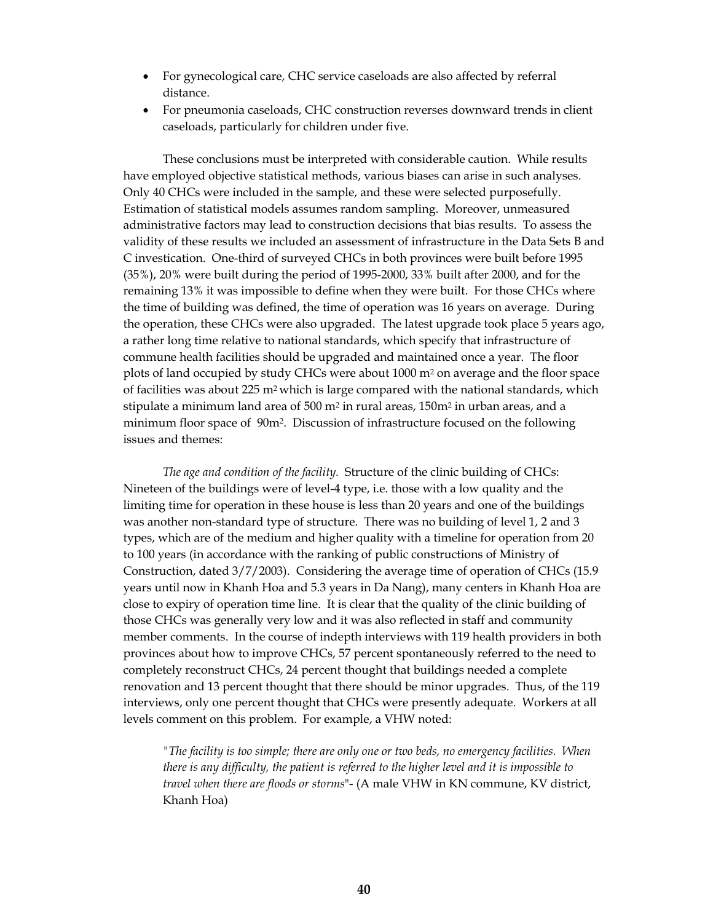- For gynecological care, CHC service caseloads are also affected by referral distance.
- For pneumonia caseloads, CHC construction reverses downward trends in client caseloads, particularly for children under five.

These conclusions must be interpreted with considerable caution. While results have employed objective statistical methods, various biases can arise in such analyses. Only 40 CHCs were included in the sample, and these were selected purposefully. Estimation of statistical models assumes random sampling. Moreover, unmeasured administrative factors may lead to construction decisions that bias results. To assess the validity of these results we included an assessment of infrastructure in the Data Sets B and C investication. One-third of surveyed CHCs in both provinces were built before 1995 (35%), 20% were built during the period of 1995-2000, 33% built after 2000, and for the remaining 13% it was impossible to define when they were built. For those CHCs where the time of building was defined, the time of operation was 16 years on average. During the operation, these CHCs were also upgraded. The latest upgrade took place 5 years ago, a rather long time relative to national standards, which specify that infrastructure of commune health facilities should be upgraded and maintained once a year. The floor plots of land occupied by study CHCs were about 1000 m$^2$ on average and the floor space of facilities was about 225 m$^2$ which is large compared with the national standards, which stipulate a minimum land area of 500 m$^2$ in rural areas, 150m$^2$ in urban areas, and a minimum floor space of 90m$^2$. Discussion of infrastructure focused on the following issues and themes:

*The age and condition of the facility.* Structure of the clinic building of CHCs: Nineteen of the buildings were of level-4 type, i.e. those with a low quality and the limiting time for operation in these house is less than 20 years and one of the buildings was another non-standard type of structure. There was no building of level 1, 2 and 3 types, which are of the medium and higher quality with a timeline for operation from 20 to 100 years (in accordance with the ranking of public constructions of Ministry of Construction, dated 3/7/2003). Considering the average time of operation of CHCs (15.9 years until now in Khanh Hoa and 5.3 years in Da Nang), many centers in Khanh Hoa are close to expiry of operation time line. It is clear that the quality of the clinic building of those CHCs was generally very low and it was also reflected in staff and community member comments. In the course of indepth interviews with 119 health providers in both provinces about how to improve CHCs, 57 percent spontaneously referred to the need to completely reconstruct CHCs, 24 percent thought that buildings needed a complete renovation and 13 percent thought that there should be minor upgrades. Thus, of the 119 interviews, only one percent thought that CHCs were presently adequate. Workers at all levels comment on this problem. For example, a VHW noted:

> "*The facility is too simple; there are only one or two beds, no emergency facilities. When there is any difficulty, the patient is referred to the higher level and it is impossible to travel when there are floods or storms*"- (A male VHW in KN commune, KV district, Khanh Hoa)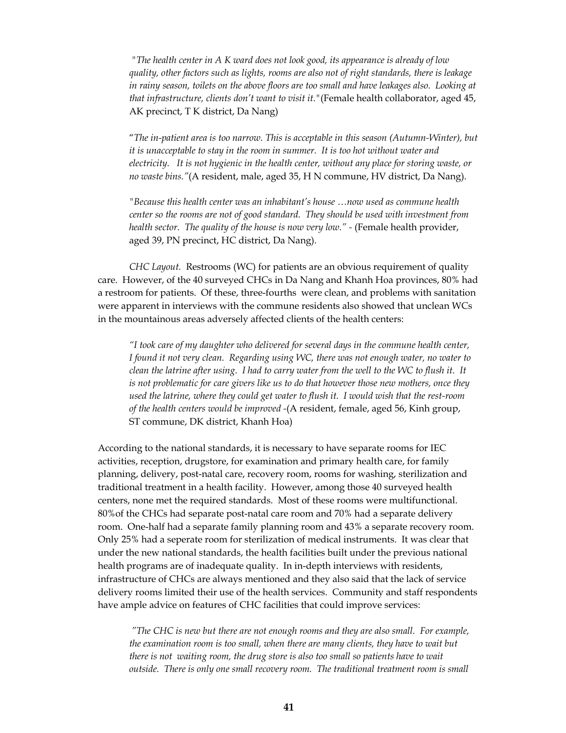> "*The health center in A K ward does not look good, its appearance is already of low quality, other factors such as lights, rooms are also not of right standards, there is leakage in rainy season, toilets on the above floors are too small and have leakages also. Looking at that infrastructure, clients don't want to visit it.*"(Female health collaborator, aged 45, AK precinct, T K district, Da Nang)

> "*The in-patient area is too narrow. This is acceptable in this season (Autumn-Winter), but it is unacceptable to stay in the room in summer. It is too hot without water and electricity. It is not hygienic in the health center, without any place for storing waste, or no waste bins.*"(A resident, male, aged 35, H N commune, HV district, Da Nang).

> "*Because this health center was an inhabitant's house …now used as commune health center so the rooms are not of good standard. They should be used with investment from health sector. The quality of the house is now very low.*" - (Female health provider, aged 39, PN precinct, HC district, Da Nang).

*CHC Layout.* Restrooms (WC) for patients are an obvious requirement of quality care. However, of the 40 surveyed CHCs in Da Nang and Khanh Hoa provinces, 80% had a restroom for patients. Of these, three-fourths were clean, and problems with sanitation were apparent in interviews with the commune residents also showed that unclean WCs in the mountainous areas adversely affected clients of the health centers:

> "*I took care of my daughter who delivered for several days in the commune health center, I found it not very clean. Regarding using WC, there was not enough water, no water to clean the latrine after using. I had to carry water from the well to the WC to flush it. It is not problematic for care givers like us to do that however those new mothers, once they used the latrine, where they could get water to flush it. I would wish that the rest-room of the health centers would be improved* -(A resident, female, aged 56, Kinh group, ST commune, DK district, Khanh Hoa)

According to the national standards, it is necessary to have separate rooms for IEC activities, reception, drugstore, for examination and primary health care, for family planning, delivery, post-natal care, recovery room, rooms for washing, sterilization and traditional treatment in a health facility. However, among those 40 surveyed health centers, none met the required standards. Most of these rooms were multifunctional. 80%of the CHCs had separate post-natal care room and 70% had a separate delivery room. One-half had a separate family planning room and 43% a separate recovery room. Only 25% had a seperate room for sterilization of medical instruments. It was clear that under the new national standards, the health facilities built under the previous national health programs are of inadequate quality. In in-depth interviews with residents, infrastructure of CHCs are always mentioned and they also said that the lack of service delivery rooms limited their use of the health services. Community and staff respondents have ample advice on features of CHC facilities that could improve services:

> "*The CHC is new but there are not enough rooms and they are also small. For example, the examination room is too small, when there are many clients, they have to wait but there is not waiting room, the drug store is also too small so patients have to wait outside. There is only one small recovery room. The traditional treatment room is small*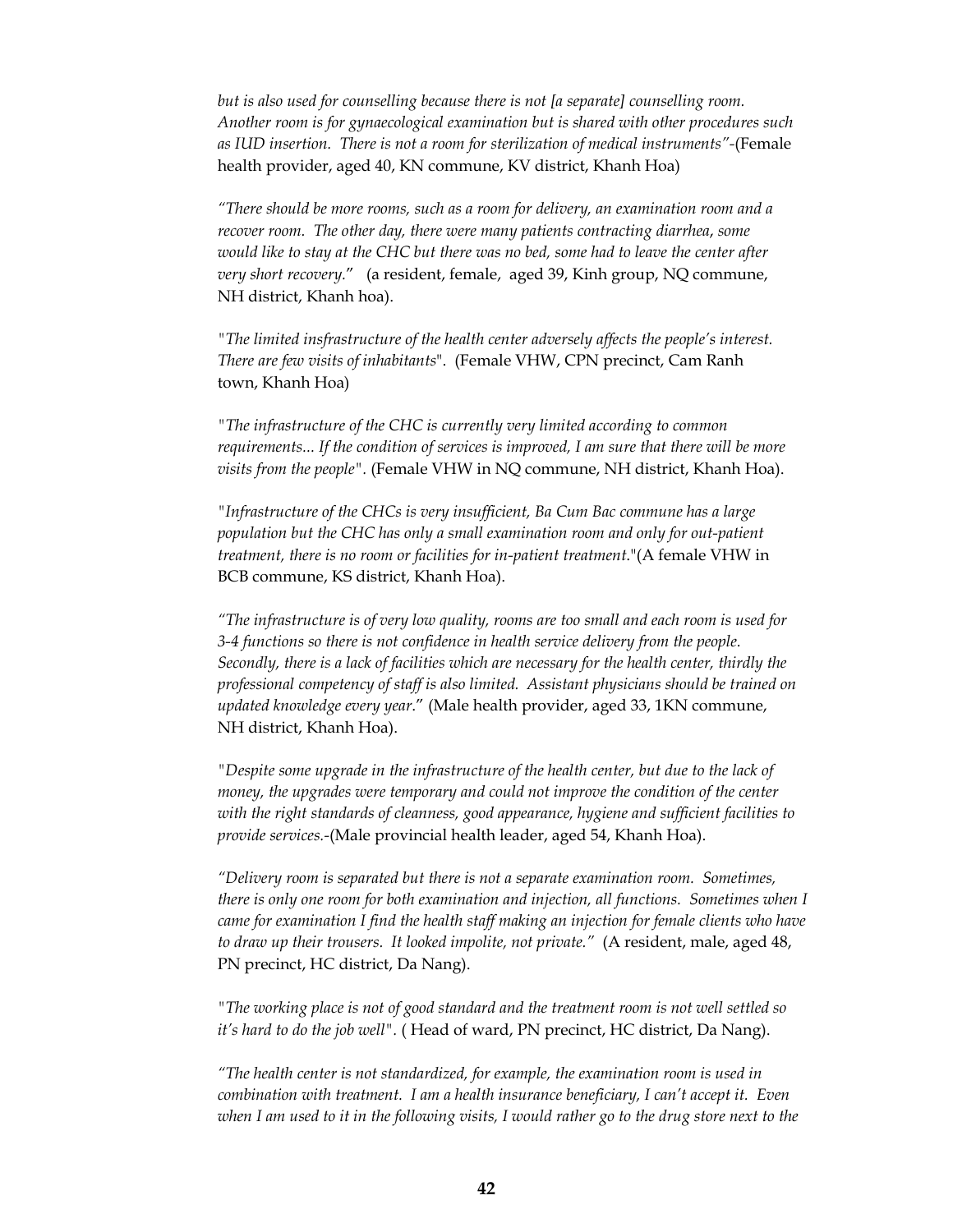*but is also used for counselling because there is not [a separate] counselling room. Another room is for gynaecological examination but is shared with other procedures such as IUD insertion. There is not a room for sterilization of medical instruments"*-(Female health provider, aged 40, KN commune, KV district, Khanh Hoa)

*"There should be more rooms, such as a room for delivery, an examination room and a recover room. The other day, there were many patients contracting diarrhea, some would like to stay at the CHC but there was no bed, some had to leave the center after very short recovery."* (a resident, female, aged 39, Kinh group, NQ commune, NH district, Khanh hoa).

*"The limited insfrastructure of the health center adversely affects the people's interest. There are few visits of inhabitants".* (Female VHW, CPN precinct, Cam Ranh town, Khanh Hoa)

*"The infrastructure of the CHC is currently very limited according to common requirements... If the condition of services is improved, I am sure that there will be more visits from the people".* (Female VHW in NQ commune, NH district, Khanh Hoa).

*"Infrastructure of the CHCs is very insufficient, Ba Cum Bac commune has a large population but the CHC has only a small examination room and only for out-patient treatment, there is no room or facilities for in-patient treatment."*(A female VHW in BCB commune, KS district, Khanh Hoa).

*"The infrastructure is of very low quality, rooms are too small and each room is used for 3-4 functions so there is not confidence in health service delivery from the people. Secondly, there is a lack of facilities which are necessary for the health center, thirdly the professional competency of staff is also limited. Assistant physicians should be trained on updated knowledge every year."* (Male health provider, aged 33, 1KN commune, NH district, Khanh Hoa).

*"Despite some upgrade in the infrastructure of the health center, but due to the lack of money, the upgrades were temporary and could not improve the condition of the center with the right standards of cleanness, good appearance, hygiene and sufficient facilities to provide services.*-(Male provincial health leader, aged 54, Khanh Hoa).

*"Delivery room is separated but there is not a separate examination room. Sometimes, there is only one room for both examination and injection, all functions. Sometimes when I came for examination I find the health staff making an injection for female clients who have to draw up their trousers. It looked impolite, not private."* (A resident, male, aged 48, PN precinct, HC district, Da Nang).

*"The working place is not of good standard and the treatment room is not well settled so it's hard to do the job well".* ( Head of ward, PN precinct, HC district, Da Nang).

*"The health center is not standardized, for example, the examination room is used in combination with treatment. I am a health insurance beneficiary, I can't accept it. Even when I am used to it in the following visits, I would rather go to the drug store next to the*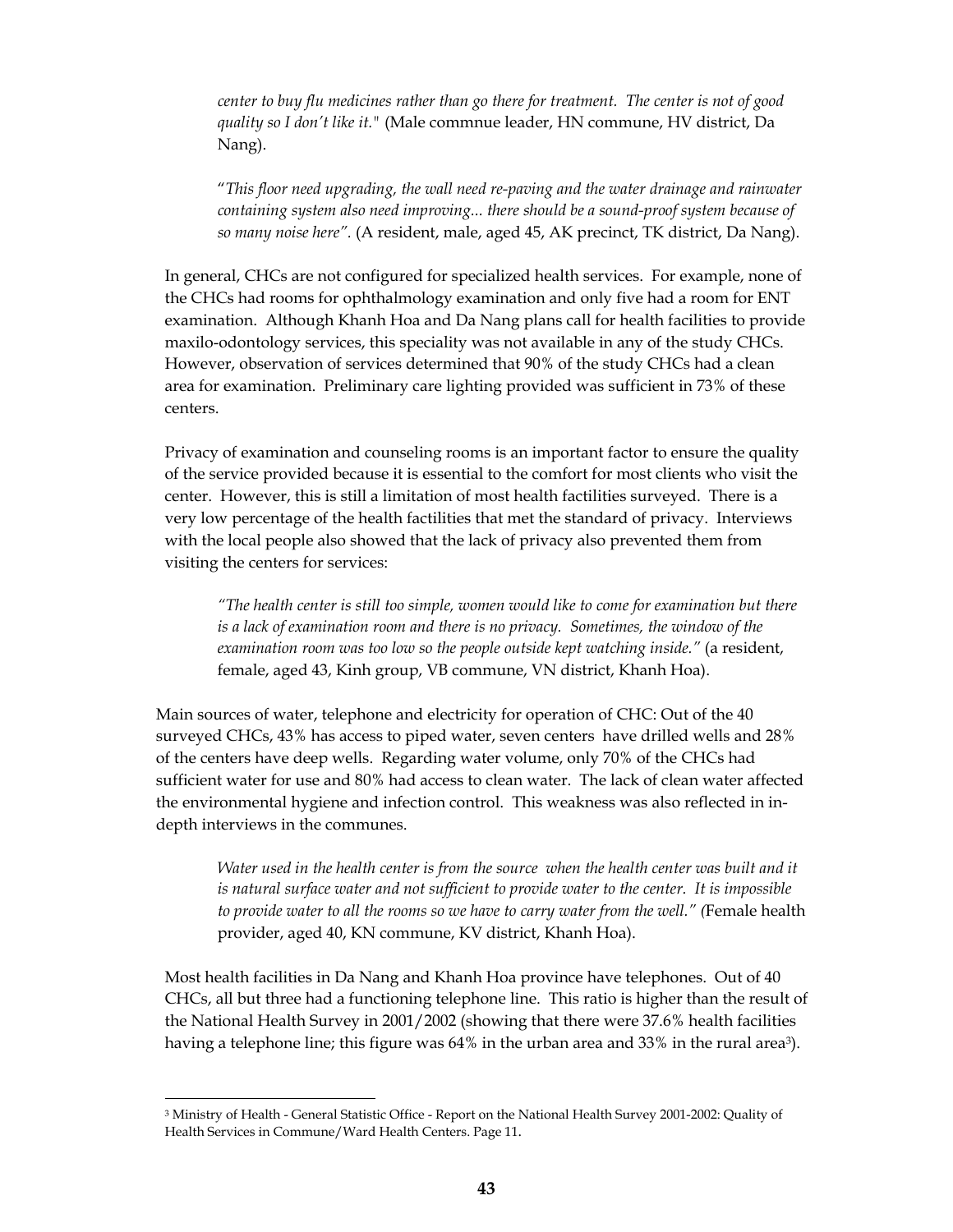*center to buy flu medicines rather than go there for treatment. The center is not of good quality so I don't like it."* (Male commnue leader, HN commune, HV district, Da Nang).

"*This floor need upgrading, the wall need re-paving and the water drainage and rainwater containing system also need improving... there should be a sound-proof system because of so many noise here".* (A resident, male, aged 45, AK precinct, TK district, Da Nang).

In general, CHCs are not configured for specialized health services. For example, none of the CHCs had rooms for ophthalmology examination and only five had a room for ENT examination. Although Khanh Hoa and Da Nang plans call for health facilities to provide maxilo-odontology services, this speciality was not available in any of the study CHCs. However, observation of services determined that 90% of the study CHCs had a clean area for examination. Preliminary care lighting provided was sufficient in 73% of these centers.

Privacy of examination and counseling rooms is an important factor to ensure the quality of the service provided because it is essential to the comfort for most clients who visit the center. However, this is still a limitation of most health factilities surveyed. There is a very low percentage of the health factilities that met the standard of privacy. Interviews with the local people also showed that the lack of privacy also prevented them from visiting the centers for services:

*"The health center is still too simple, women would like to come for examination but there is a lack of examination room and there is no privacy. Sometimes, the window of the examination room was too low so the people outside kept watching inside."* (a resident, female, aged 43, Kinh group, VB commune, VN district, Khanh Hoa).

Main sources of water, telephone and electricity for operation of CHC: Out of the 40 surveyed CHCs, 43% has access to piped water, seven centers have drilled wells and 28% of the centers have deep wells. Regarding water volume, only 70% of the CHCs had sufficient water for use and 80% had access to clean water. The lack of clean water affected the environmental hygiene and infection control. This weakness was also reflected in in-depth interviews in the communes.

*Water used in the health center is from the source when the health center was built and it is natural surface water and not sufficient to provide water to the center. It is impossible to provide water to all the rooms so we have to carry water from the well." (*Female health provider, aged 40, KN commune, KV district, Khanh Hoa).

Most health facilities in Da Nang and Khanh Hoa province have telephones. Out of 40 CHCs, all but three had a functioning telephone line. This ratio is higher than the result of the National Health Survey in 2001/2002 (showing that there were 37.6% health facilities having a telephone line; this figure was 64% in the urban area and 33% in the rural area[3]).

[3] Ministry of Health - General Statistic Office - Report on the National Health Survey 2001-2002: Quality of Health Services in Commune/Ward Health Centers. Page 11.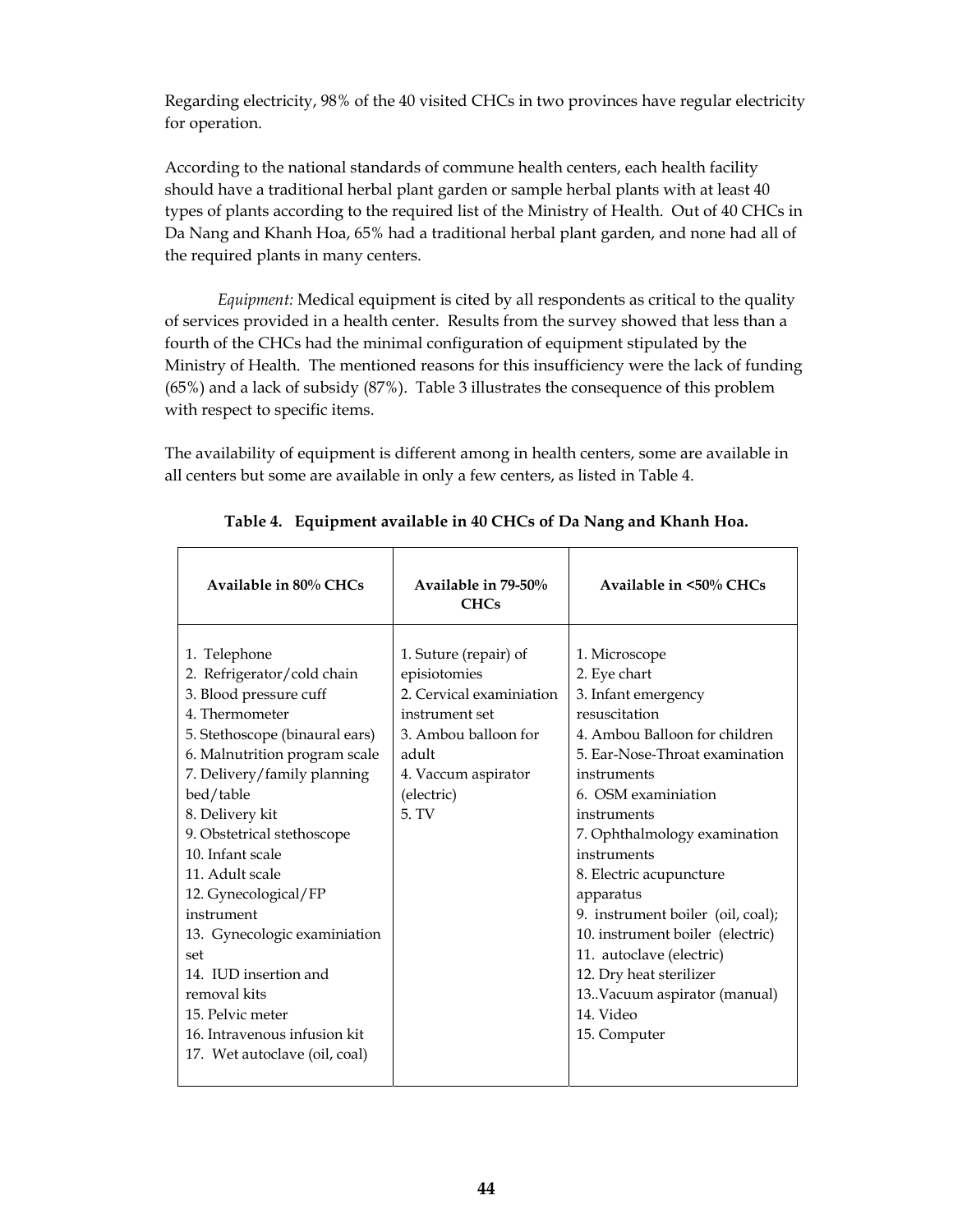Regarding electricity, 98% of the 40 visited CHCs in two provinces have regular electricity for operation.

According to the national standards of commune health centers, each health facility should have a traditional herbal plant garden or sample herbal plants with at least 40 types of plants according to the required list of the Ministry of Health. Out of 40 CHCs in Da Nang and Khanh Hoa, 65% had a traditional herbal plant garden, and none had all of the required plants in many centers.

*Equipment:* Medical equipment is cited by all respondents as critical to the quality of services provided in a health center. Results from the survey showed that less than a fourth of the CHCs had the minimal configuration of equipment stipulated by the Ministry of Health. The mentioned reasons for this insufficiency were the lack of funding (65%) and a lack of subsidy (87%). Table 3 illustrates the consequence of this problem with respect to specific items.

The availability of equipment is different among in health centers, some are available in all centers but some are available in only a few centers, as listed in Table 4.

**Table 4. Equipment available in 40 CHCs of Da Nang and Khanh Hoa.**

| Available in 80% CHCs | Available in 79-50% CHCs | Available in <50% CHCs |
|---|---|---|
| 1. Telephone | 1. Suture (repair) of episiotomies | 1. Microscope |
| 2. Refrigerator/cold chain | 2. Cervical examiniation instrument set | 2. Eye chart |
| 3. Blood pressure cuff | 3. Ambou balloon for adult | 3. Infant emergency resuscitation |
| 4. Thermometer | 4. Vaccum aspirator (electric) | 4. Ambou Balloon for children |
| 5. Stethoscope (binaural ears) | 5. TV | 5. Ear-Nose-Throat examination instruments |
| 6. Malnutrition program scale | | 6. OSM examiniation instruments |
| 7. Delivery/family planning bed/table | | 7. Ophthalmology examination instruments |
| 8. Delivery kit | | 8. Electric acupuncture apparatus |
| 9. Obstetrical stethoscope | | 9. instrument boiler (oil, coal); |
| 10. Infant scale | | 10. instrument boiler (electric) |
| 11. Adult scale | | 11. autoclave (electric) |
| 12. Gynecological/FP instrument | | 12. Dry heat sterilizer |
| 13. Gynecologic examiniation set | | 13..Vacuum aspirator (manual) |
| 14. IUD insertion and removal kits | | 14. Video |
| 15. Pelvic meter | | 15. Computer |
| 16. Intravenous infusion kit | | |
| 17. Wet autoclave (oil, coal) | | |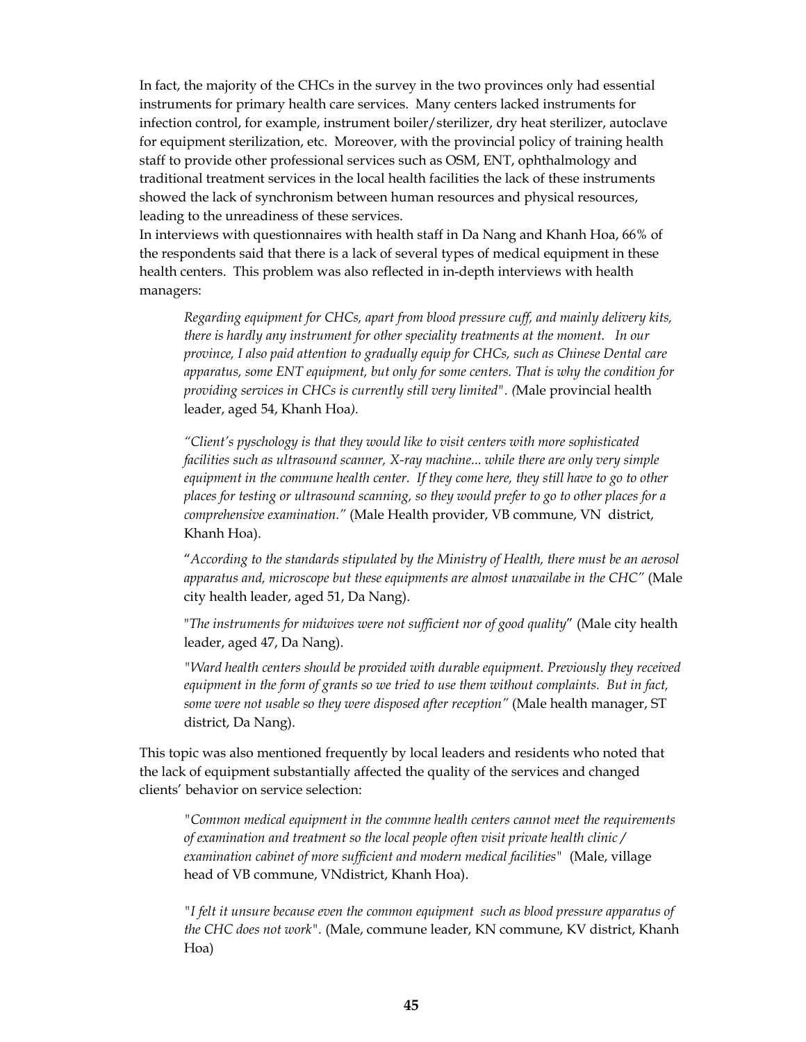In fact, the majority of the CHCs in the survey in the two provinces only had essential instruments for primary health care services. Many centers lacked instruments for infection control, for example, instrument boiler/sterilizer, dry heat sterilizer, autoclave for equipment sterilization, etc. Moreover, with the provincial policy of training health staff to provide other professional services such as OSM, ENT, ophthalmology and traditional treatment services in the local health facilities the lack of these instruments showed the lack of synchronism between human resources and physical resources, leading to the unreadiness of these services.

In interviews with questionnaires with health staff in Da Nang and Khanh Hoa, 66% of the respondents said that there is a lack of several types of medical equipment in these health centers. This problem was also reflected in in-depth interviews with health managers:

> *Regarding equipment for CHCs, apart from blood pressure cuff, and mainly delivery kits, there is hardly any instrument for other speciality treatments at the moment. In our province, I also paid attention to gradually equip for CHCs, such as Chinese Dental care apparatus, some ENT equipment, but only for some centers. That is why the condition for providing services in CHCs is currently still very limited". (*Male provincial health leader, aged 54, Khanh Hoa*).*
>
> *"Client's pyschology is that they would like to visit centers with more sophisticated facilities such as ultrasound scanner, X-ray machine... while there are only very simple equipment in the commune health center. If they come here, they still have to go to other places for testing or ultrasound scanning, so they would prefer to go to other places for a comprehensive examination."* (Male Health provider, VB commune, VN district, Khanh Hoa).
>
> "*According to the standards stipulated by the Ministry of Health, there must be an aerosol apparatus and, microscope but these equipments are almost unavailabe in the CHC"* (Male city health leader, aged 51, Da Nang).
>
> "*The instruments for midwives were not sufficient nor of good quality*" (Male city health leader, aged 47, Da Nang).
>
> *"Ward health centers should be provided with durable equipment. Previously they received equipment in the form of grants so we tried to use them without complaints. But in fact, some were not usable so they were disposed after reception"* (Male health manager, ST district, Da Nang).

This topic was also mentioned frequently by local leaders and residents who noted that the lack of equipment substantially affected the quality of the services and changed clients' behavior on service selection:

> *"Common medical equipment in the commne health centers cannot meet the requirements of examination and treatment so the local people often visit private health clinic / examination cabinet of more sufficient and modern medical facilities"* (Male, village head of VB commune, VNdistrict, Khanh Hoa).
>
> *"I felt it unsure because even the common equipment such as blood pressure apparatus of the CHC does not work".* (Male, commune leader, KN commune, KV district, Khanh Hoa)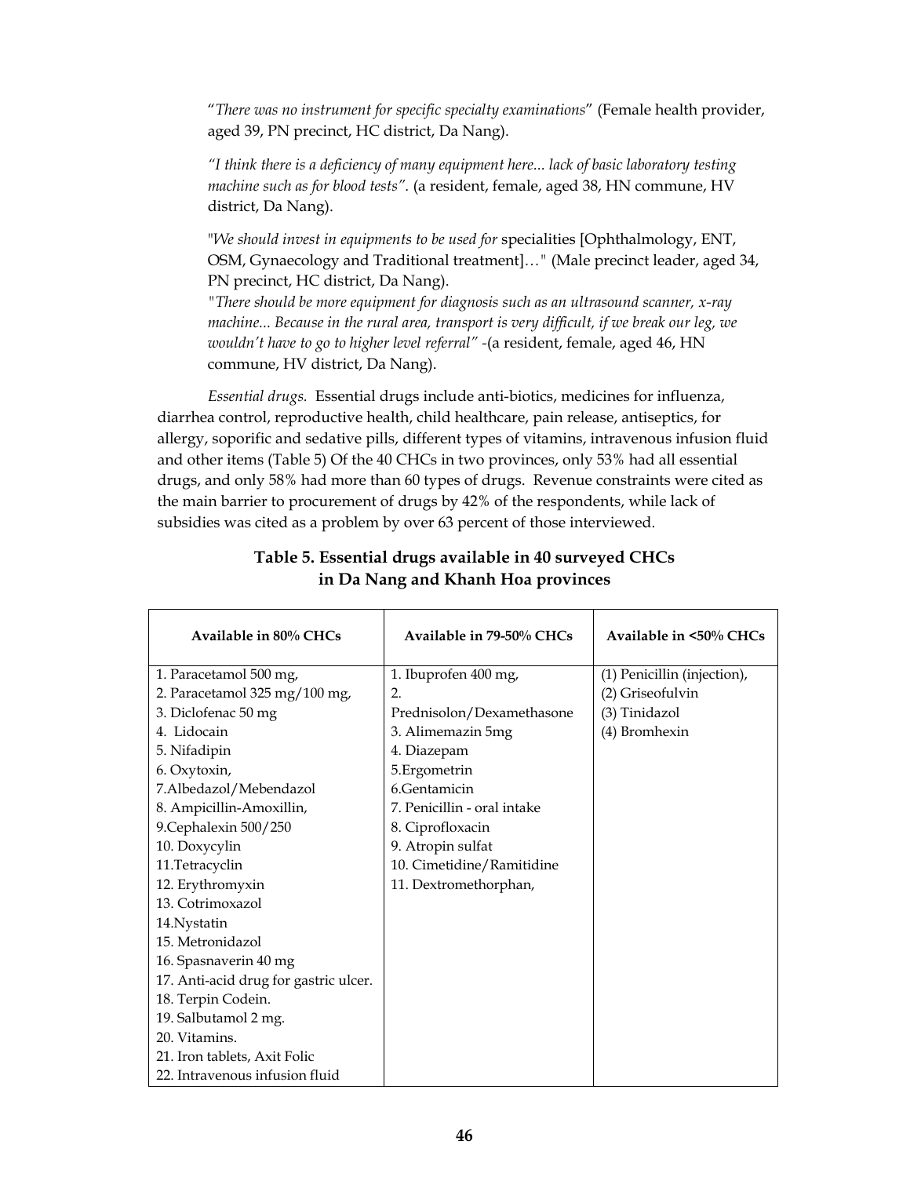"*There was no instrument for specific specialty examinations*" (Female health provider, aged 39, PN precinct, HC district, Da Nang).

*"I think there is a deficiency of many equipment here... lack of basic laboratory testing machine such as for blood tests".* (a resident, female, aged 38, HN commune, HV district, Da Nang).

"*We should invest in equipments to be used for* specialities [Ophthalmology, ENT, OSM, Gynaecology and Traditional treatment]…" (Male precinct leader, aged 34, PN precinct, HC district, Da Nang).

*"There should be more equipment for diagnosis such as an ultrasound scanner, x-ray machine... Because in the rural area, transport is very difficult, if we break our leg, we wouldn't have to go to higher level referral"* -(a resident, female, aged 46, HN commune, HV district, Da Nang).

*Essential drugs.* Essential drugs include anti-biotics, medicines for influenza, diarrhea control, reproductive health, child healthcare, pain release, antiseptics, for allergy, soporific and sedative pills, different types of vitamins, intravenous infusion fluid and other items (Table 5) Of the 40 CHCs in two provinces, only 53% had all essential drugs, and only 58% had more than 60 types of drugs. Revenue constraints were cited as the main barrier to procurement of drugs by 42% of the respondents, while lack of subsidies was cited as a problem by over 63 percent of those interviewed.

**Table 5. Essential drugs available in 40 surveyed CHCs in Da Nang and Khanh Hoa provinces**

| Available in 80% CHCs | Available in 79-50% CHCs | Available in <50% CHCs |
|---|---|---|
| 1. Paracetamol 500 mg, | 1. Ibuprofen 400 mg, | (1) Penicillin (injection), |
| 2. Paracetamol 325 mg/100 mg, | 2. Prednisolon/Dexamethasone | (2) Griseofulvin |
| 3. Diclofenac 50 mg | 3. Alimemazin 5mg | (3) Tinidazol |
| 4. Lidocain | 4. Diazepam | (4) Bromhexin |
| 5. Nifadipin | 5.Ergometrin | |
| 6. Oxytoxin, | 6.Gentamicin | |
| 7.Albedazol/Mebendazol | 7. Penicillin - oral intake | |
| 8. Ampicillin-Amoxillin, | 8. Ciprofloxacin | |
| 9.Cephalexin 500/250 | 9. Atropin sulfat | |
| 10. Doxycylin | 10. Cimetidine/Ramitidine | |
| 11.Tetracyclin | 11. Dextromethorphan, | |
| 12. Erythromyxin | | |
| 13. Cotrimoxazol | | |
| 14.Nystatin | | |
| 15. Metronidazol | | |
| 16. Spasnaverin 40 mg | | |
| 17. Anti-acid drug for gastric ulcer. | | |
| 18. Terpin Codein. | | |
| 19. Salbutamol 2 mg. | | |
| 20. Vitamins. | | |
| 21. Iron tablets, Axit Folic | | |
| 22. Intravenous infusion fluid | | |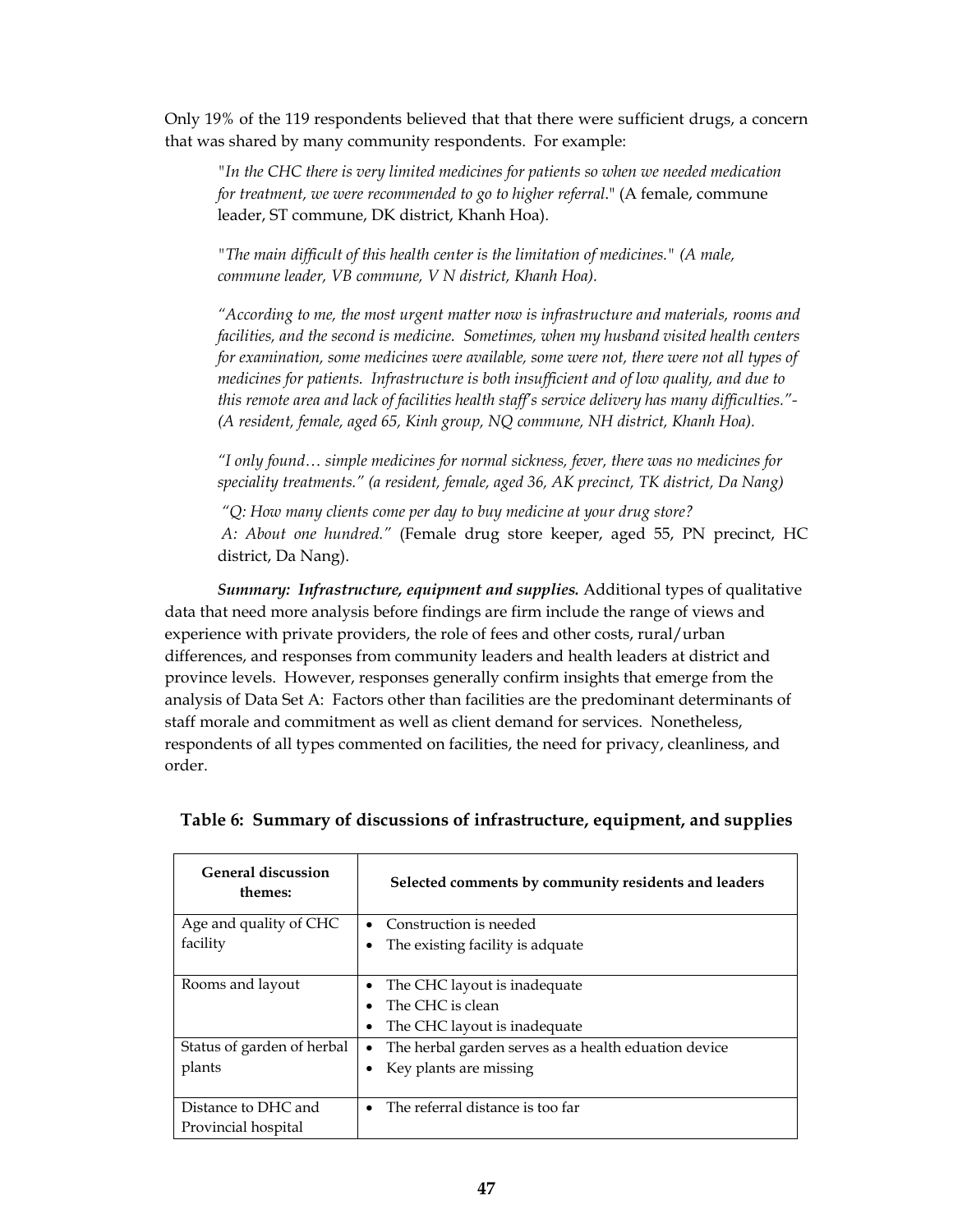Only 19% of the 119 respondents believed that that there were sufficient drugs, a concern that was shared by many community respondents. For example:

> "*In the CHC there is very limited medicines for patients so when we needed medication for treatment, we were recommended to go to higher referral*." (A female, commune leader, ST commune, DK district, Khanh Hoa).
>
> "*The main difficult of this health center is the limitation of medicines." (A male, commune leader, VB commune, V N district, Khanh Hoa).*
>
> *"According to me, the most urgent matter now is infrastructure and materials, rooms and facilities, and the second is medicine. Sometimes, when my husband visited health centers for examination, some medicines were available, some were not, there were not all types of medicines for patients. Infrastructure is both insufficient and of low quality, and due to this remote area and lack of facilities health staff's service delivery has many difficulties."- (A resident, female, aged 65, Kinh group, NQ commune, NH district, Khanh Hoa).*
>
> *"I only found… simple medicines for normal sickness, fever, there was no medicines for speciality treatments." (a resident, female, aged 36, AK precinct, TK district, Da Nang)*
>
> *"Q: How many clients come per day to buy medicine at your drug store?*
> *A: About one hundred."* (Female drug store keeper, aged 55, PN precinct, HC district, Da Nang).

***Summary: Infrastructure, equipment and supplies.*** Additional types of qualitative data that need more analysis before findings are firm include the range of views and experience with private providers, the role of fees and other costs, rural/urban differences, and responses from community leaders and health leaders at district and province levels. However, responses generally confirm insights that emerge from the analysis of Data Set A: Factors other than facilities are the predominant determinants of staff morale and commitment as well as client demand for services. Nonetheless, respondents of all types commented on facilities, the need for privacy, cleanliness, and order.

**Table 6: Summary of discussions of infrastructure, equipment, and supplies**

| General discussion themes: | Selected comments by community residents and leaders |
|---|---|
| Age and quality of CHC facility | • Construction is needed<br>• The existing facility is adquate |
| Rooms and layout | • The CHC layout is inadequate<br>• The CHC is clean<br>• The CHC layout is inadequate |
| Status of garden of herbal plants | • The herbal garden serves as a health eduation device<br>• Key plants are missing |
| Distance to DHC and Provincial hospital | • The referral distance is too far |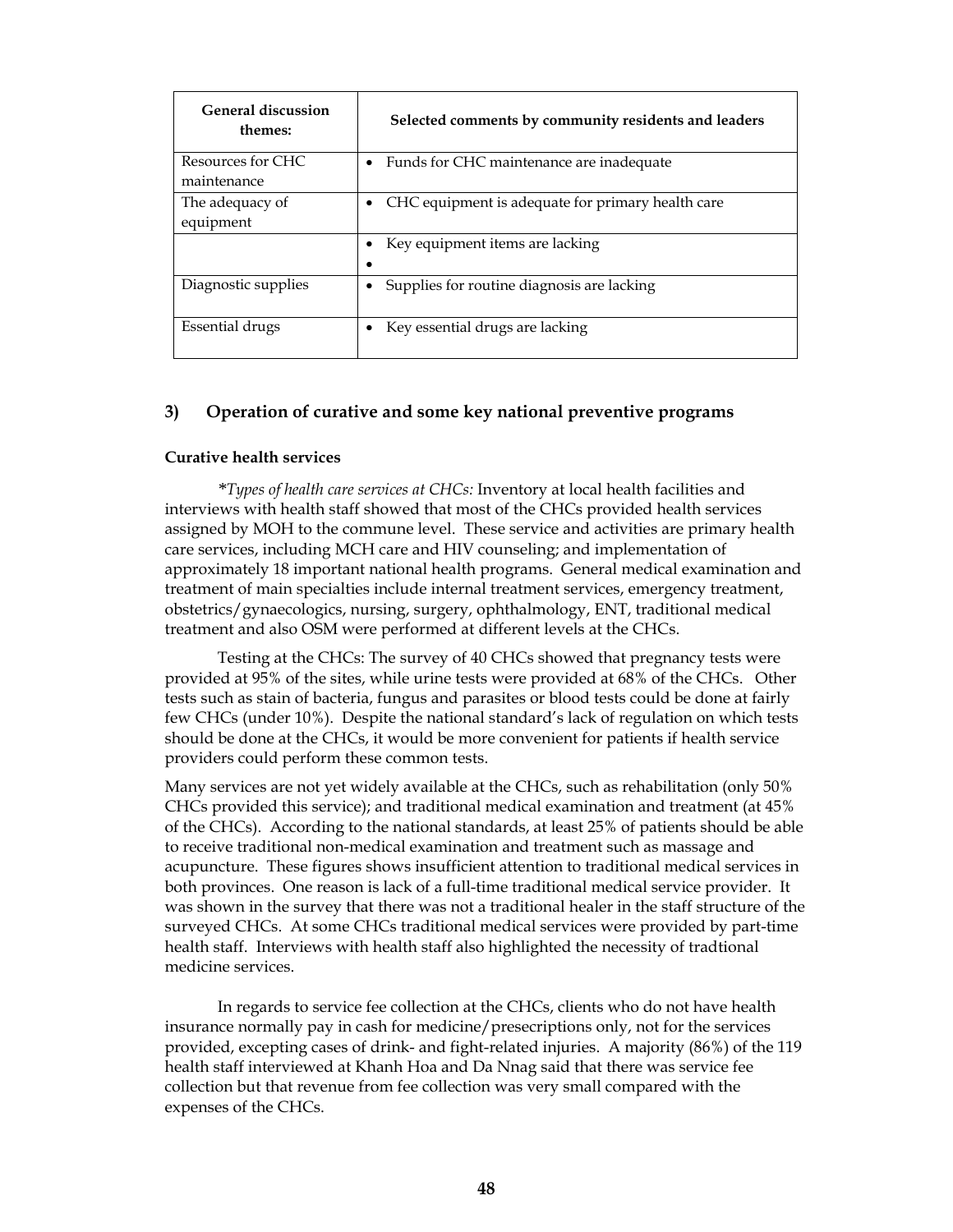| General discussion themes: | Selected comments by community residents and leaders |
|---|---|
| Resources for CHC maintenance | • Funds for CHC maintenance are inadequate |
| The adequacy of equipment | • CHC equipment is adequate for primary health care |
| | • Key equipment items are lacking<br>• |
| Diagnostic supplies | • Supplies for routine diagnosis are lacking |
| Essential drugs | • Key essential drugs are lacking |

## 3) Operation of curative and some key national preventive programs

### Curative health services

*\*Types of health care services at CHCs:* Inventory at local health facilities and interviews with health staff showed that most of the CHCs provided health services assigned by MOH to the commune level. These service and activities are primary health care services, including MCH care and HIV counseling; and implementation of approximately 18 important national health programs. General medical examination and treatment of main specialties include internal treatment services, emergency treatment, obstetrics/gynaecologics, nursing, surgery, ophthalmology, ENT, traditional medical treatment and also OSM were performed at different levels at the CHCs.

Testing at the CHCs: The survey of 40 CHCs showed that pregnancy tests were provided at 95% of the sites, while urine tests were provided at 68% of the CHCs. Other tests such as stain of bacteria, fungus and parasites or blood tests could be done at fairly few CHCs (under 10%). Despite the national standard's lack of regulation on which tests should be done at the CHCs, it would be more convenient for patients if health service providers could perform these common tests.

Many services are not yet widely available at the CHCs, such as rehabilitation (only 50% CHCs provided this service); and traditional medical examination and treatment (at 45% of the CHCs). According to the national standards, at least 25% of patients should be able to receive traditional non-medical examination and treatment such as massage and acupuncture. These figures shows insufficient attention to traditional medical services in both provinces. One reason is lack of a full-time traditional medical service provider. It was shown in the survey that there was not a traditional healer in the staff structure of the surveyed CHCs. At some CHCs traditional medical services were provided by part-time health staff. Interviews with health staff also highlighted the necessity of tradtional medicine services.

In regards to service fee collection at the CHCs, clients who do not have health insurance normally pay in cash for medicine/presecriptions only, not for the services provided, excepting cases of drink- and fight-related injuries. A majority (86%) of the 119 health staff interviewed at Khanh Hoa and Da Nnag said that there was service fee collection but that revenue from fee collection was very small compared with the expenses of the CHCs.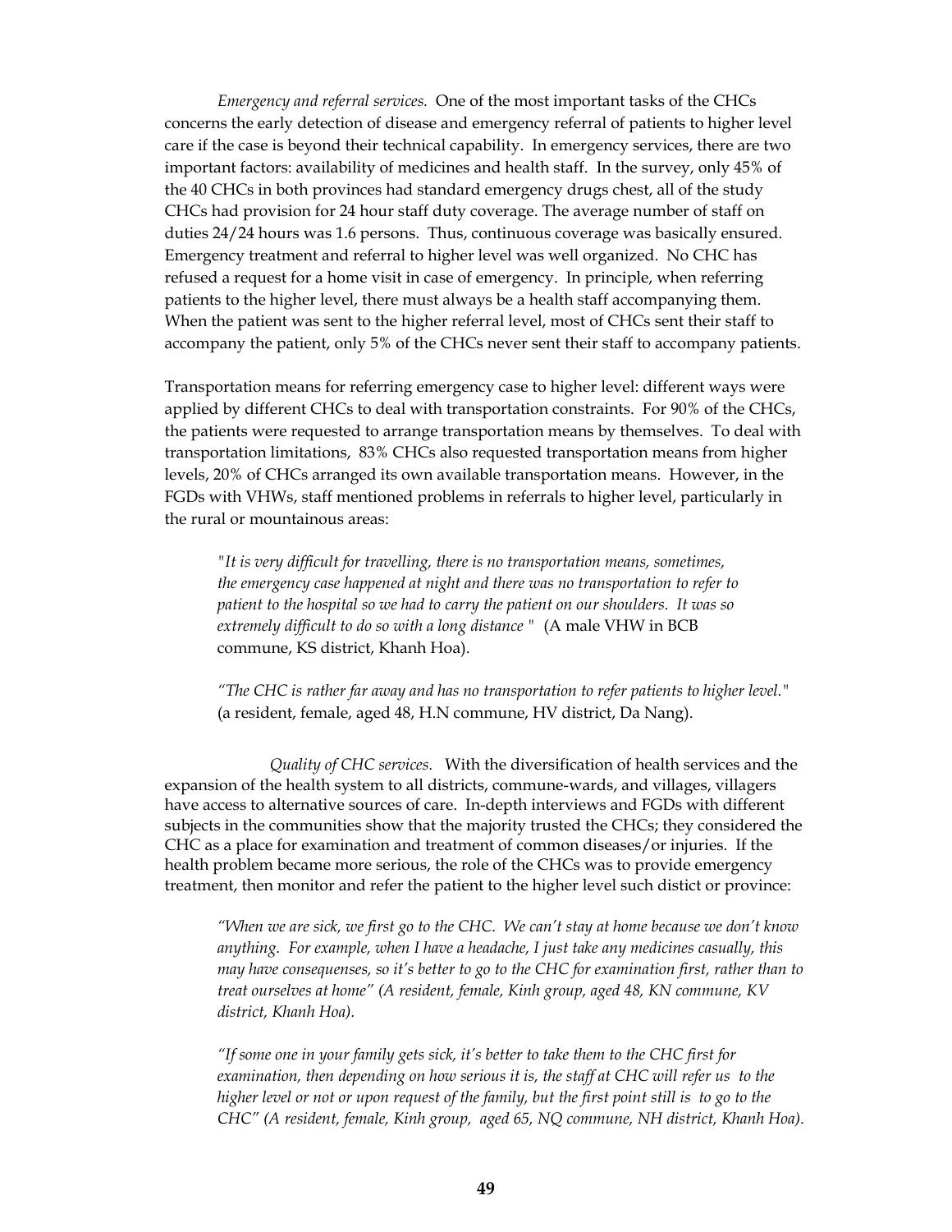*Emergency and referral services.* One of the most important tasks of the CHCs concerns the early detection of disease and emergency referral of patients to higher level care if the case is beyond their technical capability. In emergency services, there are two important factors: availability of medicines and health staff. In the survey, only 45% of the 40 CHCs in both provinces had standard emergency drugs chest, all of the study CHCs had provision for 24 hour staff duty coverage. The average number of staff on duties 24/24 hours was 1.6 persons. Thus, continuous coverage was basically ensured. Emergency treatment and referral to higher level was well organized. No CHC has refused a request for a home visit in case of emergency. In principle, when referring patients to the higher level, there must always be a health staff accompanying them. When the patient was sent to the higher referral level, most of CHCs sent their staff to accompany the patient, only 5% of the CHCs never sent their staff to accompany patients.

Transportation means for referring emergency case to higher level: different ways were applied by different CHCs to deal with transportation constraints. For 90% of the CHCs, the patients were requested to arrange transportation means by themselves. To deal with transportation limitations, 83% CHCs also requested transportation means from higher levels, 20% of CHCs arranged its own available transportation means. However, in the FGDs with VHWs, staff mentioned problems in referrals to higher level, particularly in the rural or mountainous areas:

> "*It is very difficult for travelling, there is no transportation means, sometimes, the emergency case happened at night and there was no transportation to refer to patient to the hospital so we had to carry the patient on our shoulders. It was so extremely difficult to do so with a long distance* " (A male VHW in BCB commune, KS district, Khanh Hoa).

> *"The CHC is rather far away and has no transportation to refer patients to higher level."* (a resident, female, aged 48, H.N commune, HV district, Da Nang).

*Quality of CHC services.* With the diversification of health services and the expansion of the health system to all districts, commune-wards, and villages, villagers have access to alternative sources of care. In-depth interviews and FGDs with different subjects in the communities show that the majority trusted the CHCs; they considered the CHC as a place for examination and treatment of common diseases/or injuries. If the health problem became more serious, the role of the CHCs was to provide emergency treatment, then monitor and refer the patient to the higher level such distict or province:

> *"When we are sick, we first go to the CHC. We can't stay at home because we don't know anything. For example, when I have a headache, I just take any medicines casually, this may have consequenses, so it's better to go to the CHC for examination first, rather than to treat ourselves at home" (A resident, female, Kinh group, aged 48, KN commune, KV district, Khanh Hoa).*

> *"If some one in your family gets sick, it's better to take them to the CHC first for examination, then depending on how serious it is, the staff at CHC will refer us to the higher level or not or upon request of the family, but the first point still is to go to the CHC" (A resident, female, Kinh group, aged 65, NQ commune, NH district, Khanh Hoa).*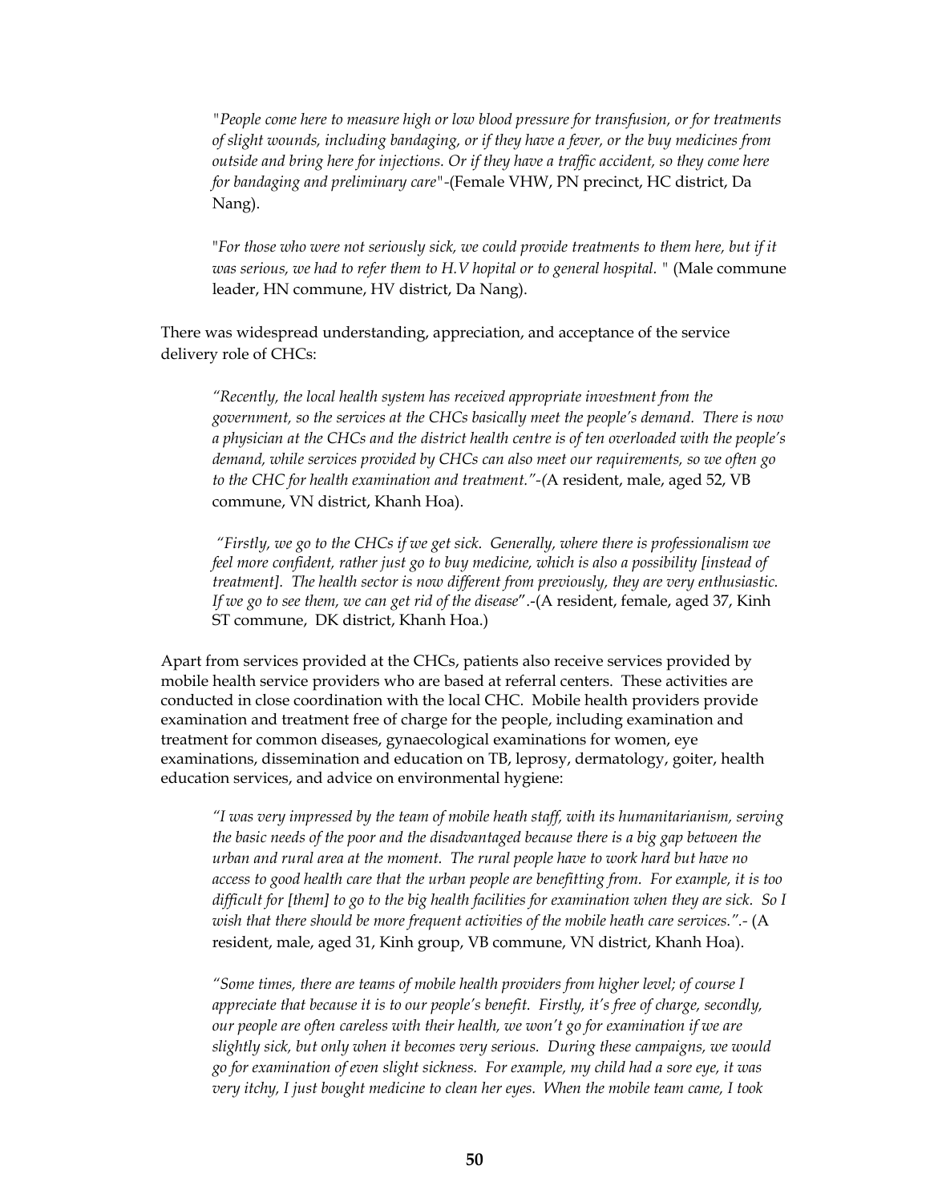> *"People come here to measure high or low blood pressure for transfusion, or for treatments of slight wounds, including bandaging, or if they have a fever, or the buy medicines from outside and bring here for injections. Or if they have a traffic accident, so they come here for bandaging and preliminary care"*-(Female VHW, PN precinct, HC district, Da Nang).

> *"For those who were not seriously sick, we could provide treatments to them here, but if it was serious, we had to refer them to H.V hopital or to general hospital. "* (Male commune leader, HN commune, HV district, Da Nang).

There was widespread understanding, appreciation, and acceptance of the service delivery role of CHCs:

> *"Recently, the local health system has received appropriate investment from the government, so the services at the CHCs basically meet the people's demand. There is now a physician at the CHCs and the district health centre is of ten overloaded with the people's demand, while services provided by CHCs can also meet our requirements, so we often go to the CHC for health examination and treatment."*-(A resident, male, aged 52, VB commune, VN district, Khanh Hoa).

> *"Firstly, we go to the CHCs if we get sick. Generally, where there is professionalism we feel more confident, rather just go to buy medicine, which is also a possibility [instead of treatment]. The health sector is now different from previously, they are very enthusiastic. If we go to see them, we can get rid of the disease"*.-(A resident, female, aged 37, Kinh ST commune, DK district, Khanh Hoa.)

Apart from services provided at the CHCs, patients also receive services provided by mobile health service providers who are based at referral centers. These activities are conducted in close coordination with the local CHC. Mobile health providers provide examination and treatment free of charge for the people, including examination and treatment for common diseases, gynaecological examinations for women, eye examinations, dissemination and education on TB, leprosy, dermatology, goiter, health education services, and advice on environmental hygiene:

> *"I was very impressed by the team of mobile heath staff, with its humanitarianism, serving the basic needs of the poor and the disadvantaged because there is a big gap between the urban and rural area at the moment. The rural people have to work hard but have no access to good health care that the urban people are benefitting from. For example, it is too difficult for [them] to go to the big health facilities for examination when they are sick. So I wish that there should be more frequent activities of the mobile heath care services."*.- (A resident, male, aged 31, Kinh group, VB commune, VN district, Khanh Hoa).

> *"Some times, there are teams of mobile health providers from higher level; of course I appreciate that because it is to our people's benefit. Firstly, it's free of charge, secondly, our people are often careless with their health, we won't go for examination if we are slightly sick, but only when it becomes very serious. During these campaigns, we would go for examination of even slight sickness. For example, my child had a sore eye, it was very itchy, I just bought medicine to clean her eyes. When the mobile team came, I took*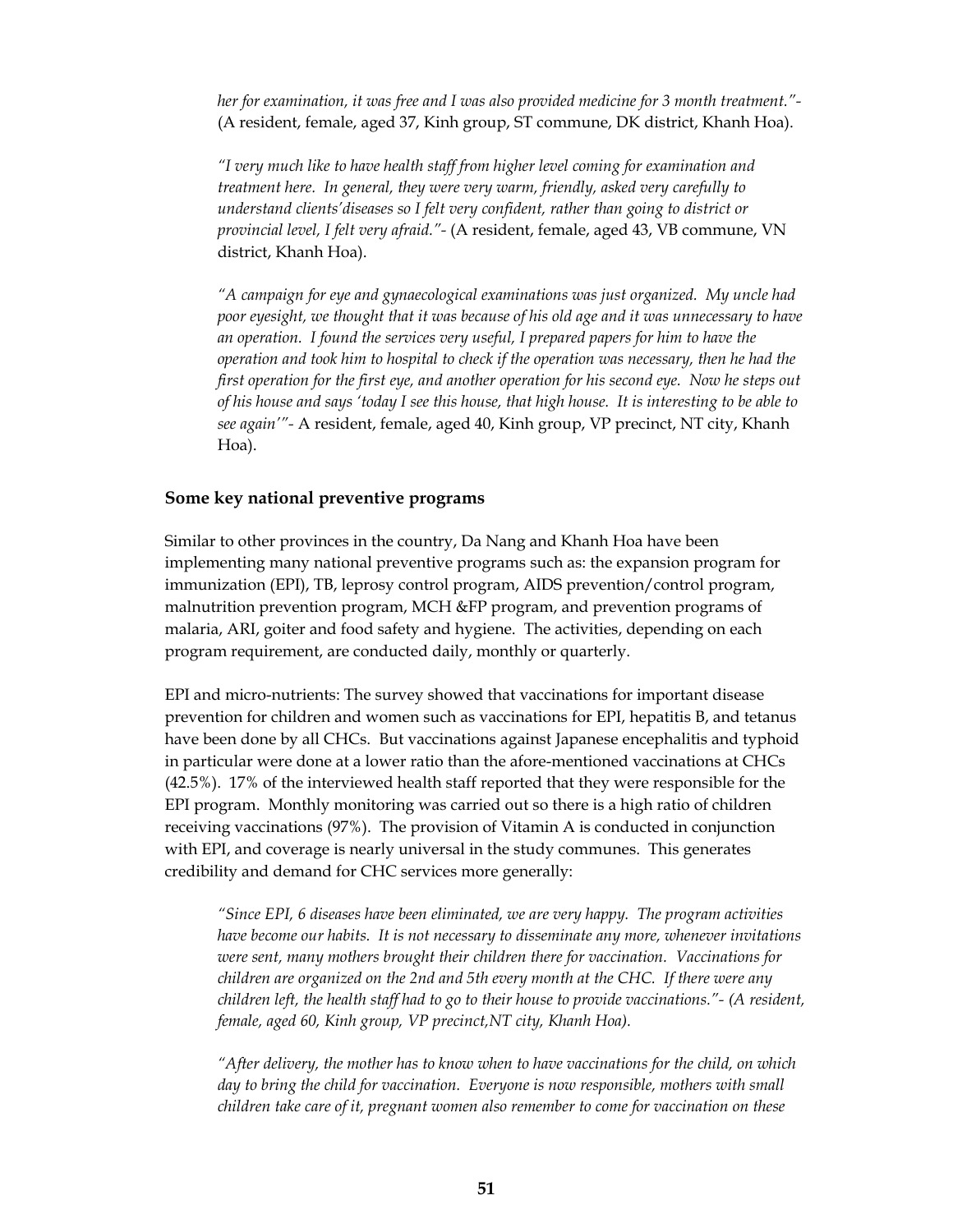*her for examination, it was free and I was also provided medicine for 3 month treatment."*- (A resident, female, aged 37, Kinh group, ST commune, DK district, Khanh Hoa).

*"I very much like to have health staff from higher level coming for examination and treatment here. In general, they were very warm, friendly, asked very carefully to understand clients'diseases so I felt very confident, rather than going to district or provincial level, I felt very afraid."*- (A resident, female, aged 43, VB commune, VN district, Khanh Hoa).

*"A campaign for eye and gynaecological examinations was just organized. My uncle had poor eyesight, we thought that it was because of his old age and it was unnecessary to have an operation. I found the services very useful, I prepared papers for him to have the operation and took him to hospital to check if the operation was necessary, then he had the first operation for the first eye, and another operation for his second eye. Now he steps out of his house and says 'today I see this house, that high house. It is interesting to be able to see again'"*- A resident, female, aged 40, Kinh group, VP precinct, NT city, Khanh Hoa).

### Some key national preventive programs

Similar to other provinces in the country, Da Nang and Khanh Hoa have been implementing many national preventive programs such as: the expansion program for immunization (EPI), TB, leprosy control program, AIDS prevention/control program, malnutrition prevention program, MCH &FP program, and prevention programs of malaria, ARI, goiter and food safety and hygiene. The activities, depending on each program requirement, are conducted daily, monthly or quarterly.

EPI and micro-nutrients: The survey showed that vaccinations for important disease prevention for children and women such as vaccinations for EPI, hepatitis B, and tetanus have been done by all CHCs. But vaccinations against Japanese encephalitis and typhoid in particular were done at a lower ratio than the afore-mentioned vaccinations at CHCs (42.5%). 17% of the interviewed health staff reported that they were responsible for the EPI program. Monthly monitoring was carried out so there is a high ratio of children receiving vaccinations (97%). The provision of Vitamin A is conducted in conjunction with EPI, and coverage is nearly universal in the study communes. This generates credibility and demand for CHC services more generally:

*"Since EPI, 6 diseases have been eliminated, we are very happy. The program activities have become our habits. It is not necessary to disseminate any more, whenever invitations were sent, many mothers brought their children there for vaccination. Vaccinations for children are organized on the 2nd and 5th every month at the CHC. If there were any children left, the health staff had to go to their house to provide vaccinations."- (A resident, female, aged 60, Kinh group, VP precinct,NT city, Khanh Hoa).*

*"After delivery, the mother has to know when to have vaccinations for the child, on which day to bring the child for vaccination. Everyone is now responsible, mothers with small children take care of it, pregnant women also remember to come for vaccination on these*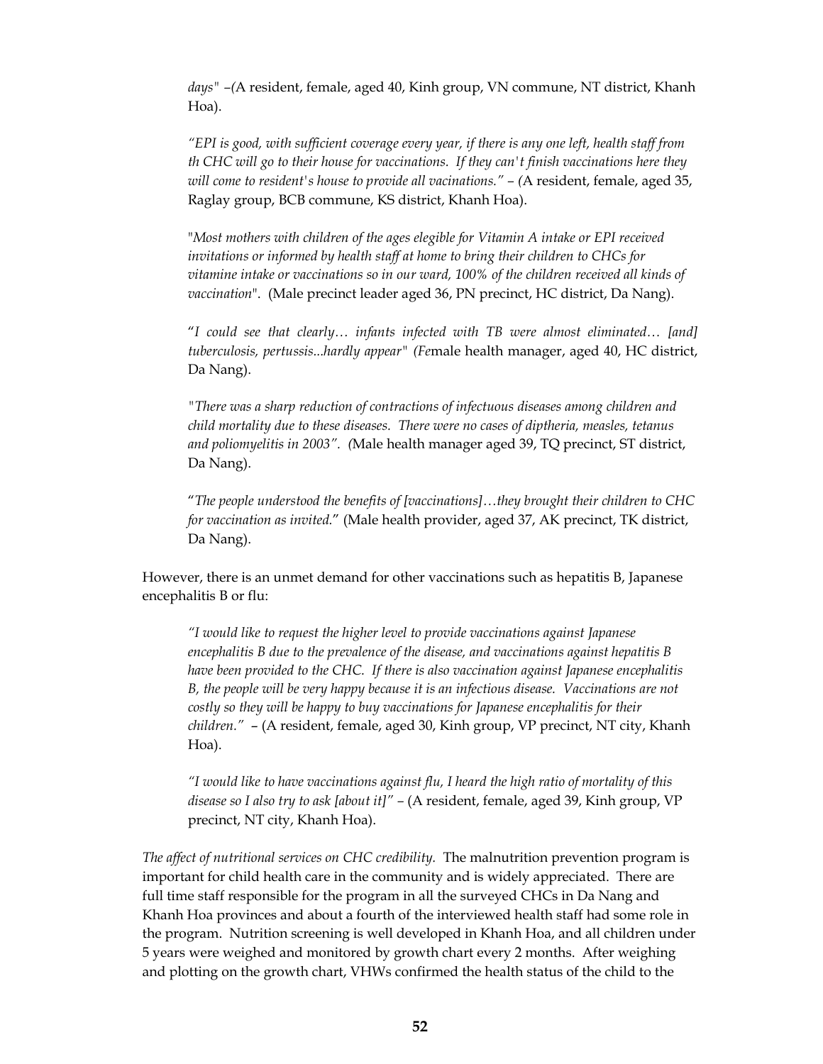> *days"* –(A resident, female, aged 40, Kinh group, VN commune, NT district, Khanh Hoa).

> *"EPI is good, with sufficient coverage every year, if there is any one left, health staff from th CHC will go to their house for vaccinations. If they can't finish vaccinations here they will come to resident's house to provide all vacinations."* – (A resident, female, aged 35, Raglay group, BCB commune, KS district, Khanh Hoa).

> "*Most mothers with children of the ages elegible for Vitamin A intake or EPI received invitations or informed by health staff at home to bring their children to CHCs for vitamine intake or vaccinations so in our ward, 100% of the children received all kinds of vaccination*". (Male precinct leader aged 36, PN precinct, HC district, Da Nang).

> "*I could see that clearly… infants infected with TB were almost eliminated… [and] tuberculosis, pertussis...hardly appear" (Fe*male health manager, aged 40, HC district, Da Nang).

> *"There was a sharp reduction of contractions of infectuous diseases among children and child mortality due to these diseases. There were no cases of diptheria, measles, tetanus and poliomyelitis in 2003". (*Male health manager aged 39, TQ precinct, ST district, Da Nang).

> "*The people understood the benefits of [vaccinations]…they brought their children to CHC for vaccination as invited.*" (Male health provider, aged 37, AK precinct, TK district, Da Nang).

However, there is an unmet demand for other vaccinations such as hepatitis B, Japanese encephalitis B or flu:

> *"I would like to request the higher level to provide vaccinations against Japanese encephalitis B due to the prevalence of the disease, and vaccinations against hepatitis B have been provided to the CHC. If there is also vaccination against Japanese encephalitis B, the people will be very happy because it is an infectious disease. Vaccinations are not costly so they will be happy to buy vaccinations for Japanese encephalitis for their children."* – (A resident, female, aged 30, Kinh group, VP precinct, NT city, Khanh Hoa).

> *"I would like to have vaccinations against flu, I heard the high ratio of mortality of this disease so I also try to ask [about it]"* – (A resident, female, aged 39, Kinh group, VP precinct, NT city, Khanh Hoa).

*The affect of nutritional services on CHC credibility.* The malnutrition prevention program is important for child health care in the community and is widely appreciated. There are full time staff responsible for the program in all the surveyed CHCs in Da Nang and Khanh Hoa provinces and about a fourth of the interviewed health staff had some role in the program. Nutrition screening is well developed in Khanh Hoa, and all children under 5 years were weighed and monitored by growth chart every 2 months. After weighing and plotting on the growth chart, VHWs confirmed the health status of the child to the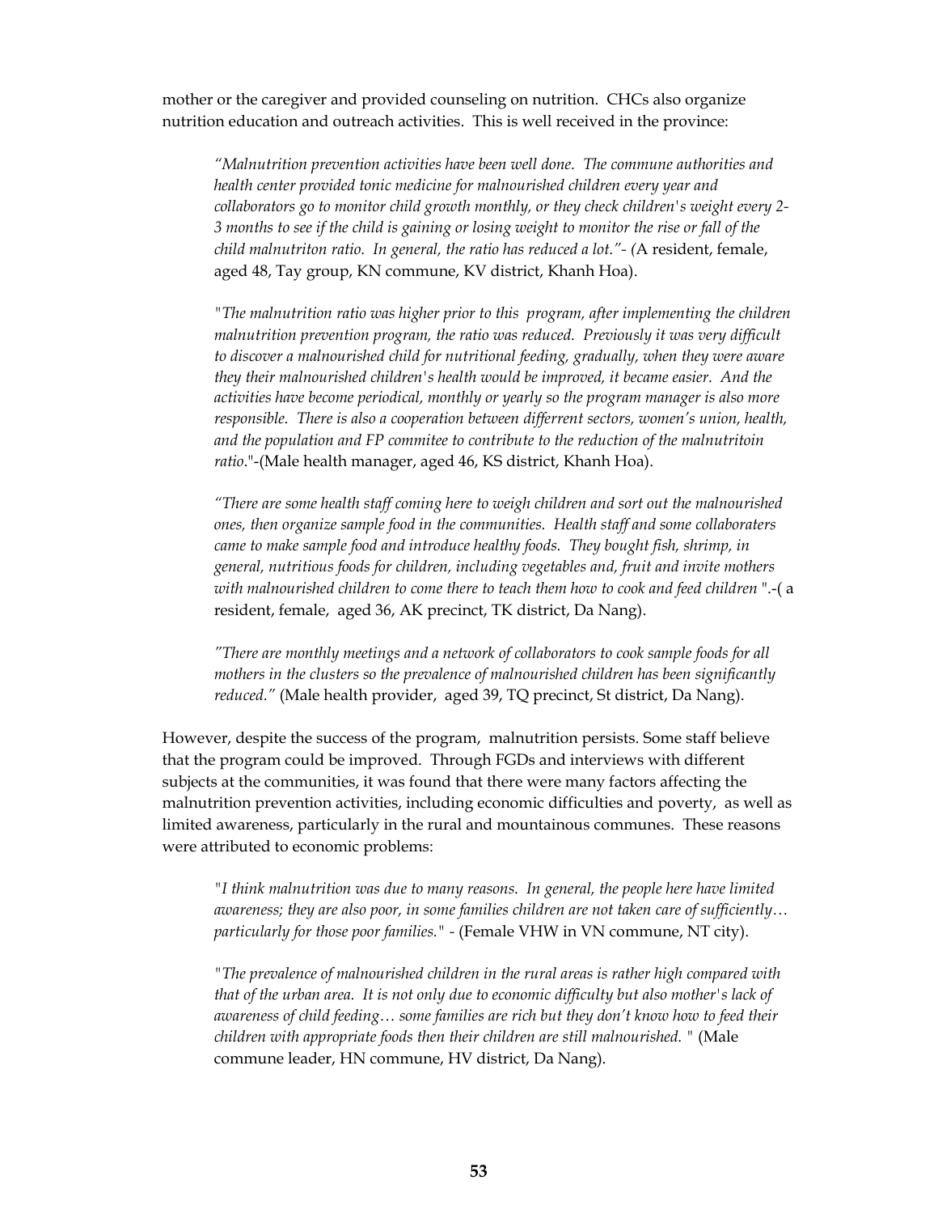mother or the caregiver and provided counseling on nutrition. CHCs also organize nutrition education and outreach activities. This is well received in the province:

> *"Malnutrition prevention activities have been well done. The commune authorities and health center provided tonic medicine for malnourished children every year and collaborators go to monitor child growth monthly, or they check children's weight every 2-3 months to see if the child is gaining or losing weight to monitor the rise or fall of the child malnutriton ratio. In general, the ratio has reduced a lot."- (*A resident, female, aged 48, Tay group, KN commune, KV district, Khanh Hoa).

> "*The malnutrition ratio was higher prior to this program, after implementing the children malnutrition prevention program, the ratio was reduced. Previously it was very difficult to discover a malnourished child for nutritional feeding, gradually, when they were aware they their malnourished children's health would be improved, it became easier. And the activities have become periodical, monthly or yearly so the program manager is also more responsible. There is also a cooperation between differrent sectors, women's union, health, and the population and FP commitee to contribute to the reduction of the malnutritoin ratio*."-(Male health manager, aged 46, KS district, Khanh Hoa).

> *"There are some health staff coming here to weigh children and sort out the malnourished ones, then organize sample food in the communities. Health staff and some collaboraters came to make sample food and introduce healthy foods. They bought fish, shrimp, in general, nutritious foods for children, including vegetables and, fruit and invite mothers with malnourished children to come there to teach them how to cook and feed children* ".-( a resident, female, aged 36, AK precinct, TK district, Da Nang).

> *"There are monthly meetings and a network of collaborators to cook sample foods for all mothers in the clusters so the prevalence of malnourished children has been significantly reduced."* (Male health provider, aged 39, TQ precinct, St district, Da Nang).

However, despite the success of the program, malnutrition persists. Some staff believe that the program could be improved. Through FGDs and interviews with different subjects at the communities, it was found that there were many factors affecting the malnutrition prevention activities, including economic difficulties and poverty, as well as limited awareness, particularly in the rural and mountainous communes. These reasons were attributed to economic problems:

> "*I think malnutrition was due to many reasons. In general, the people here have limited awareness; they are also poor, in some families children are not taken care of sufficiently… particularly for those poor families." -* (Female VHW in VN commune, NT city).

> "*The prevalence of malnourished children in the rural areas is rather high compared with that of the urban area. It is not only due to economic difficulty but also mother's lack of awareness of child feeding… some families are rich but they don't know how to feed their children with appropriate foods then their children are still malnourished.* " (Male commune leader, HN commune, HV district, Da Nang).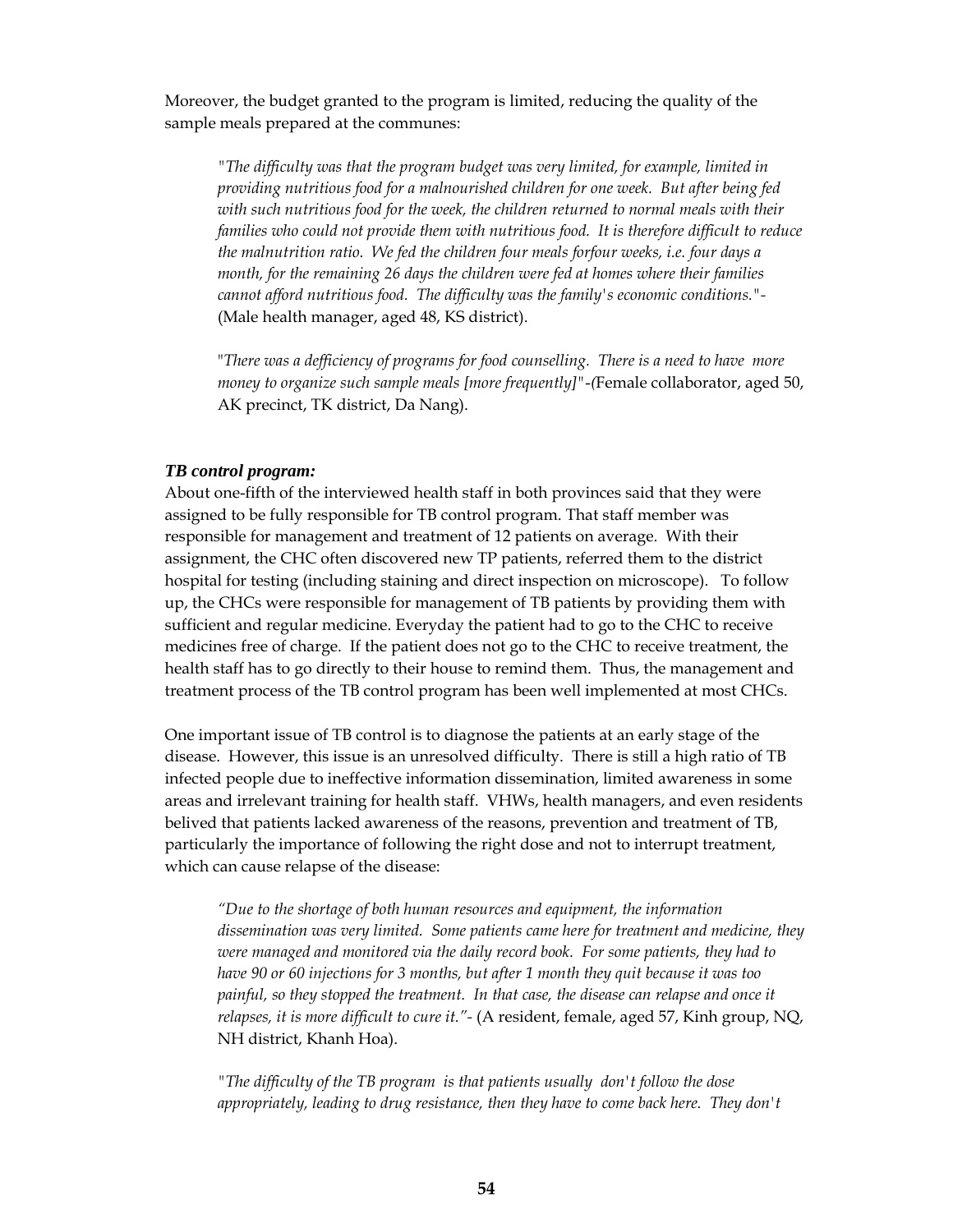Moreover, the budget granted to the program is limited, reducing the quality of the sample meals prepared at the communes:

> "*The difficulty was that the program budget was very limited, for example, limited in providing nutritious food for a malnourished children for one week. But after being fed with such nutritious food for the week, the children returned to normal meals with their families who could not provide them with nutritious food. It is therefore difficult to reduce the malnutrition ratio. We fed the children four meals forfour weeks, i.e. four days a month, for the remaining 26 days the children were fed at homes where their families cannot afford nutritious food. The difficulty was the family's economic conditions.*"- (Male health manager, aged 48, KS district).

> "*There was a defficiency of programs for food counselling. There is a need to have more money to organize such sample meals [more frequently]*"-(Female collaborator, aged 50, AK precinct, TK district, Da Nang).

***TB control program:***

About one-fifth of the interviewed health staff in both provinces said that they were assigned to be fully responsible for TB control program. That staff member was responsible for management and treatment of 12 patients on average. With their assignment, the CHC often discovered new TP patients, referred them to the district hospital for testing (including staining and direct inspection on microscope). To follow up, the CHCs were responsible for management of TB patients by providing them with sufficient and regular medicine. Everyday the patient had to go to the CHC to receive medicines free of charge. If the patient does not go to the CHC to receive treatment, the health staff has to go directly to their house to remind them. Thus, the management and treatment process of the TB control program has been well implemented at most CHCs.

One important issue of TB control is to diagnose the patients at an early stage of the disease. However, this issue is an unresolved difficulty. There is still a high ratio of TB infected people due to ineffective information dissemination, limited awareness in some areas and irrelevant training for health staff. VHWs, health managers, and even residents belived that patients lacked awareness of the reasons, prevention and treatment of TB, particularly the importance of following the right dose and not to interrupt treatment, which can cause relapse of the disease:

> *"Due to the shortage of both human resources and equipment, the information dissemination was very limited. Some patients came here for treatment and medicine, they were managed and monitored via the daily record book. For some patients, they had to have 90 or 60 injections for 3 months, but after 1 month they quit because it was too painful, so they stopped the treatment. In that case, the disease can relapse and once it relapses, it is more difficult to cure it."*- (A resident, female, aged 57, Kinh group, NQ, NH district, Khanh Hoa).

> "*The difficulty of the TB program is that patients usually don't follow the dose appropriately, leading to drug resistance, then they have to come back here. They don't*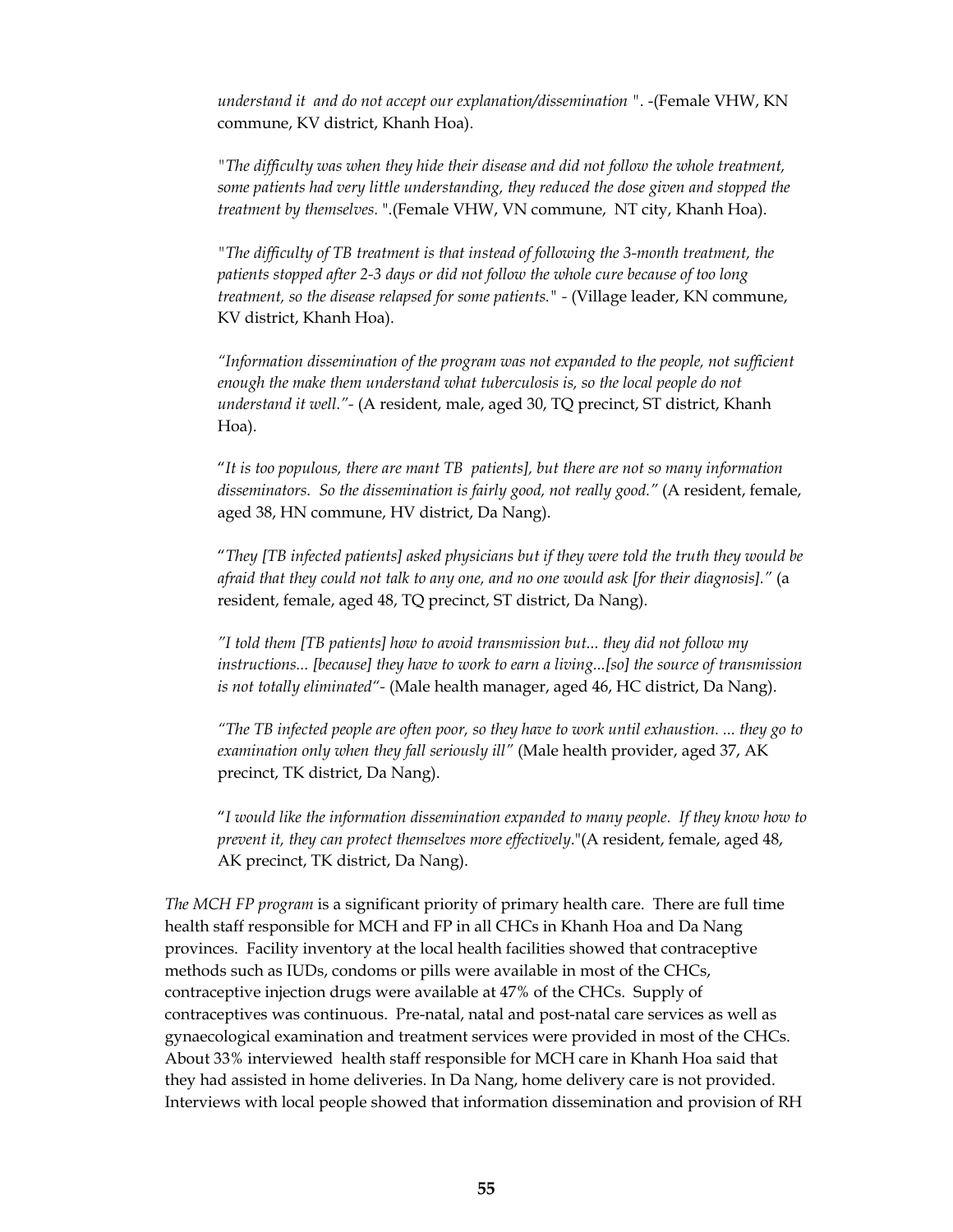*understand it and do not accept our explanation/dissemination* ". -(Female VHW, KN commune, KV district, Khanh Hoa).

"*The difficulty was when they hide their disease and did not follow the whole treatment, some patients had very little understanding, they reduced the dose given and stopped the treatment by themselves.* ".(Female VHW, VN commune, NT city, Khanh Hoa).

"*The difficulty of TB treatment is that instead of following the 3-month treatment, the patients stopped after 2-3 days or did not follow the whole cure because of too long treatment, so the disease relapsed for some patients.*" - (Village leader, KN commune, KV district, Khanh Hoa).

*"Information dissemination of the program was not expanded to the people, not sufficient enough the make them understand what tuberculosis is, so the local people do not understand it well."*- (A resident, male, aged 30, TQ precinct, ST district, Khanh Hoa).

"*It is too populous, there are mant TB patients], but there are not so many information disseminators. So the dissemination is fairly good, not really good."* (A resident, female, aged 38, HN commune, HV district, Da Nang).

"*They [TB infected patients] asked physicians but if they were told the truth they would be afraid that they could not talk to any one, and no one would ask [for their diagnosis]."* (a resident, female, aged 48, TQ precinct, ST district, Da Nang).

*"I told them [TB patients] how to avoid transmission but... they did not follow my instructions... [because] they have to work to earn a living...[so] the source of transmission is not totally eliminated"*- (Male health manager, aged 46, HC district, Da Nang).

*"The TB infected people are often poor, so they have to work until exhaustion. ... they go to examination only when they fall seriously ill"* (Male health provider, aged 37, AK precinct, TK district, Da Nang).

"*I would like the information dissemination expanded to many people. If they know how to prevent it, they can protect themselves more effectively.*"(A resident, female, aged 48, AK precinct, TK district, Da Nang).

*The MCH FP program* is a significant priority of primary health care. There are full time health staff responsible for MCH and FP in all CHCs in Khanh Hoa and Da Nang provinces. Facility inventory at the local health facilities showed that contraceptive methods such as IUDs, condoms or pills were available in most of the CHCs, contraceptive injection drugs were available at 47% of the CHCs. Supply of contraceptives was continuous. Pre-natal, natal and post-natal care services as well as gynaecological examination and treatment services were provided in most of the CHCs. About 33% interviewed health staff responsible for MCH care in Khanh Hoa said that they had assisted in home deliveries. In Da Nang, home delivery care is not provided. Interviews with local people showed that information dissemination and provision of RH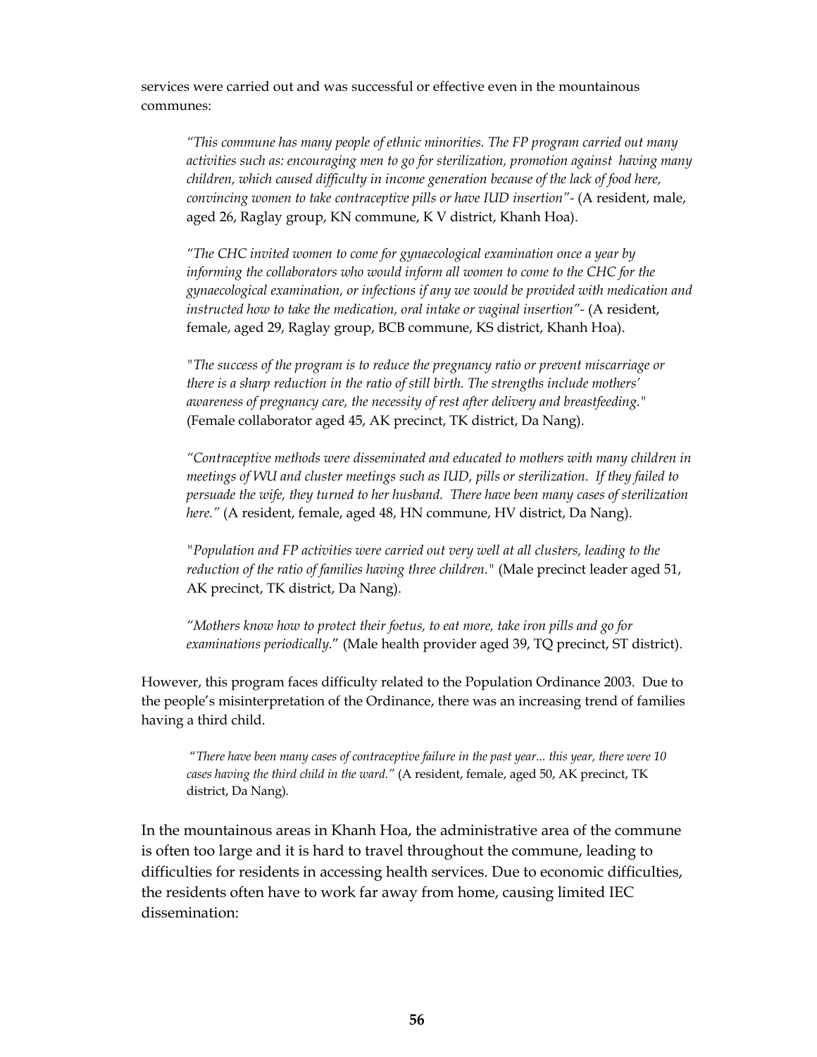services were carried out and was successful or effective even in the mountainous communes:

> *"This commune has many people of ethnic minorities. The FP program carried out many activities such as: encouraging men to go for sterilization, promotion against having many children, which caused difficulty in income generation because of the lack of food here, convincing women to take contraceptive pills or have IUD insertion"*- (A resident, male, aged 26, Raglay group, KN commune, K V district, Khanh Hoa).

> *"The CHC invited women to come for gynaecological examination once a year by informing the collaborators who would inform all women to come to the CHC for the gynaecological examination, or infections if any we would be provided with medication and instructed how to take the medication, oral intake or vaginal insertion"*- (A resident, female, aged 29, Raglay group, BCB commune, KS district, Khanh Hoa).

> "*The success of the program is to reduce the pregnancy ratio or prevent miscarriage or there is a sharp reduction in the ratio of still birth. The strengths include mothers' awareness of pregnancy care, the necessity of rest after delivery and breastfeeding.*" (Female collaborator aged 45, AK precinct, TK district, Da Nang).

> *"Contraceptive methods were disseminated and educated to mothers with many children in meetings of WU and cluster meetings such as IUD, pills or sterilization. If they failed to persuade the wife, they turned to her husband. There have been many cases of sterilization here."* (A resident, female, aged 48, HN commune, HV district, Da Nang).

> "*Population and FP activities were carried out very well at all clusters, leading to the reduction of the ratio of families having three children.*" (Male precinct leader aged 51, AK precinct, TK district, Da Nang).

> *"Mothers know how to protect their foetus, to eat more, take iron pills and go for examinations periodically.*" (Male health provider aged 39, TQ precinct, ST district).

However, this program faces difficulty related to the Population Ordinance 2003. Due to the people's misinterpretation of the Ordinance, there was an increasing trend of families having a third child.

> "*There have been many cases of contraceptive failure in the past year... this year, there were 10 cases having the third child in the ward."* (A resident, female, aged 50, AK precinct, TK district, Da Nang).

In the mountainous areas in Khanh Hoa, the administrative area of the commune is often too large and it is hard to travel throughout the commune, leading to difficulties for residents in accessing health services. Due to economic difficulties, the residents often have to work far away from home, causing limited IEC dissemination: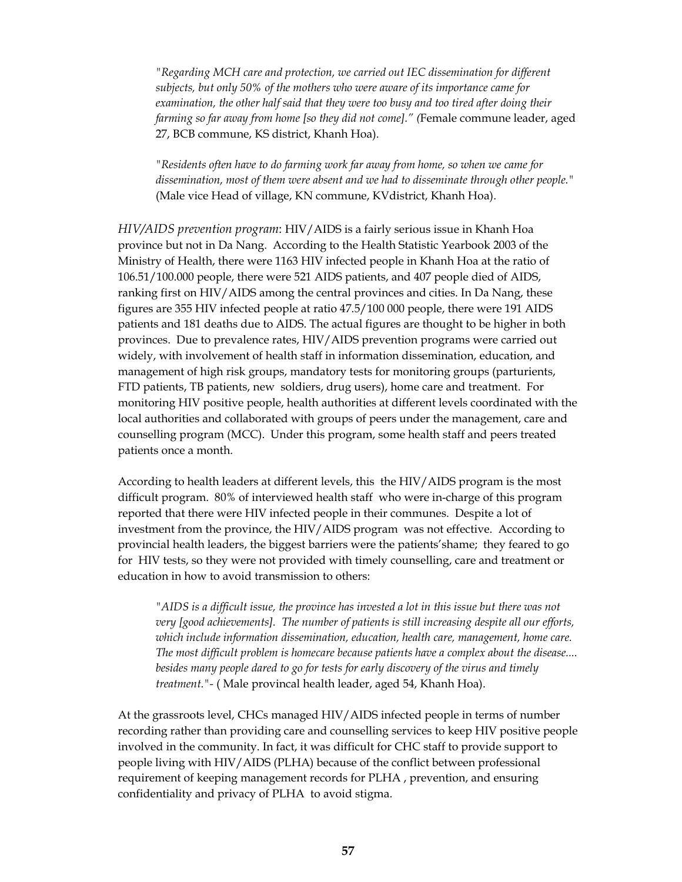> *"Regarding MCH care and protection, we carried out IEC dissemination for different subjects, but only 50% of the mothers who were aware of its importance came for examination, the other half said that they were too busy and too tired after doing their farming so far away from home [so they did not come]." (*Female commune leader, aged 27, BCB commune, KS district, Khanh Hoa).

> *"Residents often have to do farming work far away from home, so when we came for dissemination, most of them were absent and we had to disseminate through other people."* (Male vice Head of village, KN commune, KVdistrict, Khanh Hoa).

*HIV/AIDS prevention program*: HIV/AIDS is a fairly serious issue in Khanh Hoa province but not in Da Nang. According to the Health Statistic Yearbook 2003 of the Ministry of Health, there were 1163 HIV infected people in Khanh Hoa at the ratio of 106.51/100.000 people, there were 521 AIDS patients, and 407 people died of AIDS, ranking first on HIV/AIDS among the central provinces and cities. In Da Nang, these figures are 355 HIV infected people at ratio 47.5/100 000 people, there were 191 AIDS patients and 181 deaths due to AIDS. The actual figures are thought to be higher in both provinces. Due to prevalence rates, HIV/AIDS prevention programs were carried out widely, with involvement of health staff in information dissemination, education, and management of high risk groups, mandatory tests for monitoring groups (parturients, FTD patients, TB patients, new soldiers, drug users), home care and treatment. For monitoring HIV positive people, health authorities at different levels coordinated with the local authorities and collaborated with groups of peers under the management, care and counselling program (MCC). Under this program, some health staff and peers treated patients once a month.

According to health leaders at different levels, this the HIV/AIDS program is the most difficult program. 80% of interviewed health staff who were in-charge of this program reported that there were HIV infected people in their communes. Despite a lot of investment from the province, the HIV/AIDS program was not effective. According to provincial health leaders, the biggest barriers were the patients'shame; they feared to go for HIV tests, so they were not provided with timely counselling, care and treatment or education in how to avoid transmission to others:

> *"AIDS is a difficult issue, the province has invested a lot in this issue but there was not very [good achievements]. The number of patients is still increasing despite all our efforts, which include information dissemination, education, health care, management, home care. The most difficult problem is homecare because patients have a complex about the disease.... besides many people dared to go for tests for early discovery of the virus and timely treatment."*- ( Male provincal health leader, aged 54, Khanh Hoa).

At the grassroots level, CHCs managed HIV/AIDS infected people in terms of number recording rather than providing care and counselling services to keep HIV positive people involved in the community. In fact, it was difficult for CHC staff to provide support to people living with HIV/AIDS (PLHA) because of the conflict between professional requirement of keeping management records for PLHA , prevention, and ensuring confidentiality and privacy of PLHA to avoid stigma.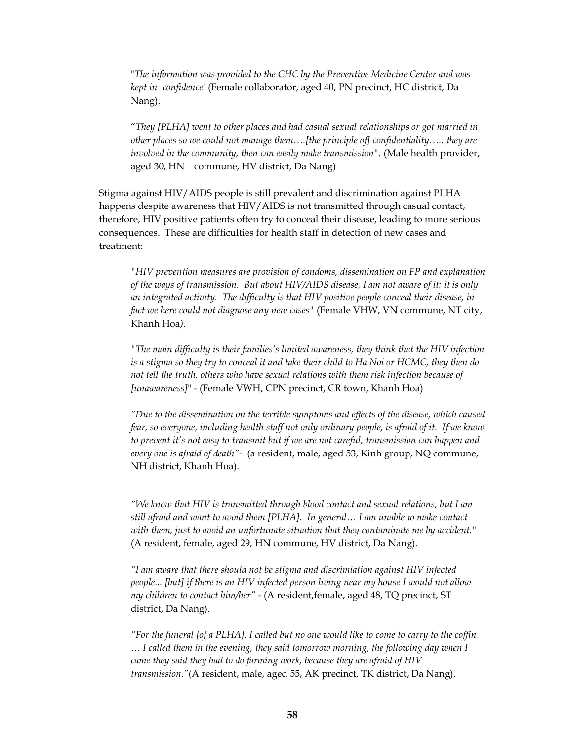> *"The information was provided to the CHC by the Preventive Medicine Center and was kept in confidence"* (Female collaborator, aged 40, PN precinct, HC district, Da Nang).

> *"They [PLHA] went to other places and had casual sexual relationships or got married in other places so we could not manage them….[the principle of] confidentiality….. they are involved in the community, then can easily make transmission".* (Male health provider, aged 30, HN commune, HV district, Da Nang)

Stigma against HIV/AIDS people is still prevalent and discrimination against PLHA happens despite awareness that HIV/AIDS is not transmitted through casual contact, therefore, HIV positive patients often try to conceal their disease, leading to more serious consequences. These are difficulties for health staff in detection of new cases and treatment:

> *"HIV prevention measures are provision of condoms, dissemination on FP and explanation of the ways of transmission. But about HIV/AIDS disease, I am not aware of it; it is only an integrated activity. The difficulty is that HIV positive people conceal their disease, in fact we here could not diagnose any new cases"* (Female VHW, VN commune, NT city, Khanh Hoa*).*

> *"The main difficulty is their families's limited awareness, they think that the HIV infection is a stigma so they try to conceal it and take their child to Ha Noi or HCMC, they then do not tell the truth, others who have sexual relations with them risk infection because of [unawareness]"* - (Female VWH, CPN precinct, CR town, Khanh Hoa)

> *"Due to the dissemination on the terrible symptoms and effects of the disease, which caused fear, so everyone, including health staff not only ordinary people, is afraid of it. If we know to prevent it's not easy to transmit but if we are not careful, transmission can happen and every one is afraid of death"*- (a resident, male, aged 53, Kinh group, NQ commune, NH district, Khanh Hoa).

> *"We know that HIV is transmitted through blood contact and sexual relations, but I am still afraid and want to avoid them [PLHA]. In general… I am unable to make contact with them, just to avoid an unfortunate situation that they contaminate me by accident."* (A resident, female, aged 29, HN commune, HV district, Da Nang).

> *"I am aware that there should not be stigma and discrimiation against HIV infected people... [but] if there is an HIV infected person living near my house I would not allow my children to contact him/her"* - (A resident,female, aged 48, TQ precinct, ST district, Da Nang).

> *"For the funeral [of a PLHA], I called but no one would like to come to carry to the coffin … I called them in the evening, they said tomorrow morning, the following day when I came they said they had to do farming work, because they are afraid of HIV transmission."*(A resident, male, aged 55, AK precinct, TK district, Da Nang).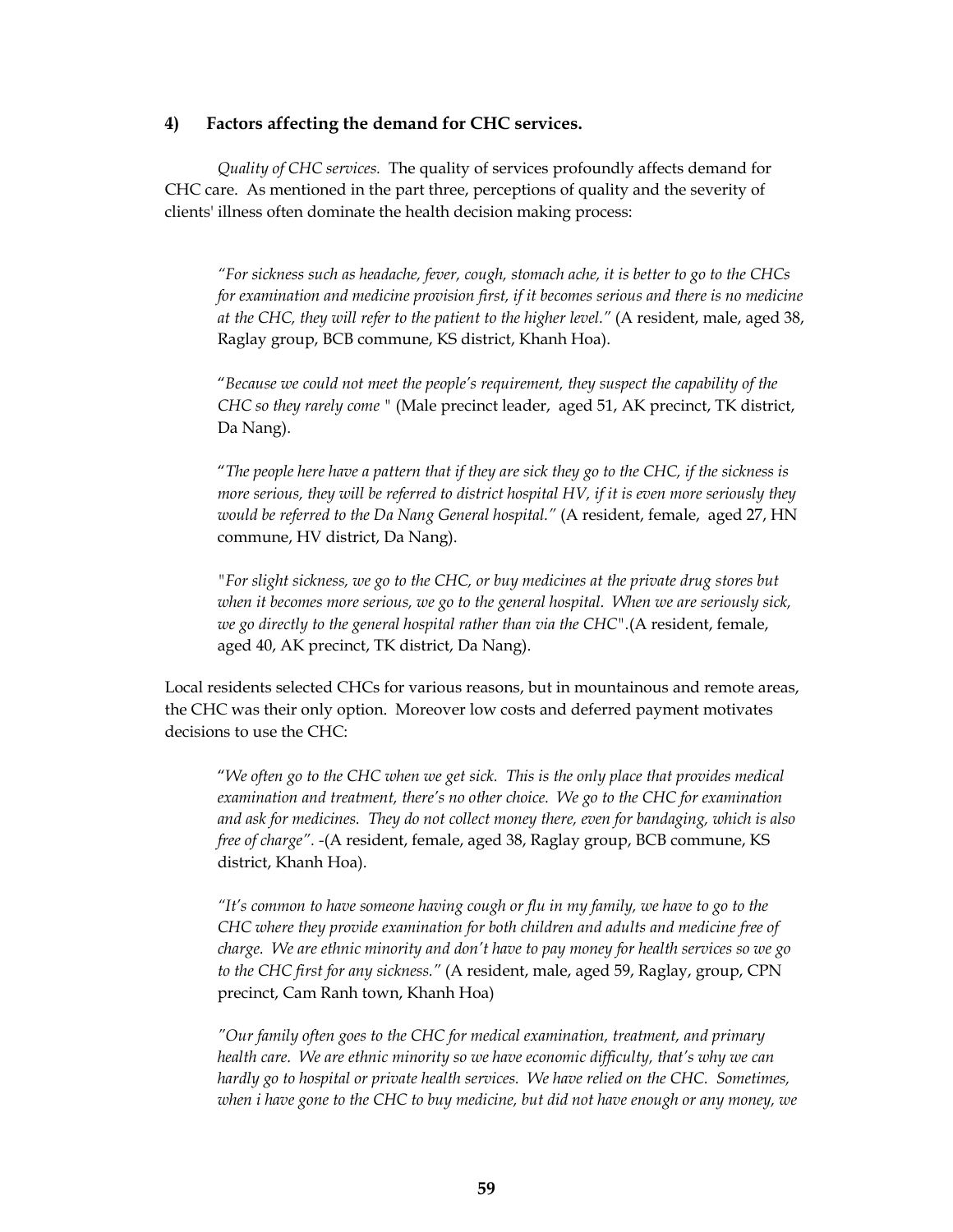### 4) Factors affecting the demand for CHC services.

*Quality of CHC services.* The quality of services profoundly affects demand for CHC care. As mentioned in the part three, perceptions of quality and the severity of clients' illness often dominate the health decision making process:

> *"For sickness such as headache, fever, cough, stomach ache, it is better to go to the CHCs for examination and medicine provision first, if it becomes serious and there is no medicine at the CHC, they will refer to the patient to the higher level."* (A resident, male, aged 38, Raglay group, BCB commune, KS district, Khanh Hoa).
>
> "*Because we could not meet the people's requirement, they suspect the capability of the CHC so they rarely come* " (Male precinct leader, aged 51, AK precinct, TK district, Da Nang).
>
> "*The people here have a pattern that if they are sick they go to the CHC, if the sickness is more serious, they will be referred to district hospital HV, if it is even more seriously they would be referred to the Da Nang General hospital."* (A resident, female, aged 27, HN commune, HV district, Da Nang).
>
> *"For slight sickness, we go to the CHC, or buy medicines at the private drug stores but when it becomes more serious, we go to the general hospital. When we are seriously sick, we go directly to the general hospital rather than via the CHC"*.(A resident, female, aged 40, AK precinct, TK district, Da Nang).

Local residents selected CHCs for various reasons, but in mountainous and remote areas, the CHC was their only option. Moreover low costs and deferred payment motivates decisions to use the CHC:

> "*We often go to the CHC when we get sick. This is the only place that provides medical examination and treatment, there's no other choice. We go to the CHC for examination and ask for medicines. They do not collect money there, even for bandaging, which is also free of charge"*. -(A resident, female, aged 38, Raglay group, BCB commune, KS district, Khanh Hoa).
>
> *"It's common to have someone having cough or flu in my family, we have to go to the CHC where they provide examination for both children and adults and medicine free of charge. We are ethnic minority and don't have to pay money for health services so we go to the CHC first for any sickness."* (A resident, male, aged 59, Raglay, group, CPN precinct, Cam Ranh town, Khanh Hoa)
>
> *"Our family often goes to the CHC for medical examination, treatment, and primary health care. We are ethnic minority so we have economic difficulty, that's why we can hardly go to hospital or private health services. We have relied on the CHC. Sometimes, when i have gone to the CHC to buy medicine, but did not have enough or any money, we*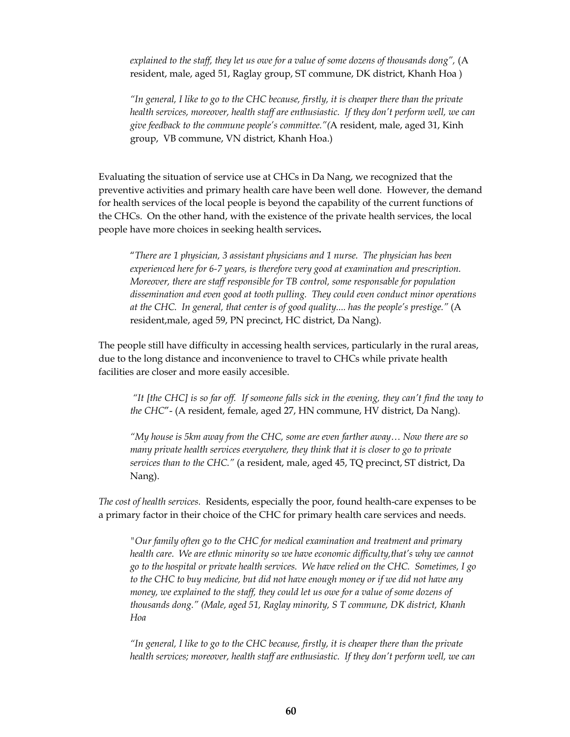> *explained to the staff, they let us owe for a value of some dozens of thousands dong",* (A resident, male, aged 51, Raglay group, ST commune, DK district, Khanh Hoa )
>
> *"In general, I like to go to the CHC because, firstly, it is cheaper there than the private health services, moreover, health staff are enthusiastic. If they don't perform well, we can give feedback to the commune people's committee."*(A resident, male, aged 31, Kinh group, VB commune, VN district, Khanh Hoa.)

Evaluating the situation of service use at CHCs in Da Nang, we recognized that the preventive activities and primary health care have been well done. However, the demand for health services of the local people is beyond the capability of the current functions of the CHCs. On the other hand, with the existence of the private health services, the local people have more choices in seeking health services**.**

> "*There are 1 physician, 3 assistant physicians and 1 nurse. The physician has been experienced here for 6-7 years, is therefore very good at examination and prescription. Moreover, there are staff responsible for TB control, some responsable for population dissemination and even good at tooth pulling. They could even conduct minor operations at the CHC. In general, that center is of good quality.... has the people's prestige."* (A resident,male, aged 59, PN precinct, HC district, Da Nang).

The people still have difficulty in accessing health services, particularly in the rural areas, due to the long distance and inconvenience to travel to CHCs while private health facilities are closer and more easily accesible.

> *"It [the CHC] is so far off. If someone falls sick in the evening, they can't find the way to the CHC*"- (A resident, female, aged 27, HN commune, HV district, Da Nang).
>
> *"My house is 5km away from the CHC, some are even farther away… Now there are so many private health services everywhere, they think that it is closer to go to private services than to the CHC."* (a resident, male, aged 45, TQ precinct, ST district, Da Nang).

*The cost of health services.* Residents, especially the poor, found health-care expenses to be a primary factor in their choice of the CHC for primary health care services and needs.

> *"Our family often go to the CHC for medical examination and treatment and primary health care. We are ethnic minority so we have economic difficulty,that's why we cannot go to the hospital or private health services. We have relied on the CHC. Sometimes, I go to the CHC to buy medicine, but did not have enough money or if we did not have any money, we explained to the staff, they could let us owe for a value of some dozens of thousands dong." (Male, aged 51, Raglay minority, S T commune, DK district, Khanh Hoa*
>
> *"In general, I like to go to the CHC because, firstly, it is cheaper there than the private health services; moreover, health staff are enthusiastic. If they don't perform well, we can*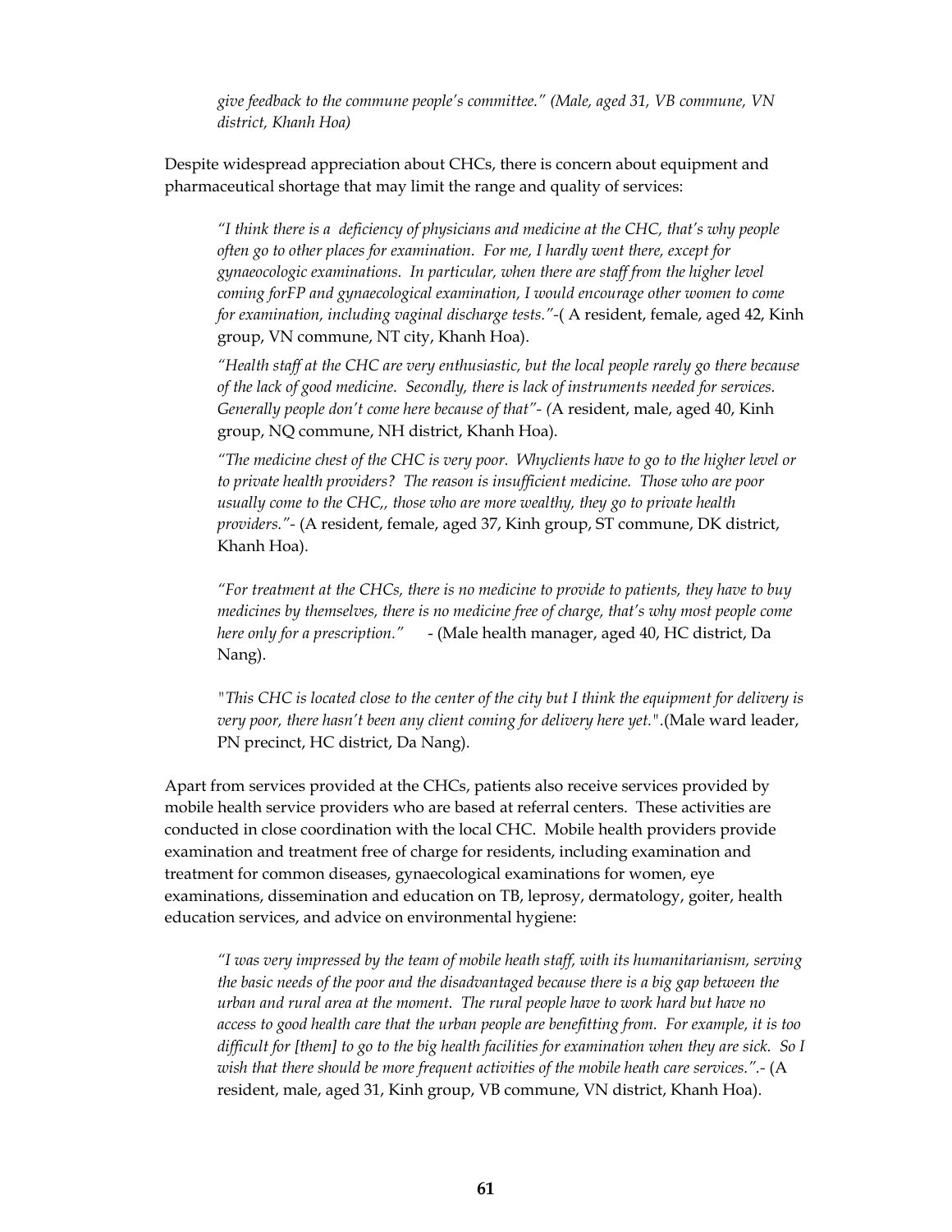*give feedback to the commune people's committee." (Male, aged 31, VB commune, VN district, Khanh Hoa)*

Despite widespread appreciation about CHCs, there is concern about equipment and pharmaceutical shortage that may limit the range and quality of services:

> *"I think there is a deficiency of physicians and medicine at the CHC, that's why people often go to other places for examination. For me, I hardly went there, except for gynaeocologic examinations. In particular, when there are staff from the higher level coming forFP and gynaecological examination, I would encourage other women to come for examination, including vaginal discharge tests."*-( A resident, female, aged 42, Kinh group, VN commune, NT city, Khanh Hoa).
>
> *"Health staff at the CHC are very enthusiastic, but the local people rarely go there because of the lack of good medicine. Secondly, there is lack of instruments needed for services. Generally people don't come here because of that"- (*A resident, male, aged 40, Kinh group, NQ commune, NH district, Khanh Hoa).
>
> *"The medicine chest of the CHC is very poor. Whyclients have to go to the higher level or to private health providers? The reason is insufficient medicine. Those who are poor usually come to the CHC,, those who are more wealthy, they go to private health providers."*- (A resident, female, aged 37, Kinh group, ST commune, DK district, Khanh Hoa).
>
> *"For treatment at the CHCs, there is no medicine to provide to patients, they have to buy medicines by themselves, there is no medicine free of charge, that's why most people come here only for a prescription."* - (Male health manager, aged 40, HC district, Da Nang).
>
> *"This CHC is located close to the center of the city but I think the equipment for delivery is very poor, there hasn't been any client coming for delivery here yet.".*(Male ward leader, PN precinct, HC district, Da Nang).

Apart from services provided at the CHCs, patients also receive services provided by mobile health service providers who are based at referral centers. These activities are conducted in close coordination with the local CHC. Mobile health providers provide examination and treatment free of charge for residents, including examination and treatment for common diseases, gynaecological examinations for women, eye examinations, dissemination and education on TB, leprosy, dermatology, goiter, health education services, and advice on environmental hygiene:

> *"I was very impressed by the team of mobile heath staff, with its humanitarianism, serving the basic needs of the poor and the disadvantaged because there is a big gap between the urban and rural area at the moment. The rural people have to work hard but have no access to good health care that the urban people are benefitting from. For example, it is too difficult for [them] to go to the big health facilities for examination when they are sick. So I wish that there should be more frequent activities of the mobile heath care services.".*- (A resident, male, aged 31, Kinh group, VB commune, VN district, Khanh Hoa).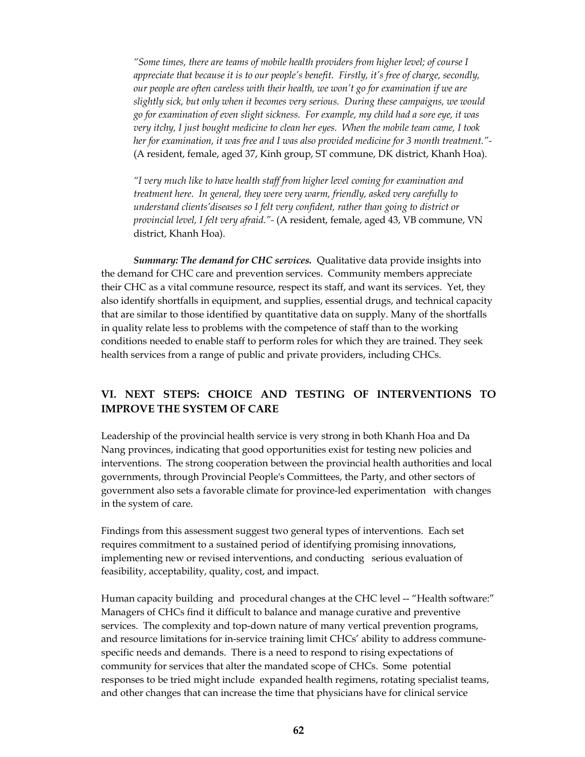*"Some times, there are teams of mobile health providers from higher level; of course I appreciate that because it is to our people's benefit. Firstly, it's free of charge, secondly, our people are often careless with their health, we won't go for examination if we are slightly sick, but only when it becomes very serious. During these campaigns, we would go for examination of even slight sickness. For example, my child had a sore eye, it was very itchy, I just bought medicine to clean her eyes. When the mobile team came, I took her for examination, it was free and I was also provided medicine for 3 month treatment."*- (A resident, female, aged 37, Kinh group, ST commune, DK district, Khanh Hoa).

*"I very much like to have health staff from higher level coming for examination and treatment here. In general, they were very warm, friendly, asked very carefully to understand clients'diseases so I felt very confident, rather than going to district or provincial level, I felt very afraid."*- (A resident, female, aged 43, VB commune, VN district, Khanh Hoa).

***Summary: The demand for CHC services.*** Qualitative data provide insights into the demand for CHC care and prevention services. Community members appreciate their CHC as a vital commune resource, respect its staff, and want its services. Yet, they also identify shortfalls in equipment, and supplies, essential drugs, and technical capacity that are similar to those identified by quantitative data on supply. Many of the shortfalls in quality relate less to problems with the competence of staff than to the working conditions needed to enable staff to perform roles for which they are trained. They seek health services from a range of public and private providers, including CHCs.

## VI. NEXT STEPS: CHOICE AND TESTING OF INTERVENTIONS TO IMPROVE THE SYSTEM OF CARE

Leadership of the provincial health service is very strong in both Khanh Hoa and Da Nang provinces, indicating that good opportunities exist for testing new policies and interventions. The strong cooperation between the provincial health authorities and local governments, through Provincial People's Committees, the Party, and other sectors of government also sets a favorable climate for province-led experimentation with changes in the system of care.

Findings from this assessment suggest two general types of interventions. Each set requires commitment to a sustained period of identifying promising innovations, implementing new or revised interventions, and conducting serious evaluation of feasibility, acceptability, quality, cost, and impact.

Human capacity building and procedural changes at the CHC level -- "Health software:" Managers of CHCs find it difficult to balance and manage curative and preventive services. The complexity and top-down nature of many vertical prevention programs, and resource limitations for in-service training limit CHCs' ability to address commune-specific needs and demands. There is a need to respond to rising expectations of community for services that alter the mandated scope of CHCs. Some potential responses to be tried might include expanded health regimens, rotating specialist teams, and other changes that can increase the time that physicians have for clinical service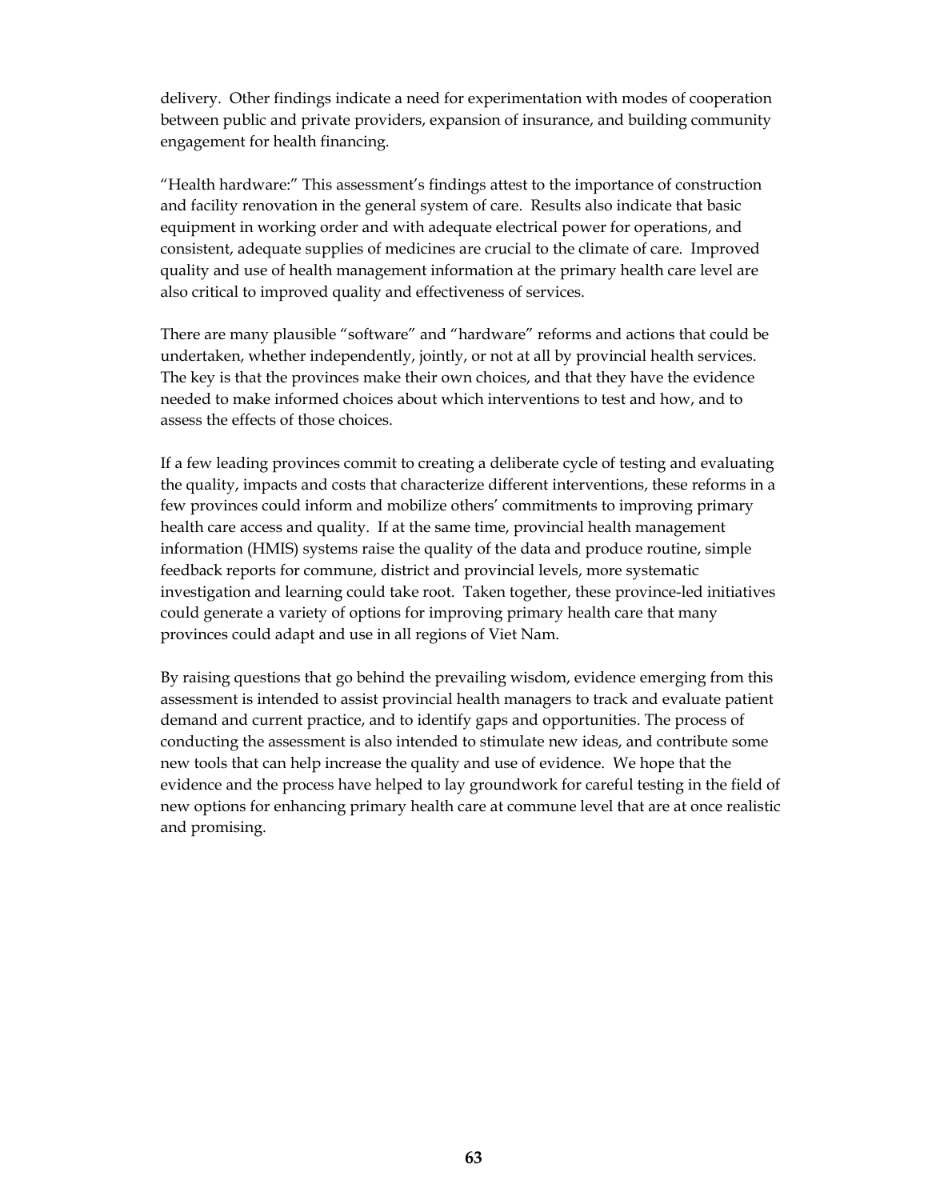delivery. Other findings indicate a need for experimentation with modes of cooperation between public and private providers, expansion of insurance, and building community engagement for health financing.

"Health hardware:" This assessment's findings attest to the importance of construction and facility renovation in the general system of care. Results also indicate that basic equipment in working order and with adequate electrical power for operations, and consistent, adequate supplies of medicines are crucial to the climate of care. Improved quality and use of health management information at the primary health care level are also critical to improved quality and effectiveness of services.

There are many plausible "software" and "hardware" reforms and actions that could be undertaken, whether independently, jointly, or not at all by provincial health services. The key is that the provinces make their own choices, and that they have the evidence needed to make informed choices about which interventions to test and how, and to assess the effects of those choices.

If a few leading provinces commit to creating a deliberate cycle of testing and evaluating the quality, impacts and costs that characterize different interventions, these reforms in a few provinces could inform and mobilize others' commitments to improving primary health care access and quality. If at the same time, provincial health management information (HMIS) systems raise the quality of the data and produce routine, simple feedback reports for commune, district and provincial levels, more systematic investigation and learning could take root. Taken together, these province-led initiatives could generate a variety of options for improving primary health care that many provinces could adapt and use in all regions of Viet Nam.

By raising questions that go behind the prevailing wisdom, evidence emerging from this assessment is intended to assist provincial health managers to track and evaluate patient demand and current practice, and to identify gaps and opportunities. The process of conducting the assessment is also intended to stimulate new ideas, and contribute some new tools that can help increase the quality and use of evidence. We hope that the evidence and the process have helped to lay groundwork for careful testing in the field of new options for enhancing primary health care at commune level that are at once realistic and promising.